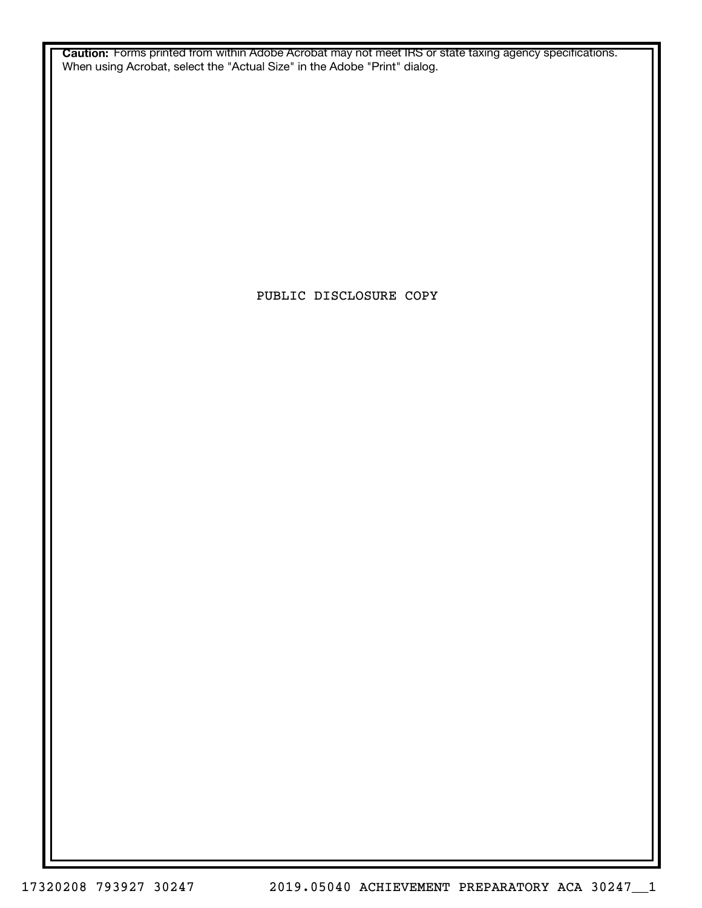**Caution:** Forms printed from within Adobe Acrobat may not meet IRS or state taxing agency specifications. When using Acrobat, select the "Actual Size" in the Adobe "Print" dialog.

PUBLIC DISCLOSURE COPY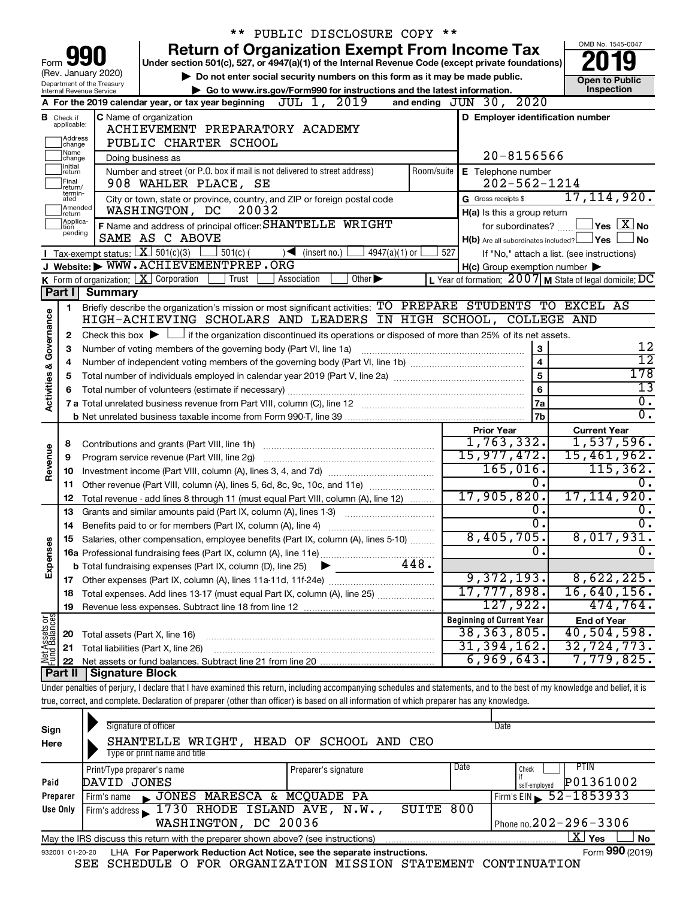\*\* PUBLIC DISCLOSURE COPY \*\*

# Form 990 — Return of Organization Exempt From Income Tax — 2019

Under section 501(c), 527, or 4947(a)(1) of the Internal Revenue Code (except private foundations)

(Rev. January 2020) Department of the Treasury Internal Revenue Service

▶ Do not enter social security numbers on this form as it may be made public.
▶ Go to www.irs.gov/Form990 for instructions and the latest information.

OMB No. 1545-0047 — Open to Public Inspection

**A** For the 2019 calendar year, or tax year beginning JUL 1, 2019 and ending JUN 30, 2020

**B** Check if applicable: Address change / Name change / Initial return / Final return/terminated / Amended return / Application pending

**C** Name of organization: ACHIEVEMENT PREPARATORY ACADEMY PUBLIC CHARTER SCHOOL

Doing business as

Number and street (or P.O. box if mail is not delivered to street address): 908 WAHLER PLACE, SE — Room/suite

City or town, state or province, country, and ZIP or foreign postal code: WASHINGTON, DC 20032

**D** Employer identification number: 20-8156566

**E** Telephone number: 202-562-1214

**G** Gross receipts $ 17,114,920.

**F** Name and address of principal officer: SHANTELLE WRIGHT, SAME AS C ABOVE

**H(a)** Is this a group return for subordinates? ☐ Yes ☒ No

**H(b)** Are all subordinates included? ☐ Yes ☐ No — If "No," attach a list. (see instructions)

**H(c)** Group exemption number ▶

**I** Tax-exempt status: ☒ 501(c)(3) ☐ 501(c) ( ) ◀ (insert no.) ☐ 4947(a)(1) or ☐ 527

**J** Website: ▶ WWW.ACHIEVEMENTPREP.ORG

**K** Form of organization: ☒ Corporation ☐ Trust ☐ Association ☐ Other ▶

**L** Year of formation: 2007 **M** State of legal domicile: DC

## Part I Summary

**Activities & Governance**

1. Briefly describe the organization's mission or most significant activities: TO PREPARE STUDENTS TO EXCEL AS HIGH-ACHIEVING SCHOLARS AND LEADERS IN HIGH SCHOOL, COLLEGE AND
2. Check this box ▶ ☐ if the organization discontinued its operations or disposed of more than 25% of its net assets.

| | | Line | |
|---|---|---|---|
| 3 | Number of voting members of the governing body (Part VI, line 1a) | 3 | 12 |
| 4 | Number of independent voting members of the governing body (Part VI, line 1b) | 4 | 12 |
| 5 | Total number of individuals employed in calendar year 2019 (Part V, line 2a) | 5 | 178 |
| 6 | Total number of volunteers (estimate if necessary) | 6 | 13 |
| 7a | Total unrelated business revenue from Part VIII, column (C), line 12 | 7a | 0. |
| b | Net unrelated business taxable income from Form 990-T, line 39 | 7b | 0. |

| | | Prior Year | Current Year |
|---|---|---|---|
| **Revenue** | | | |
| 8 | Contributions and grants (Part VIII, line 1h) | 1,763,332. | 1,537,596. |
| 9 | Program service revenue (Part VIII, line 2g) | 15,977,472. | 15,461,962. |
| 10 | Investment income (Part VIII, column (A), lines 3, 4, and 7d) | 165,016. | 115,362. |
| 11 | Other revenue (Part VIII, column (A), lines 5, 6d, 8c, 9c, 10c, and 11e) | 0. | 0. |
| 12 | Total revenue - add lines 8 through 11 (must equal Part VIII, column (A), line 12) | 17,905,820. | 17,114,920. |
| **Expenses** | | | |
| 13 | Grants and similar amounts paid (Part IX, column (A), lines 1-3) | 0. | 0. |
| 14 | Benefits paid to or for members (Part IX, column (A), line 4) | 0. | 0. |
| 15 | Salaries, other compensation, employee benefits (Part IX, column (A), lines 5-10) | 8,405,705. | 8,017,931. |
| 16a | Professional fundraising fees (Part IX, column (A), line 11e) | 0. | 0. |
| b | Total fundraising expenses (Part IX, column (D), line 25) ▶ 448. | | |
| 17 | Other expenses (Part IX, column (A), lines 11a-11d, 11f-24e) | 9,372,193. | 8,622,225. |
| 18 | Total expenses. Add lines 13-17 (must equal Part IX, column (A), line 25) | 17,777,898. | 16,640,156. |
| 19 | Revenue less expenses. Subtract line 18 from line 12 | 127,922. | 474,764. |

| **Net Assets or Fund Balances** | | Beginning of Current Year | End of Year |
|---|---|---|---|
| 20 | Total assets (Part X, line 16) | 38,363,805. | 40,504,598. |
| 21 | Total liabilities (Part X, line 26) | 31,394,162. | 32,724,773. |
| 22 | Net assets or fund balances. Subtract line 21 from line 20 | 6,969,643. | 7,779,825. |

## Part II Signature Block

Under penalties of perjury, I declare that I have examined this return, including accompanying schedules and statements, and to the best of my knowledge and belief, it is true, correct, and complete. Declaration of preparer (other than officer) is based on all information of which preparer has any knowledge.

**Sign Here**

Signature of officer — Date

SHANTELLE WRIGHT, HEAD OF SCHOOL AND CEO
Type or print name and title

**Paid Preparer Use Only**

| Print/Type preparer's name | Preparer's signature | Date | Check if self-employed | PTIN |
|---|---|---|---|---|
| DAVID JONES | | | ☐ | P01361002 |

Firm's name ▶ JONES MARESCA & MCQUADE PA — Firm's EIN ▶ 52-1853933

Firm's address ▶ 1730 RHODE ISLAND AVE, N.W., SUITE 800, WASHINGTON, DC 20036 — Phone no. 202-296-3306

May the IRS discuss this return with the preparer shown above? (see instructions) ☒ Yes ☐ No

932001 01-20-20 LHA For Paperwork Reduction Act Notice, see the separate instructions. Form **990** (2019)

SEE SCHEDULE O FOR ORGANIZATION MISSION STATEMENT CONTINUATION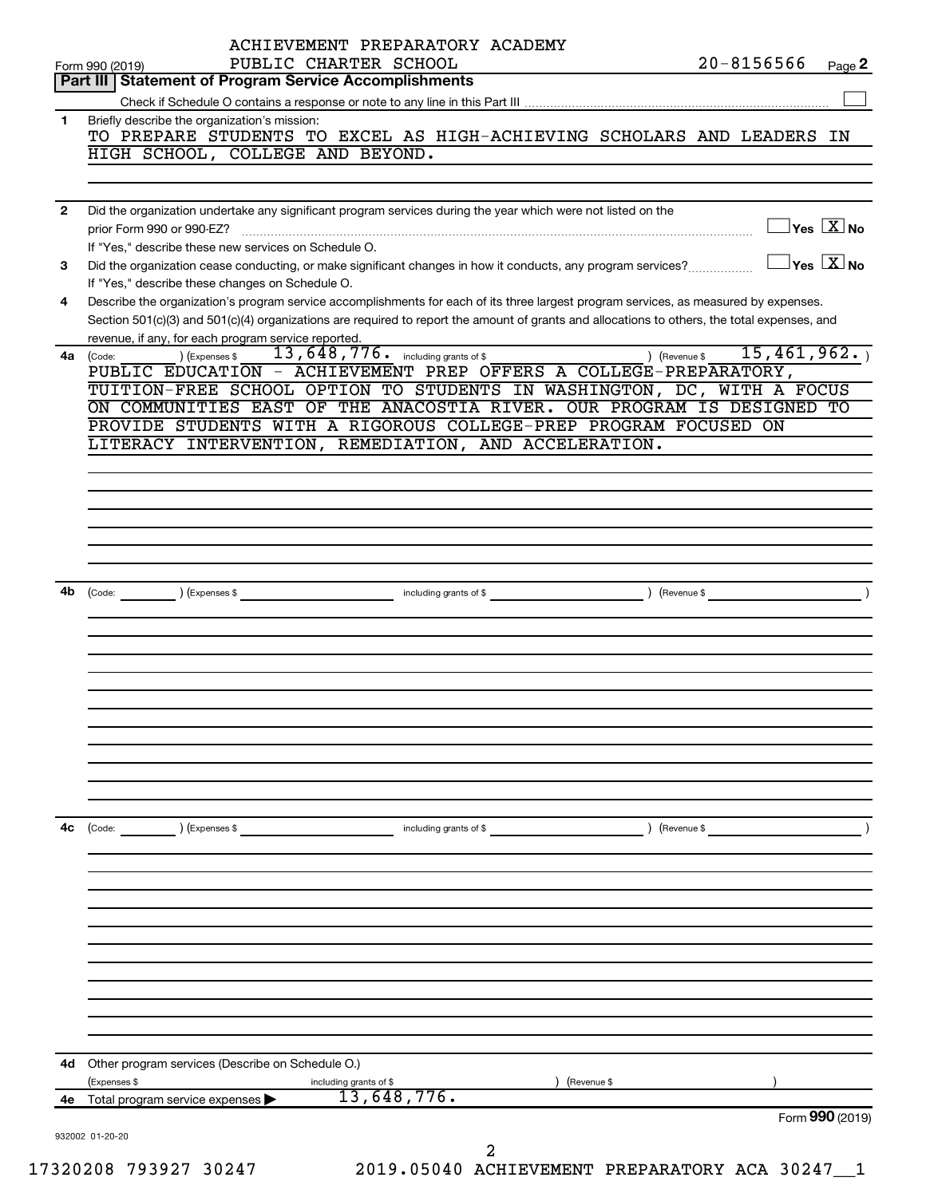ACHIEVEMENT PREPARATORY ACADEMY
PUBLIC CHARTER SCHOOL

Form 990 (2019) 20-8156566 Page 2

## Part III Statement of Program Service Accomplishments

Check if Schedule O contains a response or note to any line in this Part III ☐

**1** Briefly describe the organization's mission:

TO PREPARE STUDENTS TO EXCEL AS HIGH-ACHIEVING SCHOLARS AND LEADERS IN HIGH SCHOOL, COLLEGE AND BEYOND.

**2** Did the organization undertake any significant program services during the year which were not listed on the prior Form 990 or 990-EZ? ☐ Yes ☒ No

If "Yes," describe these new services on Schedule O.

**3** Did the organization cease conducting, or make significant changes in how it conducts, any program services? ☐ Yes ☒ No

If "Yes," describe these changes on Schedule O.

**4** Describe the organization's program service accomplishments for each of its three largest program services, as measured by expenses. Section 501(c)(3) and 501(c)(4) organizations are required to report the amount of grants and allocations to others, the total expenses, and revenue, if any, for each program service reported.

**4a** (Code: ) (Expenses $ 13,648,776. including grants of $ ) (Revenue $ 15,461,962. )

PUBLIC EDUCATION - ACHIEVEMENT PREP OFFERS A COLLEGE-PREPARATORY, TUITION-FREE SCHOOL OPTION TO STUDENTS IN WASHINGTON, DC, WITH A FOCUS ON COMMUNITIES EAST OF THE ANACOSTIA RIVER. OUR PROGRAM IS DESIGNED TO PROVIDE STUDENTS WITH A RIGOROUS COLLEGE-PREP PROGRAM FOCUSED ON LITERACY INTERVENTION, REMEDIATION, AND ACCELERATION.

**4b** (Code: ) (Expenses $ including grants of $ ) (Revenue $ )

**4c** (Code: ) (Expenses $ including grants of $ ) (Revenue $ )

**4d** Other program services (Describe on Schedule O.)

(Expenses $ including grants of $ ) (Revenue $ )

**4e** Total program service expenses ▶ 13,648,776.

Form **990** (2019)

932002 01-20-20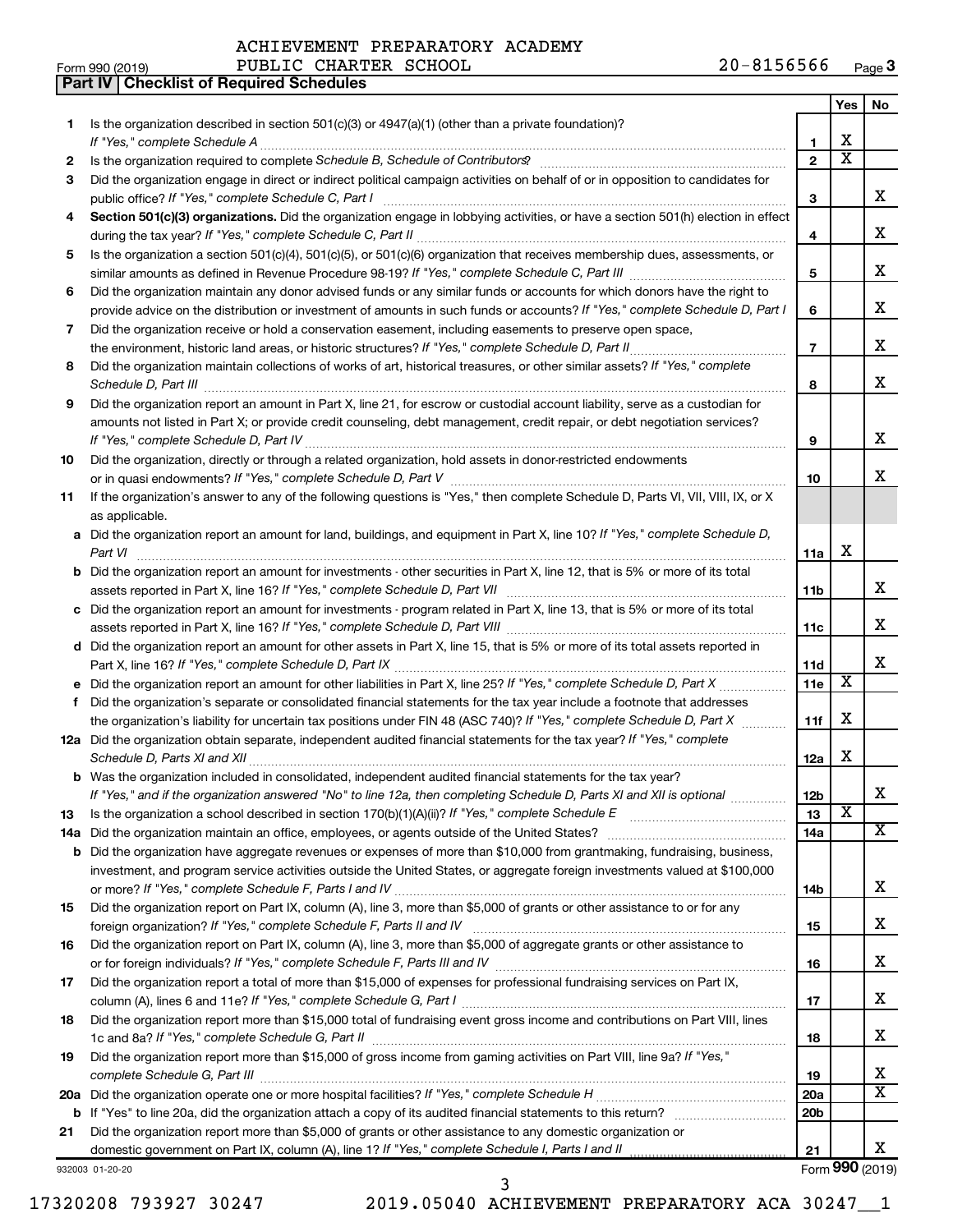ACHIEVEMENT PREPARATORY ACADEMY
Form 990 (2019) PUBLIC CHARTER SCHOOL 20-8156566 Page **3**

**Part IV | Checklist of Required Schedules**

| | | | Yes | No |
|---|---|---|---|---|
| **1** | Is the organization described in section 501(c)(3) or 4947(a)(1) (other than a private foundation)? *If "Yes," complete Schedule A* | **1** | X | |
| **2** | Is the organization required to complete *Schedule B, Schedule of Contributors*? | **2** | X | |
| **3** | Did the organization engage in direct or indirect political campaign activities on behalf of or in opposition to candidates for public office? *If "Yes," complete Schedule C, Part I* | **3** | | X |
| **4** | **Section 501(c)(3) organizations.** Did the organization engage in lobbying activities, or have a section 501(h) election in effect during the tax year? *If "Yes," complete Schedule C, Part II* | **4** | | X |
| **5** | Is the organization a section 501(c)(4), 501(c)(5), or 501(c)(6) organization that receives membership dues, assessments, or similar amounts as defined in Revenue Procedure 98-19? *If "Yes," complete Schedule C, Part III* | **5** | | X |
| **6** | Did the organization maintain any donor advised funds or any similar funds or accounts for which donors have the right to provide advice on the distribution or investment of amounts in such funds or accounts? *If "Yes," complete Schedule D, Part I* | **6** | | X |
| **7** | Did the organization receive or hold a conservation easement, including easements to preserve open space, the environment, historic land areas, or historic structures? *If "Yes," complete Schedule D, Part II* | **7** | | X |
| **8** | Did the organization maintain collections of works of art, historical treasures, or other similar assets? *If "Yes," complete Schedule D, Part III* | **8** | | X |
| **9** | Did the organization report an amount in Part X, line 21, for escrow or custodial account liability, serve as a custodian for amounts not listed in Part X; or provide credit counseling, debt management, credit repair, or debt negotiation services? *If "Yes," complete Schedule D, Part IV* | **9** | | X |
| **10** | Did the organization, directly or through a related organization, hold assets in donor-restricted endowments or in quasi endowments? *If "Yes," complete Schedule D, Part V* | **10** | | X |
| **11** | If the organization's answer to any of the following questions is "Yes," then complete Schedule D, Parts VI, VII, VIII, IX, or X as applicable. | | | |
| **a** | Did the organization report an amount for land, buildings, and equipment in Part X, line 10? *If "Yes," complete Schedule D, Part VI* | **11a** | X | |
| **b** | Did the organization report an amount for investments - other securities in Part X, line 12, that is 5% or more of its total assets reported in Part X, line 16? *If "Yes," complete Schedule D, Part VII* | **11b** | | X |
| **c** | Did the organization report an amount for investments - program related in Part X, line 13, that is 5% or more of its total assets reported in Part X, line 16? *If "Yes," complete Schedule D, Part VIII* | **11c** | | X |
| **d** | Did the organization report an amount for other assets in Part X, line 15, that is 5% or more of its total assets reported in Part X, line 16? *If "Yes," complete Schedule D, Part IX* | **11d** | | X |
| **e** | Did the organization report an amount for other liabilities in Part X, line 25? *If "Yes," complete Schedule D, Part X* | **11e** | X | |
| **f** | Did the organization's separate or consolidated financial statements for the tax year include a footnote that addresses the organization's liability for uncertain tax positions under FIN 48 (ASC 740)? *If "Yes," complete Schedule D, Part X* | **11f** | X | |
| **12a** | Did the organization obtain separate, independent audited financial statements for the tax year? *If "Yes," complete Schedule D, Parts XI and XII* | **12a** | X | |
| **b** | Was the organization included in consolidated, independent audited financial statements for the tax year? *If "Yes," and if the organization answered "No" to line 12a, then completing Schedule D, Parts XI and XII is optional* | **12b** | | X |
| **13** | Is the organization a school described in section 170(b)(1)(A)(ii)? *If "Yes," complete Schedule E* | **13** | X | |
| **14a** | Did the organization maintain an office, employees, or agents outside of the United States? | **14a** | | X |
| **b** | Did the organization have aggregate revenues or expenses of more than $10,000 from grantmaking, fundraising, business, investment, and program service activities outside the United States, or aggregate foreign investments valued at $100,000 or more? *If "Yes," complete Schedule F, Parts I and IV* | **14b** | | X |
| **15** | Did the organization report on Part IX, column (A), line 3, more than $5,000 of grants or other assistance to or for any foreign organization? *If "Yes," complete Schedule F, Parts II and IV* | **15** | | X |
| **16** | Did the organization report on Part IX, column (A), line 3, more than $5,000 of aggregate grants or other assistance to or for foreign individuals? *If "Yes," complete Schedule F, Parts III and IV* | **16** | | X |
| **17** | Did the organization report a total of more than $15,000 of expenses for professional fundraising services on Part IX, column (A), lines 6 and 11e? *If "Yes," complete Schedule G, Part I* | **17** | | X |
| **18** | Did the organization report more than $15,000 total of fundraising event gross income and contributions on Part VIII, lines 1c and 8a? *If "Yes," complete Schedule G, Part II* | **18** | | X |
| **19** | Did the organization report more than $15,000 of gross income from gaming activities on Part VIII, line 9a? *If "Yes," complete Schedule G, Part III* | **19** | | X |
| **20a** | Did the organization operate one or more hospital facilities? *If "Yes," complete Schedule H* | **20a** | | X |
| **b** | If "Yes" to line 20a, did the organization attach a copy of its audited financial statements to this return? | **20b** | | |
| **21** | Did the organization report more than $5,000 of grants or other assistance to any domestic organization or domestic government on Part IX, column (A), line 1? *If "Yes," complete Schedule I, Parts I and II* | **21** | | X |

932003 01-20-20 Form **990** (2019)

17320208 793927 30247 2019.05040 ACHIEVEMENT PREPARATORY ACA 30247__1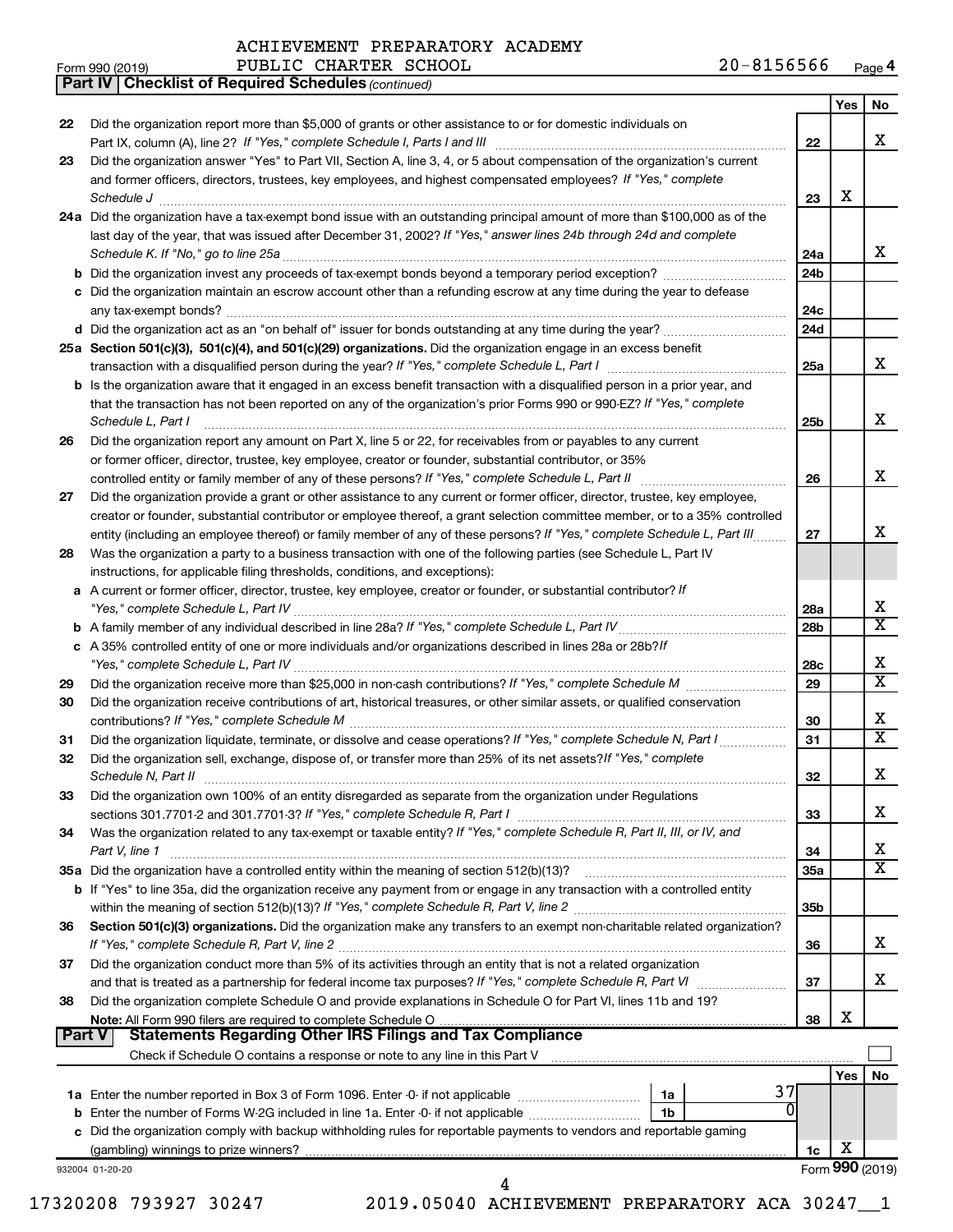ACHIEVEMENT PREPARATORY ACADEMY
Form 990 (2019) PUBLIC CHARTER SCHOOL 20-8156566 Page 4

**Part IV | Checklist of Required Schedules** *(continued)*

| | | | Yes | No |
|---|---|---|---|---|
| 22 | Did the organization report more than $5,000 of grants or other assistance to or for domestic individuals on Part IX, column (A), line 2? *If "Yes," complete Schedule I, Parts I and III* | 22 | | X |
| 23 | Did the organization answer "Yes" to Part VII, Section A, line 3, 4, or 5 about compensation of the organization's current and former officers, directors, trustees, key employees, and highest compensated employees? *If "Yes," complete Schedule J* | 23 | X | |
| 24a | Did the organization have a tax-exempt bond issue with an outstanding principal amount of more than $100,000 as of the last day of the year, that was issued after December 31, 2002? *If "Yes," answer lines 24b through 24d and complete Schedule K. If "No," go to line 25a* | 24a | | X |
| b | Did the organization invest any proceeds of tax-exempt bonds beyond a temporary period exception? | 24b | | |
| c | Did the organization maintain an escrow account other than a refunding escrow at any time during the year to defease any tax-exempt bonds? | 24c | | |
| d | Did the organization act as an "on behalf of" issuer for bonds outstanding at any time during the year? | 24d | | |
| 25a | **Section 501(c)(3), 501(c)(4), and 501(c)(29) organizations.** Did the organization engage in an excess benefit transaction with a disqualified person during the year? *If "Yes," complete Schedule L, Part I* | 25a | | X |
| b | Is the organization aware that it engaged in an excess benefit transaction with a disqualified person in a prior year, and that the transaction has not been reported on any of the organization's prior Forms 990 or 990-EZ? *If "Yes," complete Schedule L, Part I* | 25b | | X |
| 26 | Did the organization report any amount on Part X, line 5 or 22, for receivables from or payables to any current or former officer, director, trustee, key employee, creator or founder, substantial contributor, or 35% controlled entity or family member of any of these persons? *If "Yes," complete Schedule L, Part II* | 26 | | X |
| 27 | Did the organization provide a grant or other assistance to any current or former officer, director, trustee, key employee, creator or founder, substantial contributor or employee thereof, a grant selection committee member, or to a 35% controlled entity (including an employee thereof) or family member of any of these persons? *If "Yes," complete Schedule L, Part III* | 27 | | X |
| 28 | Was the organization a party to a business transaction with one of the following parties (see Schedule L, Part IV instructions, for applicable filing thresholds, conditions, and exceptions): | | | |
| a | A current or former officer, director, trustee, key employee, creator or founder, or substantial contributor? *If "Yes," complete Schedule L, Part IV* | 28a | | X |
| b | A family member of any individual described in line 28a? *If "Yes," complete Schedule L, Part IV* | 28b | | X |
| c | A 35% controlled entity of one or more individuals and/or organizations described in lines 28a or 28b? *If "Yes," complete Schedule L, Part IV* | 28c | | X |
| 29 | Did the organization receive more than $25,000 in non-cash contributions? *If "Yes," complete Schedule M* | 29 | | X |
| 30 | Did the organization receive contributions of art, historical treasures, or other similar assets, or qualified conservation contributions? *If "Yes," complete Schedule M* | 30 | | X |
| 31 | Did the organization liquidate, terminate, or dissolve and cease operations? *If "Yes," complete Schedule N, Part I* | 31 | | X |
| 32 | Did the organization sell, exchange, dispose of, or transfer more than 25% of its net assets? *If "Yes," complete Schedule N, Part II* | 32 | | X |
| 33 | Did the organization own 100% of an entity disregarded as separate from the organization under Regulations sections 301.7701-2 and 301.7701-3? *If "Yes," complete Schedule R, Part I* | 33 | | X |
| 34 | Was the organization related to any tax-exempt or taxable entity? *If "Yes," complete Schedule R, Part II, III, or IV, and Part V, line 1* | 34 | | X |
| 35a | Did the organization have a controlled entity within the meaning of section 512(b)(13)? | 35a | | X |
| b | If "Yes" to line 35a, did the organization receive any payment from or engage in any transaction with a controlled entity within the meaning of section 512(b)(13)? *If "Yes," complete Schedule R, Part V, line 2* | 35b | | |
| 36 | **Section 501(c)(3) organizations.** Did the organization make any transfers to an exempt non-charitable related organization? *If "Yes," complete Schedule R, Part V, line 2* | 36 | | X |
| 37 | Did the organization conduct more than 5% of its activities through an entity that is not a related organization and that is treated as a partnership for federal income tax purposes? *If "Yes," complete Schedule R, Part VI* | 37 | | X |
| 38 | Did the organization complete Schedule O and provide explanations in Schedule O for Part VI, lines 11b and 19? **Note:** All Form 990 filers are required to complete Schedule O | 38 | X | |

**Part V | Statements Regarding Other IRS Filings and Tax Compliance**

Check if Schedule O contains a response or note to any line in this Part V ☐

| | | | | Yes | No |
|---|---|---|---|---|---|
| 1a | Enter the number reported in Box 3 of Form 1096. Enter -0- if not applicable | 1a | 37 | | |
| b | Enter the number of Forms W-2G included in line 1a. Enter -0- if not applicable | 1b | 0 | | |
| c | Did the organization comply with backup withholding rules for reportable payments to vendors and reportable gaming (gambling) winnings to prize winners? | 1c | | X | |

932004 01-20-20 Form **990** (2019)

17320208 793927 30247 2019.05040 ACHIEVEMENT PREPARATORY ACA 30247__1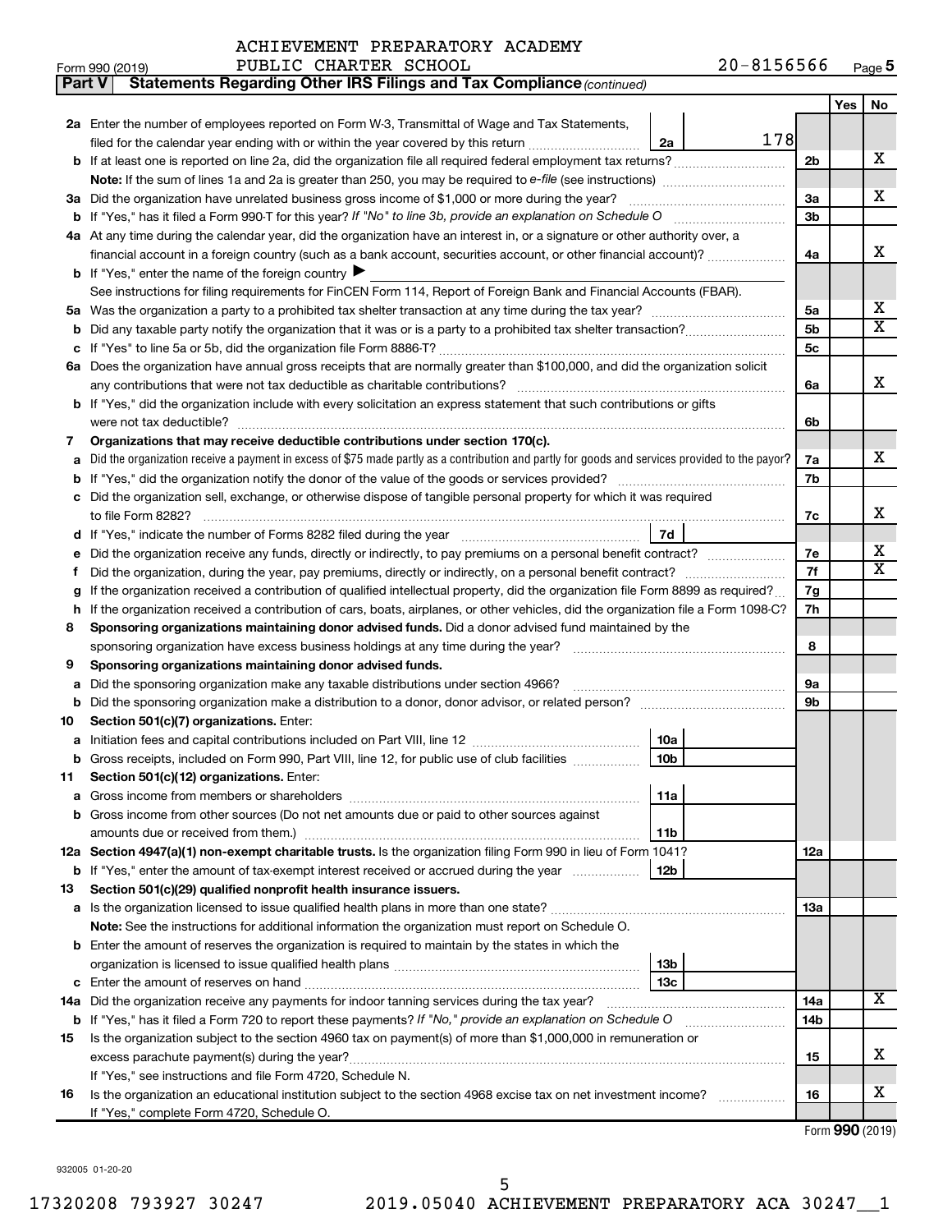ACHIEVEMENT PREPARATORY ACADEMY
Form 990 (2019) PUBLIC CHARTER SCHOOL 20-8156566 Page 5

**Part V Statements Regarding Other IRS Filings and Tax Compliance** *(continued)*

| | | | | Yes | No |
|---|---|---|---|---|---|
| **2a** | Enter the number of employees reported on Form W-3, Transmittal of Wage and Tax Statements, filed for the calendar year ending with or within the year covered by this return | 2a 178 | | | |
| **b** | If at least one is reported on line 2a, did the organization file all required federal employment tax returns? | | 2b | | X |
| | **Note:** If the sum of lines 1a and 2a is greater than 250, you may be required to *e-file* (see instructions) | | | | |
| **3a** | Did the organization have unrelated business gross income of $1,000 or more during the year? | | 3a | | X |
| **b** | If "Yes," has it filed a Form 990-T for this year? *If "No" to line 3b, provide an explanation on Schedule O* | | 3b | | |
| **4a** | At any time during the calendar year, did the organization have an interest in, or a signature or other authority over, a financial account in a foreign country (such as a bank account, securities account, or other financial account)? | | 4a | | X |
| **b** | If "Yes," enter the name of the foreign country ▶ | | | | |
| | See instructions for filing requirements for FinCEN Form 114, Report of Foreign Bank and Financial Accounts (FBAR). | | | | |
| **5a** | Was the organization a party to a prohibited tax shelter transaction at any time during the tax year? | | 5a | | X |
| **b** | Did any taxable party notify the organization that it was or is a party to a prohibited tax shelter transaction? | | 5b | | X |
| **c** | If "Yes" to line 5a or 5b, did the organization file Form 8886-T? | | 5c | | |
| **6a** | Does the organization have annual gross receipts that are normally greater than $100,000, and did the organization solicit any contributions that were not tax deductible as charitable contributions? | | 6a | | X |
| **b** | If "Yes," did the organization include with every solicitation an express statement that such contributions or gifts were not tax deductible? | | 6b | | |
| **7** | **Organizations that may receive deductible contributions under section 170(c).** | | | | |
| **a** | Did the organization receive a payment in excess of $75 made partly as a contribution and partly for goods and services provided to the payor? | | 7a | | X |
| **b** | If "Yes," did the organization notify the donor of the value of the goods or services provided? | | 7b | | |
| **c** | Did the organization sell, exchange, or otherwise dispose of tangible personal property for which it was required to file Form 8282? | | 7c | | X |
| **d** | If "Yes," indicate the number of Forms 8282 filed during the year | 7d | | | |
| **e** | Did the organization receive any funds, directly or indirectly, to pay premiums on a personal benefit contract? | | 7e | | X |
| **f** | Did the organization, during the year, pay premiums, directly or indirectly, on a personal benefit contract? | | 7f | | X |
| **g** | If the organization received a contribution of qualified intellectual property, did the organization file Form 8899 as required? | | 7g | | |
| **h** | If the organization received a contribution of cars, boats, airplanes, or other vehicles, did the organization file a Form 1098-C? | | 7h | | |
| **8** | **Sponsoring organizations maintaining donor advised funds.** Did a donor advised fund maintained by the sponsoring organization have excess business holdings at any time during the year? | | 8 | | |
| **9** | **Sponsoring organizations maintaining donor advised funds.** | | | | |
| **a** | Did the sponsoring organization make any taxable distributions under section 4966? | | 9a | | |
| **b** | Did the sponsoring organization make a distribution to a donor, donor advisor, or related person? | | 9b | | |
| **10** | **Section 501(c)(7) organizations.** Enter: | | | | |
| **a** | Initiation fees and capital contributions included on Part VIII, line 12 | 10a | | | |
| **b** | Gross receipts, included on Form 990, Part VIII, line 12, for public use of club facilities | 10b | | | |
| **11** | **Section 501(c)(12) organizations.** Enter: | | | | |
| **a** | Gross income from members or shareholders | 11a | | | |
| **b** | Gross income from other sources (Do not net amounts due or paid to other sources against amounts due or received from them.) | 11b | | | |
| **12a** | **Section 4947(a)(1) non-exempt charitable trusts.** Is the organization filing Form 990 in lieu of Form 1041? | | 12a | | |
| **b** | If "Yes," enter the amount of tax-exempt interest received or accrued during the year | 12b | | | |
| **13** | **Section 501(c)(29) qualified nonprofit health insurance issuers.** | | | | |
| **a** | Is the organization licensed to issue qualified health plans in more than one state? | | 13a | | |
| | **Note:** See the instructions for additional information the organization must report on Schedule O. | | | | |
| **b** | Enter the amount of reserves the organization is required to maintain by the states in which the organization is licensed to issue qualified health plans | 13b | | | |
| **c** | Enter the amount of reserves on hand | 13c | | | |
| **14a** | Did the organization receive any payments for indoor tanning services during the tax year? | | 14a | | X |
| **b** | If "Yes," has it filed a Form 720 to report these payments? *If "No," provide an explanation on Schedule O* | | 14b | | |
| **15** | Is the organization subject to the section 4960 tax on payment(s) of more than $1,000,000 in remuneration or excess parachute payment(s) during the year? | | 15 | | X |
| | If "Yes," see instructions and file Form 4720, Schedule N. | | | | |
| **16** | Is the organization an educational institution subject to the section 4968 excise tax on net investment income? | | 16 | | X |
| | If "Yes," complete Form 4720, Schedule O. | | | | |

Form **990** (2019)

932005 01-20-20

17320208 793927 30247 2019.05040 ACHIEVEMENT PREPARATORY ACA 30247__1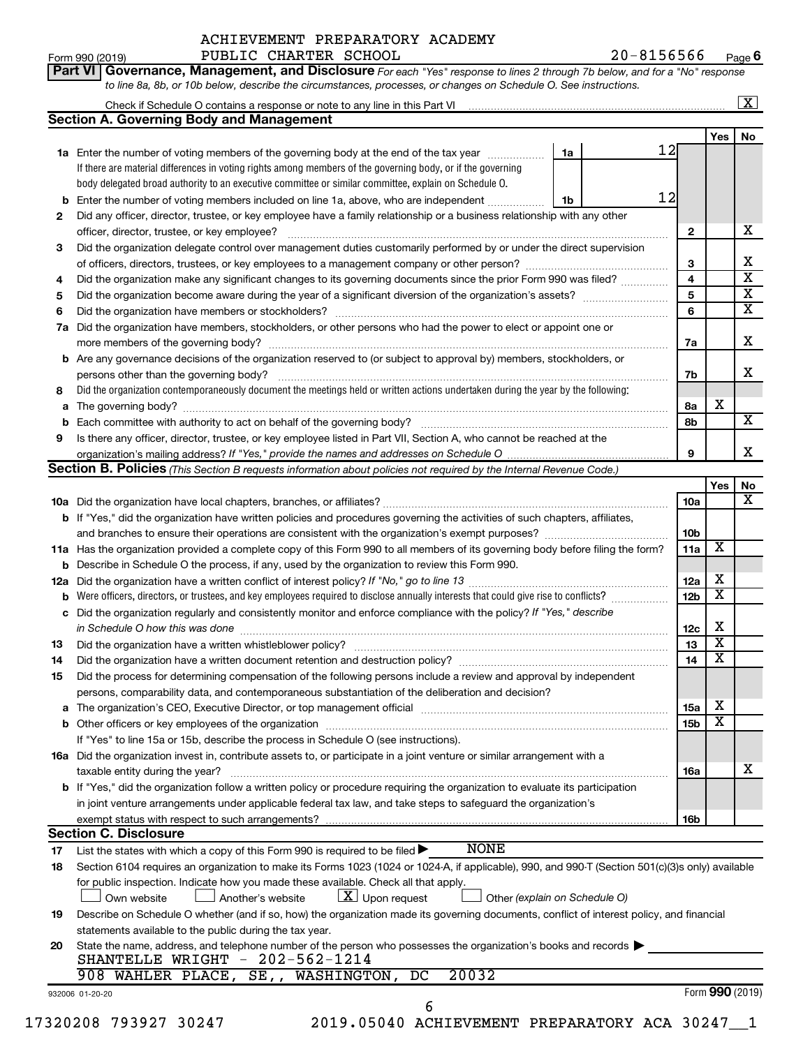ACHIEVEMENT PREPARATORY ACADEMY

Form 990 (2019) PUBLIC CHARTER SCHOOL 20-8156566 Page 6

**Part VI Governance, Management, and Disclosure** *For each "Yes" response to lines 2 through 7b below, and for a "No" response to line 8a, 8b, or 10b below, describe the circumstances, processes, or changes on Schedule O. See instructions.*

Check if Schedule O contains a response or note to any line in this Part VI ..... [X]

**Section A. Governing Body and Management**

| | | | | Yes | No |
|---|---|---|---|---|---|
| **1a** | Enter the number of voting members of the governing body at the end of the tax year ..... **1a** 12 If there are material differences in voting rights among members of the governing body, or if the governing body delegated broad authority to an executive committee or similar committee, explain on Schedule O. | | | | |
| **b** | Enter the number of voting members included on line 1a, above, who are independent ..... **1b** 12 | | | | |
| **2** | Did any officer, director, trustee, or key employee have a family relationship or a business relationship with any other officer, director, trustee, or key employee? | **2** | | | X |
| **3** | Did the organization delegate control over management duties customarily performed by or under the direct supervision of officers, directors, trustees, or key employees to a management company or other person? | **3** | | | X |
| **4** | Did the organization make any significant changes to its governing documents since the prior Form 990 was filed? | **4** | | | X |
| **5** | Did the organization become aware during the year of a significant diversion of the organization's assets? | **5** | | | X |
| **6** | Did the organization have members or stockholders? | **6** | | | X |
| **7a** | Did the organization have members, stockholders, or other persons who had the power to elect or appoint one or more members of the governing body? | **7a** | | | X |
| **b** | Are any governance decisions of the organization reserved to (or subject to approval by) members, stockholders, or persons other than the governing body? | **7b** | | | X |
| **8** | Did the organization contemporaneously document the meetings held or written actions undertaken during the year by the following: | | | | |
| **a** | The governing body? | **8a** | | X | |
| **b** | Each committee with authority to act on behalf of the governing body? | **8b** | | | X |
| **9** | Is there any officer, director, trustee, or key employee listed in Part VII, Section A, who cannot be reached at the organization's mailing address? *If "Yes," provide the names and addresses on Schedule O* | **9** | | | X |

**Section B. Policies** *(This Section B requests information about policies not required by the Internal Revenue Code.)*

| | | | Yes | No |
|---|---|---|---|---|
| **10a** | Did the organization have local chapters, branches, or affiliates? | **10a** | | X |
| **b** | If "Yes," did the organization have written policies and procedures governing the activities of such chapters, affiliates, and branches to ensure their operations are consistent with the organization's exempt purposes? | **10b** | | |
| **11a** | Has the organization provided a complete copy of this Form 990 to all members of its governing body before filing the form? | **11a** | X | |
| **b** | Describe in Schedule O the process, if any, used by the organization to review this Form 990. | | | |
| **12a** | Did the organization have a written conflict of interest policy? *If "No," go to line 13* | **12a** | X | |
| **b** | Were officers, directors, or trustees, and key employees required to disclose annually interests that could give rise to conflicts? | **12b** | X | |
| **c** | Did the organization regularly and consistently monitor and enforce compliance with the policy? *If "Yes," describe in Schedule O how this was done* | **12c** | X | |
| **13** | Did the organization have a written whistleblower policy? | **13** | X | |
| **14** | Did the organization have a written document retention and destruction policy? | **14** | X | |
| **15** | Did the process for determining compensation of the following persons include a review and approval by independent persons, comparability data, and contemporaneous substantiation of the deliberation and decision? | | | |
| **a** | The organization's CEO, Executive Director, or top management official | **15a** | X | |
| **b** | Other officers or key employees of the organization | **15b** | X | |
| | If "Yes" to line 15a or 15b, describe the process in Schedule O (see instructions). | | | |
| **16a** | Did the organization invest in, contribute assets to, or participate in a joint venture or similar arrangement with a taxable entity during the year? | **16a** | | X |
| **b** | If "Yes," did the organization follow a written policy or procedure requiring the organization to evaluate its participation in joint venture arrangements under applicable federal tax law, and take steps to safeguard the organization's exempt status with respect to such arrangements? | **16b** | | |

**Section C. Disclosure**

**17** List the states with which a copy of this Form 990 is required to be filed ▶ NONE

**18** Section 6104 requires an organization to make its Forms 1023 (1024 or 1024-A, if applicable), 990, and 990-T (Section 501(c)(3)s only) available for public inspection. Indicate how you made these available. Check all that apply.

[ ] Own website [ ] Another's website [X] Upon request [ ] Other *(explain on Schedule O)*

**19** Describe on Schedule O whether (and if so, how) the organization made its governing documents, conflict of interest policy, and financial statements available to the public during the tax year.

**20** State the name, address, and telephone number of the person who possesses the organization's books and records ▶

SHANTELLE WRIGHT - 202-562-1214

908 WAHLER PLACE, SE,, WASHINGTON, DC 20032

932006 01-20-20 Form **990** (2019)

17320208 793927 30247 2019.05040 ACHIEVEMENT PREPARATORY ACA 30247__1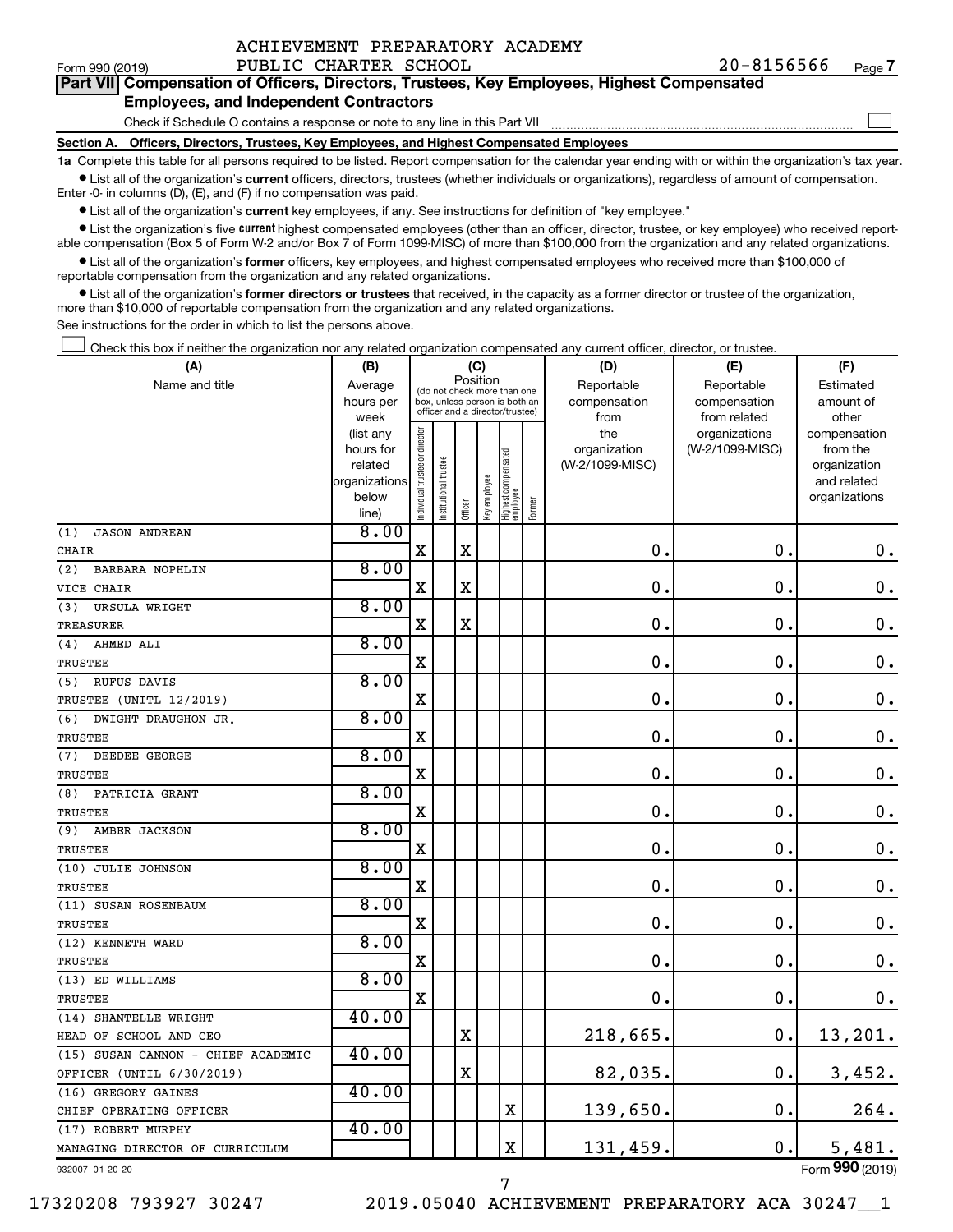ACHIEVEMENT PREPARATORY ACADEMY
PUBLIC CHARTER SCHOOL

Form 990 (2019) 20-8156566 Page 7

## Part VII Compensation of Officers, Directors, Trustees, Key Employees, Highest Compensated Employees, and Independent Contractors

Check if Schedule O contains a response or note to any line in this Part VII ☐

### Section A. Officers, Directors, Trustees, Key Employees, and Highest Compensated Employees

**1a** Complete this table for all persons required to be listed. Report compensation for the calendar year ending with or within the organization's tax year.

- List all of the organization's **current** officers, directors, trustees (whether individuals or organizations), regardless of amount of compensation. Enter -0- in columns (D), (E), and (F) if no compensation was paid.
- List all of the organization's **current** key employees, if any. See instructions for definition of "key employee."
- List the organization's five **current** highest compensated employees (other than an officer, director, trustee, or key employee) who received reportable compensation (Box 5 of Form W-2 and/or Box 7 of Form 1099-MISC) of more than $100,000 from the organization and any related organizations.
- List all of the organization's **former** officers, key employees, and highest compensated employees who received more than $100,000 of reportable compensation from the organization and any related organizations.
- List all of the organization's **former directors or trustees** that received, in the capacity as a former director or trustee of the organization, more than $10,000 of reportable compensation from the organization and any related organizations.

See instructions for the order in which to list the persons above.

☐ Check this box if neither the organization nor any related organization compensated any current officer, director, or trustee.

| (A) Name and title | (B) Average hours per week (list any hours for related organizations below line) | (C) Position: Individual trustee or director | Institutional trustee | Officer | Key employee | Highest compensated employee | Former | (D) Reportable compensation from the organization (W-2/1099-MISC) | (E) Reportable compensation from related organizations (W-2/1099-MISC) | (F) Estimated amount of other compensation from the organization and related organizations |
|---|---|---|---|---|---|---|---|---|---|---|
| (1) JASON ANDREAN<br>CHAIR | 8.00 | X | | X | | | | 0. | 0. | 0. |
| (2) BARBARA NOPHLIN<br>VICE CHAIR | 8.00 | X | | X | | | | 0. | 0. | 0. |
| (3) URSULA WRIGHT<br>TREASURER | 8.00 | X | | X | | | | 0. | 0. | 0. |
| (4) AHMED ALI<br>TRUSTEE | 8.00 | X | | | | | | 0. | 0. | 0. |
| (5) RUFUS DAVIS<br>TRUSTEE (UNITL 12/2019) | 8.00 | X | | | | | | 0. | 0. | 0. |
| (6) DWIGHT DRAUGHON JR.<br>TRUSTEE | 8.00 | X | | | | | | 0. | 0. | 0. |
| (7) DEEDEE GEORGE<br>TRUSTEE | 8.00 | X | | | | | | 0. | 0. | 0. |
| (8) PATRICIA GRANT<br>TRUSTEE | 8.00 | X | | | | | | 0. | 0. | 0. |
| (9) AMBER JACKSON<br>TRUSTEE | 8.00 | X | | | | | | 0. | 0. | 0. |
| (10) JULIE JOHNSON<br>TRUSTEE | 8.00 | X | | | | | | 0. | 0. | 0. |
| (11) SUSAN ROSENBAUM<br>TRUSTEE | 8.00 | X | | | | | | 0. | 0. | 0. |
| (12) KENNETH WARD<br>TRUSTEE | 8.00 | X | | | | | | 0. | 0. | 0. |
| (13) ED WILLIAMS<br>TRUSTEE | 8.00 | X | | | | | | 0. | 0. | 0. |
| (14) SHANTELLE WRIGHT<br>HEAD OF SCHOOL AND CEO | 40.00 | | | X | | | | 218,665. | 0. | 13,201. |
| (15) SUSAN CANNON - CHIEF ACADEMIC OFFICER (UNTIL 6/30/2019) | 40.00 | | | X | | | | 82,035. | 0. | 3,452. |
| (16) GREGORY GAINES<br>CHIEF OPERATING OFFICER | 40.00 | | | | | X | | 139,650. | 0. | 264. |
| (17) ROBERT MURPHY<br>MANAGING DIRECTOR OF CURRICULUM | 40.00 | | | | | X | | 131,459. | 0. | 5,481. |

932007 01-20-20 Form **990** (2019)

17320208 793927 30247 2019.05040 ACHIEVEMENT PREPARATORY ACA 30247__1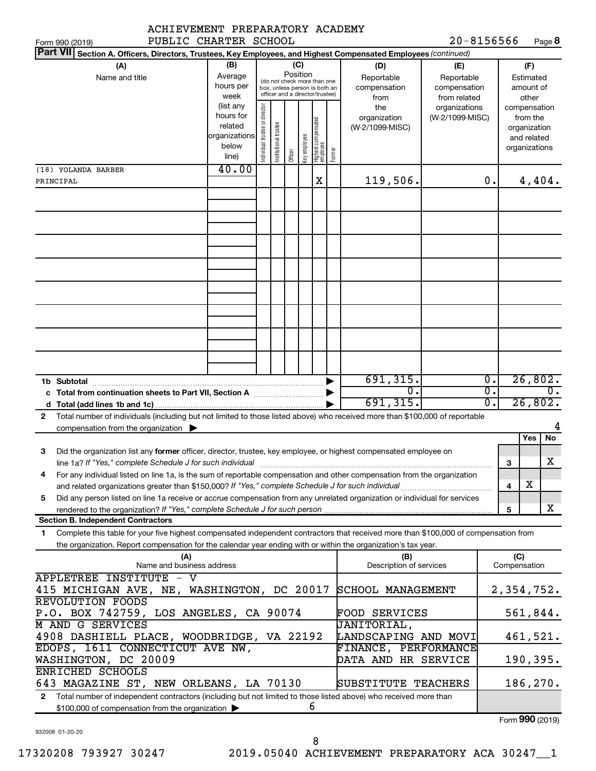ACHIEVEMENT PREPARATORY ACADEMY PUBLIC CHARTER SCHOOL 20-8156566

Form 990 (2019) Page 8

**Part VII Section A. Officers, Directors, Trustees, Key Employees, and Highest Compensated Employees** *(continued)*

| (A) Name and title | (B) Average hours per week (list any hours for related organizations below line) | (C) Position: Individual trustee or director | Institutional trustee | Officer | Key employee | Highest compensated employee | Former | (D) Reportable compensation from the organization (W-2/1099-MISC) | (E) Reportable compensation from related organizations (W-2/1099-MISC) | (F) Estimated amount of other compensation from the organization and related organizations |
|---|---|---|---|---|---|---|---|---|---|---|
| (18) YOLANDA BARBER<br>PRINCIPAL | 40.00 | | | | | X | | 119,506. | 0. | 4,404. |
| 1b Subtotal | | | | | | | | 691,315. | 0. | 26,802. |
| c Total from continuation sheets to Part VII, Section A | | | | | | | | 0. | 0. | 0. |
| d Total (add lines 1b and 1c) | | | | | | | | 691,315. | 0. | 26,802. |

2 Total number of individuals (including but not limited to those listed above) who received more than $100,000 of reportable compensation from the organization ▶ 4

| | | Yes | No |
|---|---|---|---|
| 3 Did the organization list any **former** officer, director, trustee, key employee, or highest compensated employee on line 1a? *If "Yes," complete Schedule J for such individual* | 3 | | X |
| 4 For any individual listed on line 1a, is the sum of reportable compensation and other compensation from the organization and related organizations greater than $150,000? *If "Yes," complete Schedule J for such individual* | 4 | X | |
| 5 Did any person listed on line 1a receive or accrue compensation from any unrelated organization or individual for services rendered to the organization? *If "Yes," complete Schedule J for such person* | 5 | | X |

**Section B. Independent Contractors**

1 Complete this table for your five highest compensated independent contractors that received more than $100,000 of compensation from the organization. Report compensation for the calendar year ending with or within the organization's tax year.

| (A) Name and business address | (B) Description of services | (C) Compensation |
|---|---|---|
| APPLETREE INSTITUTE - V<br>415 MICHIGAN AVE, NE, WASHINGTON, DC 20017 | SCHOOL MANAGEMENT | 2,354,752. |
| REVOLUTION FOODS<br>P.O. BOX 742759, LOS ANGELES, CA 90074 | FOOD SERVICES | 561,844. |
| M AND G SERVICES<br>4908 DASHIELL PLACE, WOODBRIDGE, VA 22192 | JANITORIAL, LANDSCAPING AND MOVI | 461,521. |
| EDOPS, 1611 CONNECTICUT AVE NW,<br>WASHINGTON, DC 20009 | FINANCE, PERFORMANCE DATA AND HR SERVICE | 190,395. |
| ENRICHED SCHOOLS<br>643 MAGAZINE ST, NEW ORLEANS, LA 70130 | SUBSTITUTE TEACHERS | 186,270. |

2 Total number of independent contractors (including but not limited to those listed above) who received more than $100,000 of compensation from the organization ▶ 6

Form **990** (2019)

932008 01-20-20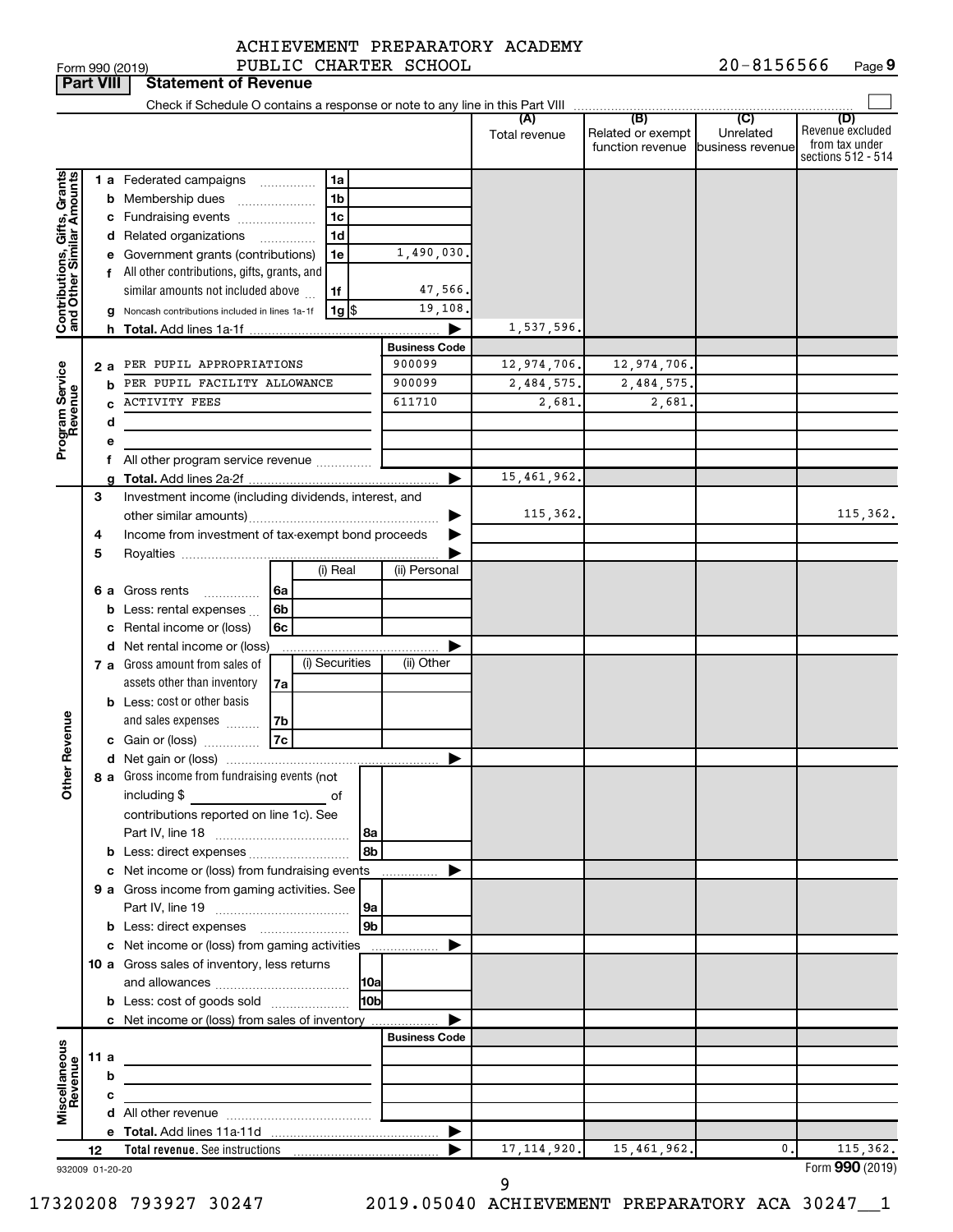ACHIEVEMENT PREPARATORY ACADEMY PUBLIC CHARTER SCHOOL 20-8156566

Form 990 (2019) Page 9

## Part VIII Statement of Revenue

Check if Schedule O contains a response or note to any line in this Part VIII

| | | | | (A) Total revenue | (B) Related or exempt function revenue | (C) Unrelated business revenue | (D) Revenue excluded from tax under sections 512 - 514 |
|---|---|---|---|---|---|---|---|
| **Contributions, Gifts, Grants and Other Similar Amounts** | 1 a Federated campaigns | 1a | | | | | |
| | b Membership dues | 1b | | | | | |
| | c Fundraising events | 1c | | | | | |
| | d Related organizations | 1d | | | | | |
| | e Government grants (contributions) | 1e | 1,490,030. | | | | |
| | f All other contributions, gifts, grants, and similar amounts not included above | 1f | 47,566. | | | | |
| | g Noncash contributions included in lines 1a-1f | 1g $ | 19,108. | | | | |
| | h **Total.** Add lines 1a-1f | | | 1,537,596. | | | |
| **Program Service Revenue** | | | **Business Code** | | | | |
| | 2 a PER PUPIL APPROPRIATIONS | | 900099 | 12,974,706. | 12,974,706. | | |
| | b PER PUPIL FACILITY ALLOWANCE | | 900099 | 2,484,575. | 2,484,575. | | |
| | c ACTIVITY FEES | | 611710 | 2,681. | 2,681. | | |
| | d | | | | | | |
| | e | | | | | | |
| | f All other program service revenue | | | | | | |
| | g **Total.** Add lines 2a-2f | | | 15,461,962. | | | |
| **Other Revenue** | 3 Investment income (including dividends, interest, and other similar amounts) | | | 115,362. | | | 115,362. |
| | 4 Income from investment of tax-exempt bond proceeds | | | | | | |
| | 5 Royalties | | | | | | |
| | | (i) Real | (ii) Personal | | | | |
| | 6 a Gross rents 6a | | | | | | |
| | b Less: rental expenses 6b | | | | | | |
| | c Rental income or (loss) 6c | | | | | | |
| | d Net rental income or (loss) | | | | | | |
| | 7 a Gross amount from sales of assets other than inventory 7a | (i) Securities | (ii) Other | | | | |
| | b Less: cost or other basis and sales expenses 7b | | | | | | |
| | c Gain or (loss) 7c | | | | | | |
| | d Net gain or (loss) | | | | | | |
| | 8 a Gross income from fundraising events (not including $ of contributions reported on line 1c). See Part IV, line 18 | 8a | | | | | |
| | b Less: direct expenses | 8b | | | | | |
| | c Net income or (loss) from fundraising events | | | | | | |
| | 9 a Gross income from gaming activities. See Part IV, line 19 | 9a | | | | | |
| | b Less: direct expenses | 9b | | | | | |
| | c Net income or (loss) from gaming activities | | | | | | |
| | 10 a Gross sales of inventory, less returns and allowances | 10a | | | | | |
| | b Less: cost of goods sold | 10b | | | | | |
| | c Net income or (loss) from sales of inventory | | | | | | |
| **Miscellaneous Revenue** | | | **Business Code** | | | | |
| | 11 a | | | | | | |
| | b | | | | | | |
| | c | | | | | | |
| | d All other revenue | | | | | | |
| | e **Total.** Add lines 11a-11d | | | | | | |
| | 12 **Total revenue.** See instructions | | | 17,114,920. | 15,461,962. | 0. | 115,362. |

932009 01-20-20 Form **990** (2019)

17320208 793927 30247 2019.05040 ACHIEVEMENT PREPARATORY ACA 30247__1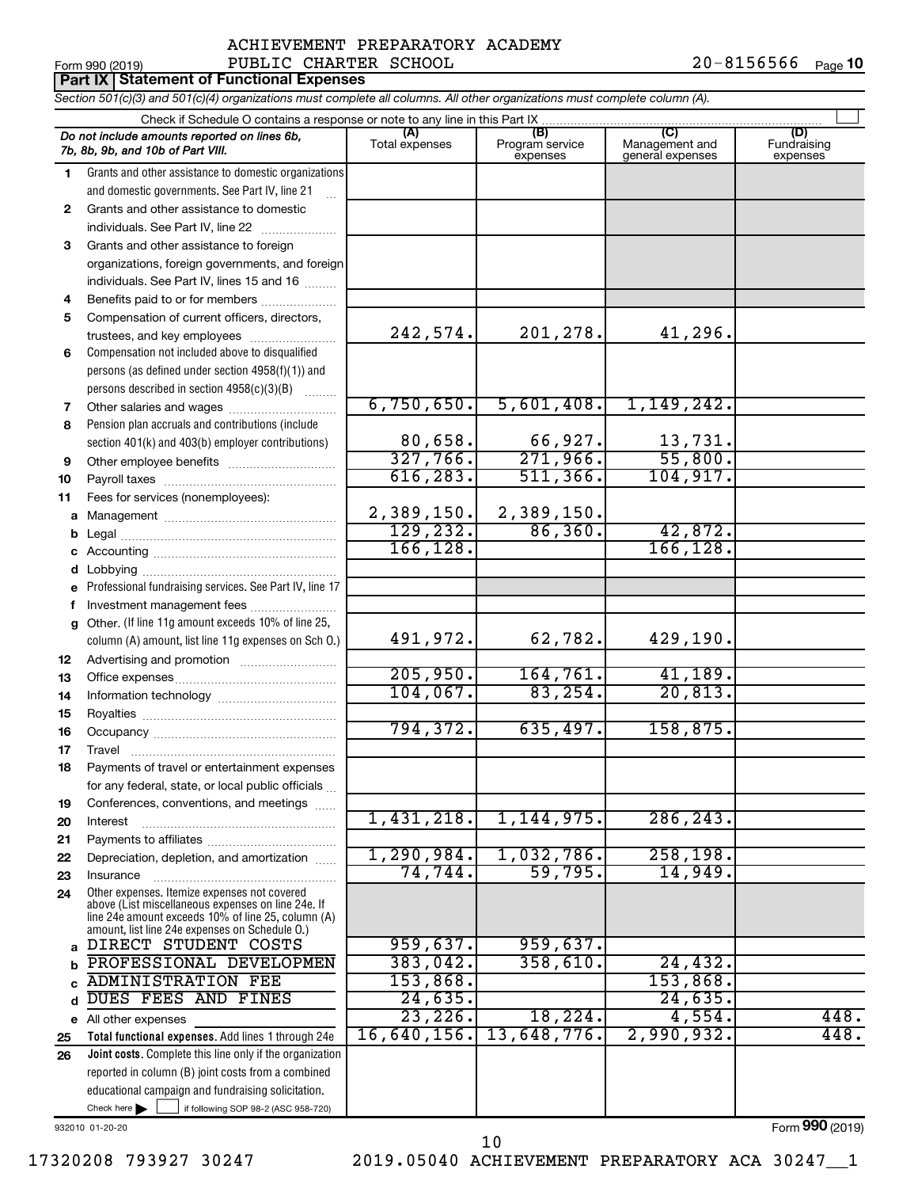ACHIEVEMENT PREPARATORY ACADEMY
PUBLIC CHARTER SCHOOL

Form 990 (2019) 20-8156566 Page **10**

## Part IX Statement of Functional Expenses

*Section 501(c)(3) and 501(c)(4) organizations must complete all columns. All other organizations must complete column (A).*

Check if Schedule O contains a response or note to any line in this Part IX

| | *Do not include amounts reported on lines 6b, 7b, 8b, 9b, and 10b of Part VIII.* | (A) Total expenses | (B) Program service expenses | (C) Management and general expenses | (D) Fundraising expenses |
|---|---|---|---|---|---|
| 1 | Grants and other assistance to domestic organizations and domestic governments. See Part IV, line 21 | | | | |
| 2 | Grants and other assistance to domestic individuals. See Part IV, line 22 | | | | |
| 3 | Grants and other assistance to foreign organizations, foreign governments, and foreign individuals. See Part IV, lines 15 and 16 | | | | |
| 4 | Benefits paid to or for members | | | | |
| 5 | Compensation of current officers, directors, trustees, and key employees | 242,574. | 201,278. | 41,296. | |
| 6 | Compensation not included above to disqualified persons (as defined under section 4958(f)(1)) and persons described in section 4958(c)(3)(B) | | | | |
| 7 | Other salaries and wages | 6,750,650. | 5,601,408. | 1,149,242. | |
| 8 | Pension plan accruals and contributions (include section 401(k) and 403(b) employer contributions) | 80,658. | 66,927. | 13,731. | |
| 9 | Other employee benefits | 327,766. | 271,966. | 55,800. | |
| 10 | Payroll taxes | 616,283. | 511,366. | 104,917. | |
| 11 | Fees for services (nonemployees): | | | | |
| a | Management | 2,389,150. | 2,389,150. | | |
| b | Legal | 129,232. | 86,360. | 42,872. | |
| c | Accounting | 166,128. | | 166,128. | |
| d | Lobbying | | | | |
| e | Professional fundraising services. See Part IV, line 17 | | | | |
| f | Investment management fees | | | | |
| g | Other. (If line 11g amount exceeds 10% of line 25, column (A) amount, list line 11g expenses on Sch O.) | 491,972. | 62,782. | 429,190. | |
| 12 | Advertising and promotion | | | | |
| 13 | Office expenses | 205,950. | 164,761. | 41,189. | |
| 14 | Information technology | 104,067. | 83,254. | 20,813. | |
| 15 | Royalties | | | | |
| 16 | Occupancy | 794,372. | 635,497. | 158,875. | |
| 17 | Travel | | | | |
| 18 | Payments of travel or entertainment expenses for any federal, state, or local public officials | | | | |
| 19 | Conferences, conventions, and meetings | | | | |
| 20 | Interest | 1,431,218. | 1,144,975. | 286,243. | |
| 21 | Payments to affiliates | | | | |
| 22 | Depreciation, depletion, and amortization | 1,290,984. | 1,032,786. | 258,198. | |
| 23 | Insurance | 74,744. | 59,795. | 14,949. | |
| 24 | Other expenses. Itemize expenses not covered above (List miscellaneous expenses on line 24e. If line 24e amount exceeds 10% of line 25, column (A) amount, list line 24e expenses on Schedule O.) | | | | |
| a | DIRECT STUDENT COSTS | 959,637. | 959,637. | | |
| b | PROFESSIONAL DEVELOPMEN | 383,042. | 358,610. | 24,432. | |
| c | ADMINISTRATION FEE | 153,868. | | 153,868. | |
| d | DUES FEES AND FINES | 24,635. | | 24,635. | |
| e | All other expenses | 23,226. | 18,224. | 4,554. | 448. |
| 25 | **Total functional expenses.** Add lines 1 through 24e | 16,640,156. | 13,648,776. | 2,990,932. | 448. |
| 26 | **Joint costs.** Complete this line only if the organization reported in column (B) joint costs from a combined educational campaign and fundraising solicitation. Check here ☐ if following SOP 98-2 (ASC 958-720) | | | | |

932010 01-20-20

Form **990** (2019)

17320208 793927 30247 2019.05040 ACHIEVEMENT PREPARATORY ACA 30247__1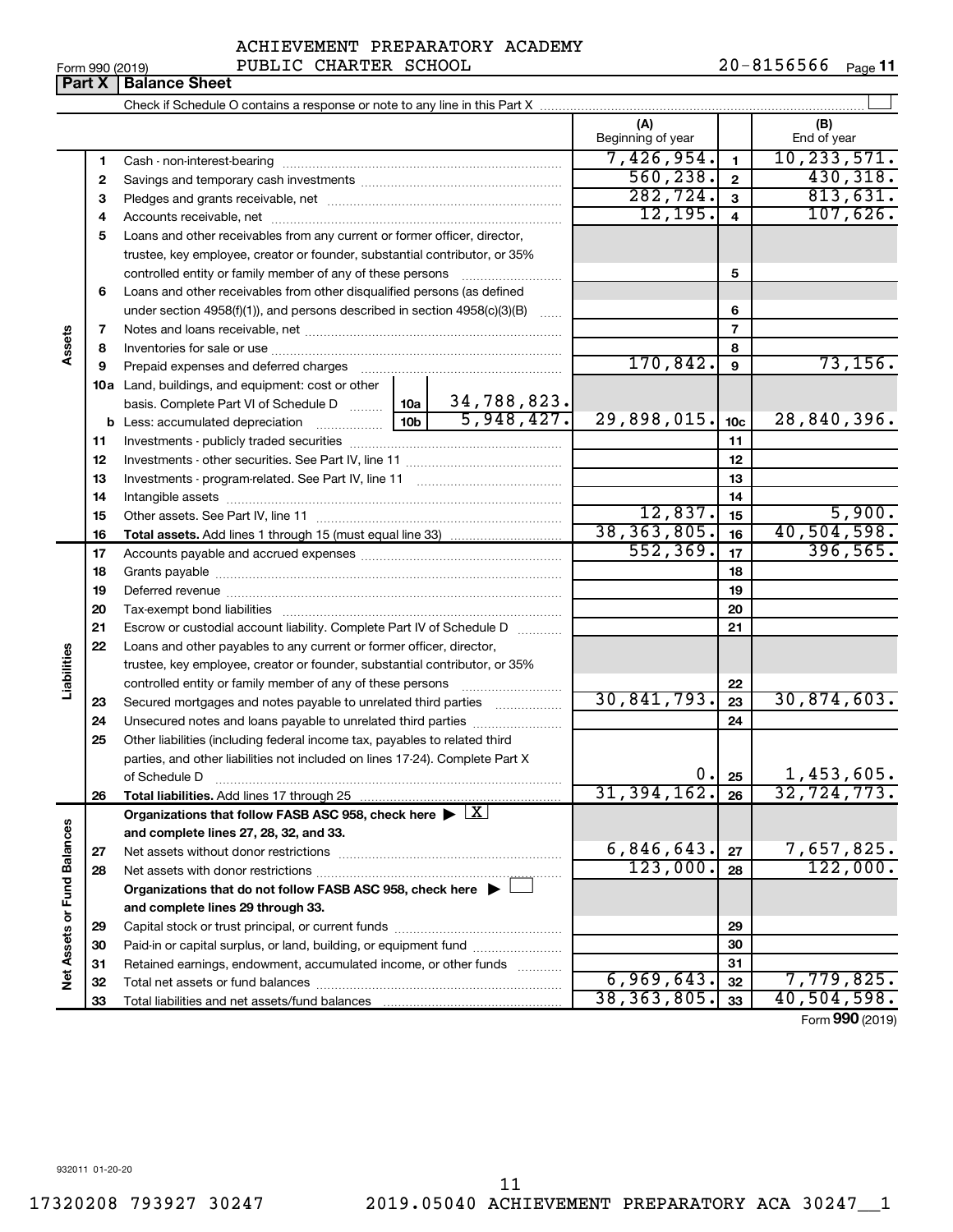ACHIEVEMENT PREPARATORY ACADEMY PUBLIC CHARTER SCHOOL

Form 990 (2019) 20-8156566 Page 11

**Part X | Balance Sheet**

Check if Schedule O contains a response or note to any line in this Part X ☐

| | | | | (A) Beginning of year | | (B) End of year |
|---|---|---|---|---|---|---|
| **Assets** | 1 | Cash - non-interest-bearing | | 7,426,954. | 1 | 10,233,571. |
| | 2 | Savings and temporary cash investments | | 560,238. | 2 | 430,318. |
| | 3 | Pledges and grants receivable, net | | 282,724. | 3 | 813,631. |
| | 4 | Accounts receivable, net | | 12,195. | 4 | 107,626. |
| | 5 | Loans and other receivables from any current or former officer, director, trustee, key employee, creator or founder, substantial contributor, or 35% controlled entity or family member of any of these persons | | | 5 | |
| | 6 | Loans and other receivables from other disqualified persons (as defined under section 4958(f)(1)), and persons described in section 4958(c)(3)(B) | | | 6 | |
| | 7 | Notes and loans receivable, net | | | 7 | |
| | 8 | Inventories for sale or use | | | 8 | |
| | 9 | Prepaid expenses and deferred charges | | 170,842. | 9 | 73,156. |
| | 10a | Land, buildings, and equipment: cost or other basis. Complete Part VI of Schedule D | 10a 34,788,823. | | | |
| | b | Less: accumulated depreciation | 10b 5,948,427. | 29,898,015. | 10c | 28,840,396. |
| | 11 | Investments - publicly traded securities | | | 11 | |
| | 12 | Investments - other securities. See Part IV, line 11 | | | 12 | |
| | 13 | Investments - program-related. See Part IV, line 11 | | | 13 | |
| | 14 | Intangible assets | | | 14 | |
| | 15 | Other assets. See Part IV, line 11 | | 12,837. | 15 | 5,900. |
| | 16 | **Total assets.** Add lines 1 through 15 (must equal line 33) | | 38,363,805. | 16 | 40,504,598. |
| **Liabilities** | 17 | Accounts payable and accrued expenses | | 552,369. | 17 | 396,565. |
| | 18 | Grants payable | | | 18 | |
| | 19 | Deferred revenue | | | 19 | |
| | 20 | Tax-exempt bond liabilities | | | 20 | |
| | 21 | Escrow or custodial account liability. Complete Part IV of Schedule D | | | 21 | |
| | 22 | Loans and other payables to any current or former officer, director, trustee, key employee, creator or founder, substantial contributor, or 35% controlled entity or family member of any of these persons | | | 22 | |
| | 23 | Secured mortgages and notes payable to unrelated third parties | | 30,841,793. | 23 | 30,874,603. |
| | 24 | Unsecured notes and loans payable to unrelated third parties | | | 24 | |
| | 25 | Other liabilities (including federal income tax, payables to related third parties, and other liabilities not included on lines 17-24). Complete Part X of Schedule D | | 0. | 25 | 1,453,605. |
| | 26 | **Total liabilities.** Add lines 17 through 25 | | 31,394,162. | 26 | 32,724,773. |
| **Net Assets or Fund Balances** | | **Organizations that follow FASB ASC 958, check here** ▶ ☒ **and complete lines 27, 28, 32, and 33.** | | | | |
| | 27 | Net assets without donor restrictions | | 6,846,643. | 27 | 7,657,825. |
| | 28 | Net assets with donor restrictions | | 123,000. | 28 | 122,000. |
| | | **Organizations that do not follow FASB ASC 958, check here** ▶ ☐ **and complete lines 29 through 33.** | | | | |
| | 29 | Capital stock or trust principal, or current funds | | | 29 | |
| | 30 | Paid-in or capital surplus, or land, building, or equipment fund | | | 30 | |
| | 31 | Retained earnings, endowment, accumulated income, or other funds | | | 31 | |
| | 32 | Total net assets or fund balances | | 6,969,643. | 32 | 7,779,825. |
| | 33 | Total liabilities and net assets/fund balances | | 38,363,805. | 33 | 40,504,598. |

Form **990** (2019)

932011 01-20-20

17320208 793927 30247 2019.05040 ACHIEVEMENT PREPARATORY ACA 30247__1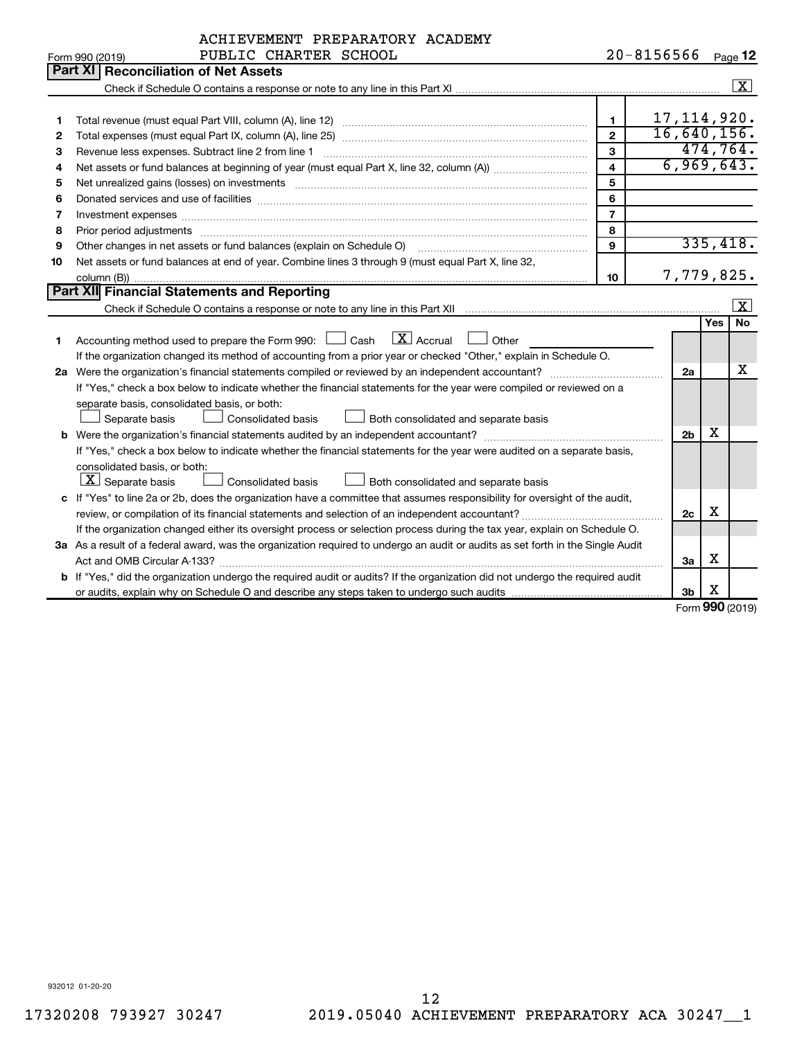ACHIEVEMENT PREPARATORY ACADEMY
Form 990 (2019) PUBLIC CHARTER SCHOOL 20-8156566 Page 12

## Part XI Reconciliation of Net Assets

Check if Schedule O contains a response or note to any line in this Part XI ..... [X]

| | | | |
|---|---|---|---|
| 1 | Total revenue (must equal Part VIII, column (A), line 12) | 1 | 17,114,920. |
| 2 | Total expenses (must equal Part IX, column (A), line 25) | 2 | 16,640,156. |
| 3 | Revenue less expenses. Subtract line 2 from line 1 | 3 | 474,764. |
| 4 | Net assets or fund balances at beginning of year (must equal Part X, line 32, column (A)) | 4 | 6,969,643. |
| 5 | Net unrealized gains (losses) on investments | 5 | |
| 6 | Donated services and use of facilities | 6 | |
| 7 | Investment expenses | 7 | |
| 8 | Prior period adjustments | 8 | |
| 9 | Other changes in net assets or fund balances (explain on Schedule O) | 9 | 335,418. |
| 10 | Net assets or fund balances at end of year. Combine lines 3 through 9 (must equal Part X, line 32, column (B)) | 10 | 7,779,825. |

## Part XII Financial Statements and Reporting

Check if Schedule O contains a response or note to any line in this Part XII ..... [X]

| | | | Yes | No |
|---|---|---|---|---|
| 1 | Accounting method used to prepare the Form 990: [ ] Cash [X] Accrual [ ] Other<br>If the organization changed its method of accounting from a prior year or checked "Other," explain in Schedule O. | | | |
| 2a | Were the organization's financial statements compiled or reviewed by an independent accountant?<br>If "Yes," check a box below to indicate whether the financial statements for the year were compiled or reviewed on a separate basis, consolidated basis, or both:<br>[ ] Separate basis [ ] Consolidated basis [ ] Both consolidated and separate basis | 2a | | X |
| b | Were the organization's financial statements audited by an independent accountant?<br>If "Yes," check a box below to indicate whether the financial statements for the year were audited on a separate basis, consolidated basis, or both:<br>[X] Separate basis [ ] Consolidated basis [ ] Both consolidated and separate basis | 2b | X | |
| c | If "Yes" to line 2a or 2b, does the organization have a committee that assumes responsibility for oversight of the audit, review, or compilation of its financial statements and selection of an independent accountant?<br>If the organization changed either its oversight process or selection process during the tax year, explain on Schedule O. | 2c | X | |
| 3a | As a result of a federal award, was the organization required to undergo an audit or audits as set forth in the Single Audit Act and OMB Circular A-133? | 3a | X | |
| b | If "Yes," did the organization undergo the required audit or audits? If the organization did not undergo the required audit or audits, explain why on Schedule O and describe any steps taken to undergo such audits | 3b | X | |

Form 990 (2019)

932012 01-20-20

17320208 793927 30247 2019.05040 ACHIEVEMENT PREPARATORY ACA 30247__1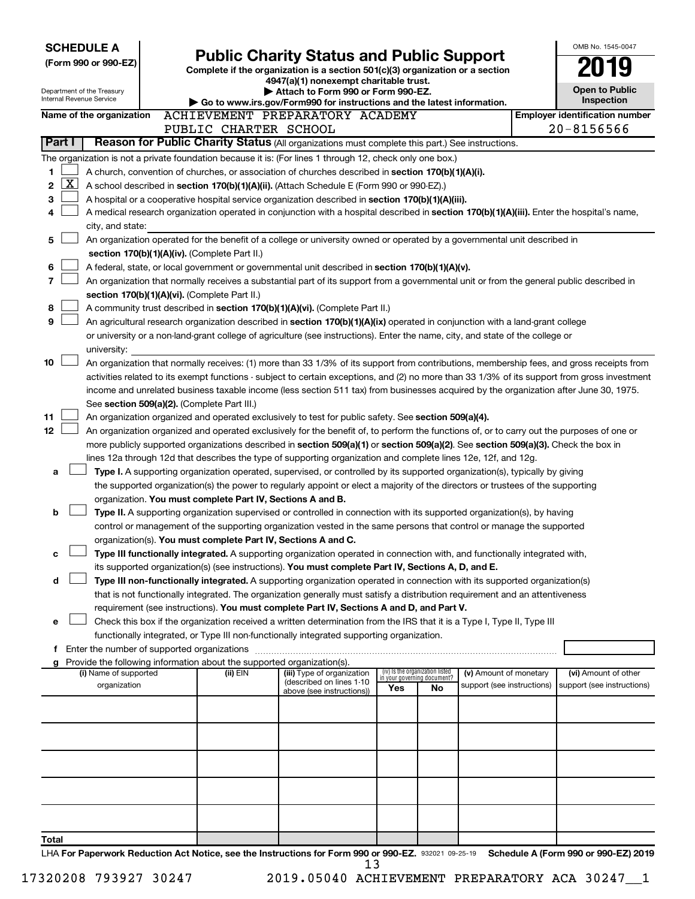**SCHEDULE A**
**(Form 990 or 990-EZ)**

Department of the Treasury
Internal Revenue Service

# Public Charity Status and Public Support

**Complete if the organization is a section 501(c)(3) organization or a section 4947(a)(1) nonexempt charitable trust.**
**▶ Attach to Form 990 or Form 990-EZ.**
**▶ Go to www.irs.gov/Form990 for instructions and the latest information.**

OMB No. 1545-0047
**2019**
**Open to Public Inspection**

**Name of the organization** ACHIEVEMENT PREPARATORY ACADEMY PUBLIC CHARTER SCHOOL

**Employer identification number** 20-8156566

**Part I** **Reason for Public Charity Status** (All organizations must complete this part.) See instructions.

The organization is not a private foundation because it is: (For lines 1 through 12, check only one box.)

1 [ ] A church, convention of churches, or association of churches described in **section 170(b)(1)(A)(i).**

2 [X] A school described in **section 170(b)(1)(A)(ii).** (Attach Schedule E (Form 990 or 990-EZ).)

3 [ ] A hospital or a cooperative hospital service organization described in **section 170(b)(1)(A)(iii).**

4 [ ] A medical research organization operated in conjunction with a hospital described in **section 170(b)(1)(A)(iii).** Enter the hospital's name, city, and state:

5 [ ] An organization operated for the benefit of a college or university owned or operated by a governmental unit described in **section 170(b)(1)(A)(iv).** (Complete Part II.)

6 [ ] A federal, state, or local government or governmental unit described in **section 170(b)(1)(A)(v).**

7 [ ] An organization that normally receives a substantial part of its support from a governmental unit or from the general public described in **section 170(b)(1)(A)(vi).** (Complete Part II.)

8 [ ] A community trust described in **section 170(b)(1)(A)(vi).** (Complete Part II.)

9 [ ] An agricultural research organization described in **section 170(b)(1)(A)(ix)** operated in conjunction with a land-grant college or university or a non-land-grant college of agriculture (see instructions). Enter the name, city, and state of the college or university:

10 [ ] An organization that normally receives: (1) more than 33 1/3% of its support from contributions, membership fees, and gross receipts from activities related to its exempt functions - subject to certain exceptions, and (2) no more than 33 1/3% of its support from gross investment income and unrelated business taxable income (less section 511 tax) from businesses acquired by the organization after June 30, 1975. See **section 509(a)(2).** (Complete Part III.)

11 [ ] An organization organized and operated exclusively to test for public safety. See **section 509(a)(4).**

12 [ ] An organization organized and operated exclusively for the benefit of, to perform the functions of, or to carry out the purposes of one or more publicly supported organizations described in **section 509(a)(1)** or **section 509(a)(2)**. See **section 509(a)(3).** Check the box in lines 12a through 12d that describes the type of supporting organization and complete lines 12e, 12f, and 12g.

a [ ] **Type I.** A supporting organization operated, supervised, or controlled by its supported organization(s), typically by giving the supported organization(s) the power to regularly appoint or elect a majority of the directors or trustees of the supporting organization. **You must complete Part IV, Sections A and B.**

b [ ] **Type II.** A supporting organization supervised or controlled in connection with its supported organization(s), by having control or management of the supporting organization vested in the same persons that control or manage the supported organization(s). **You must complete Part IV, Sections A and C.**

c [ ] **Type III functionally integrated.** A supporting organization operated in connection with, and functionally integrated with, its supported organization(s) (see instructions). **You must complete Part IV, Sections A, D, and E.**

d [ ] **Type III non-functionally integrated.** A supporting organization operated in connection with its supported organization(s) that is not functionally integrated. The organization generally must satisfy a distribution requirement and an attentiveness requirement (see instructions). **You must complete Part IV, Sections A and D, and Part V.**

e [ ] Check this box if the organization received a written determination from the IRS that it is a Type I, Type II, Type III functionally integrated, or Type III non-functionally integrated supporting organization.

f Enter the number of supported organizations

g Provide the following information about the supported organization(s).

| (i) Name of supported organization | (ii) EIN | (iii) Type of organization (described on lines 1-10 above (see instructions)) | (iv) Is the organization listed in your governing document? Yes | No | (v) Amount of monetary support (see instructions) | (vi) Amount of other support (see instructions) |
|---|---|---|---|---|---|---|
| | | | | | | |
| | | | | | | |
| | | | | | | |
| | | | | | | |
| | | | | | | |
| **Total** | | | | | | |

LHA **For Paperwork Reduction Act Notice, see the Instructions for Form 990 or 990-EZ.** 932021 09-25-19 **Schedule A (Form 990 or 990-EZ) 2019**

17320208 793927 30247 2019.05040 ACHIEVEMENT PREPARATORY ACA 30247__1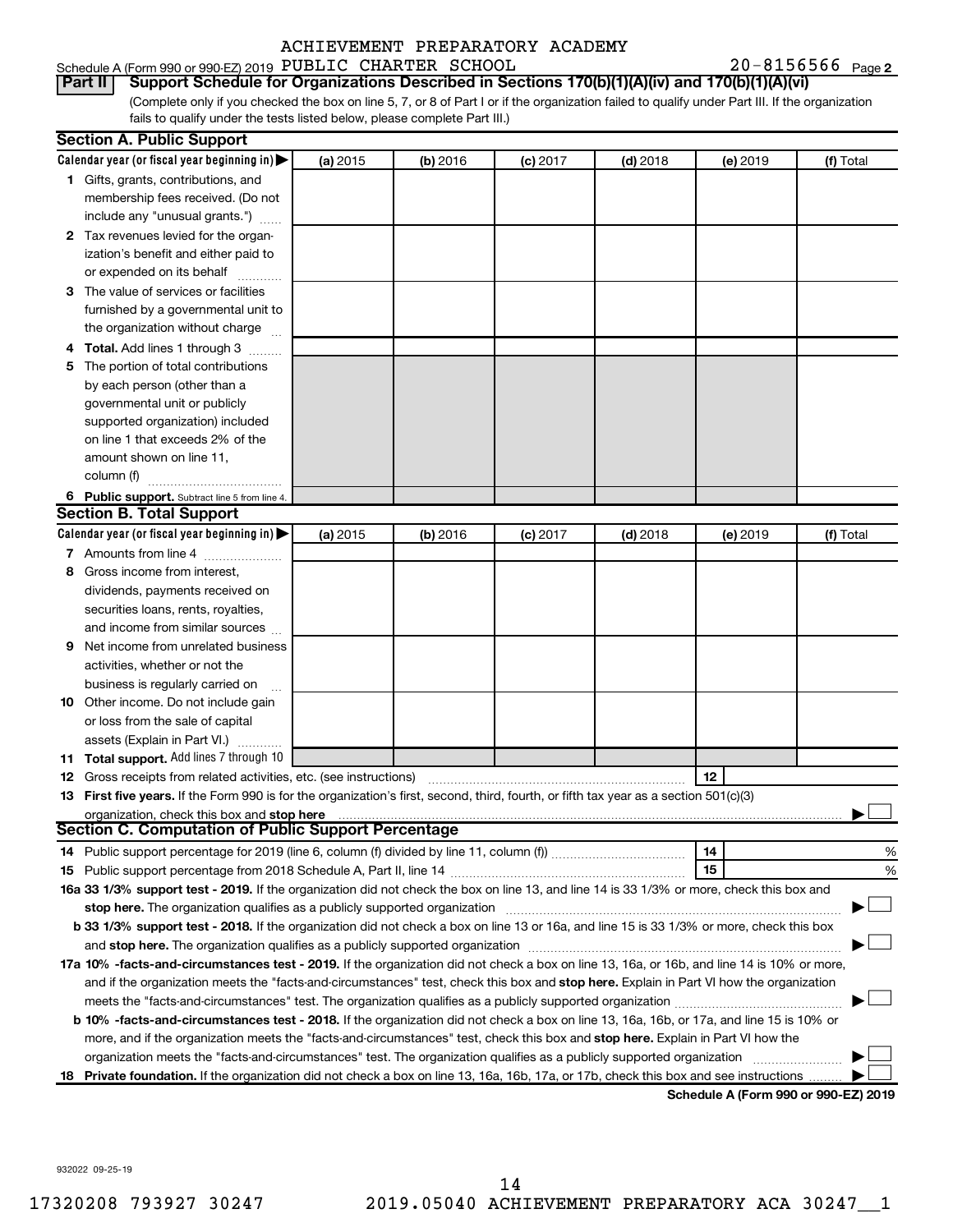ACHIEVEMENT PREPARATORY ACADEMY

Schedule A (Form 990 or 990-EZ) 2019 PUBLIC CHARTER SCHOOL 20-8156566 Page 2

**Part II Support Schedule for Organizations Described in Sections 170(b)(1)(A)(iv) and 170(b)(1)(A)(vi)**

(Complete only if you checked the box on line 5, 7, or 8 of Part I or if the organization failed to qualify under Part III. If the organization fails to qualify under the tests listed below, please complete Part III.)

## Section A. Public Support

| Calendar year (or fiscal year beginning in) ▶ | (a) 2015 | (b) 2016 | (c) 2017 | (d) 2018 | (e) 2019 | (f) Total |
|---|---|---|---|---|---|---|
| **1** Gifts, grants, contributions, and membership fees received. (Do not include any "unusual grants.") | | | | | | |
| **2** Tax revenues levied for the organization's benefit and either paid to or expended on its behalf | | | | | | |
| **3** The value of services or facilities furnished by a governmental unit to the organization without charge | | | | | | |
| **4** **Total.** Add lines 1 through 3 | | | | | | |
| **5** The portion of total contributions by each person (other than a governmental unit or publicly supported organization) included on line 1 that exceeds 2% of the amount shown on line 11, column (f) | | | | | | |
| **6** **Public support.** Subtract line 5 from line 4. | | | | | | |

## Section B. Total Support

| Calendar year (or fiscal year beginning in) ▶ | (a) 2015 | (b) 2016 | (c) 2017 | (d) 2018 | (e) 2019 | (f) Total |
|---|---|---|---|---|---|---|
| **7** Amounts from line 4 | | | | | | |
| **8** Gross income from interest, dividends, payments received on securities loans, rents, royalties, and income from similar sources | | | | | | |
| **9** Net income from unrelated business activities, whether or not the business is regularly carried on | | | | | | |
| **10** Other income. Do not include gain or loss from the sale of capital assets (Explain in Part VI.) | | | | | | |
| **11** **Total support.** Add lines 7 through 10 | | | | | | |

**12** Gross receipts from related activities, etc. (see instructions) **12**

**13** **First five years.** If the Form 990 is for the organization's first, second, third, fourth, or fifth tax year as a section 501(c)(3) organization, check this box and **stop here** ▶ ☐

## Section C. Computation of Public Support Percentage

**14** Public support percentage for 2019 (line 6, column (f) divided by line 11, column (f)) **14** %

**15** Public support percentage from 2018 Schedule A, Part II, line 14 **15** %

**16a** **33 1/3% support test - 2019.** If the organization did not check the box on line 13, and line 14 is 33 1/3% or more, check this box and **stop here.** The organization qualifies as a publicly supported organization ▶ ☐

**b** **33 1/3% support test - 2018.** If the organization did not check a box on line 13 or 16a, and line 15 is 33 1/3% or more, check this box and **stop here.** The organization qualifies as a publicly supported organization ▶ ☐

**17a** **10% -facts-and-circumstances test - 2019.** If the organization did not check a box on line 13, 16a, or 16b, and line 14 is 10% or more, and if the organization meets the "facts-and-circumstances" test, check this box and **stop here.** Explain in Part VI how the organization meets the "facts-and-circumstances" test. The organization qualifies as a publicly supported organization ▶ ☐

**b** **10% -facts-and-circumstances test - 2018.** If the organization did not check a box on line 13, 16a, 16b, or 17a, and line 15 is 10% or more, and if the organization meets the "facts-and-circumstances" test, check this box and **stop here.** Explain in Part VI how the organization meets the "facts-and-circumstances" test. The organization qualifies as a publicly supported organization ▶ ☐

**18** **Private foundation.** If the organization did not check a box on line 13, 16a, 16b, 17a, or 17b, check this box and see instructions ▶ ☐

**Schedule A (Form 990 or 990-EZ) 2019**

932022 09-25-19

17320208 793927 30247 2019.05040 ACHIEVEMENT PREPARATORY ACA 30247__1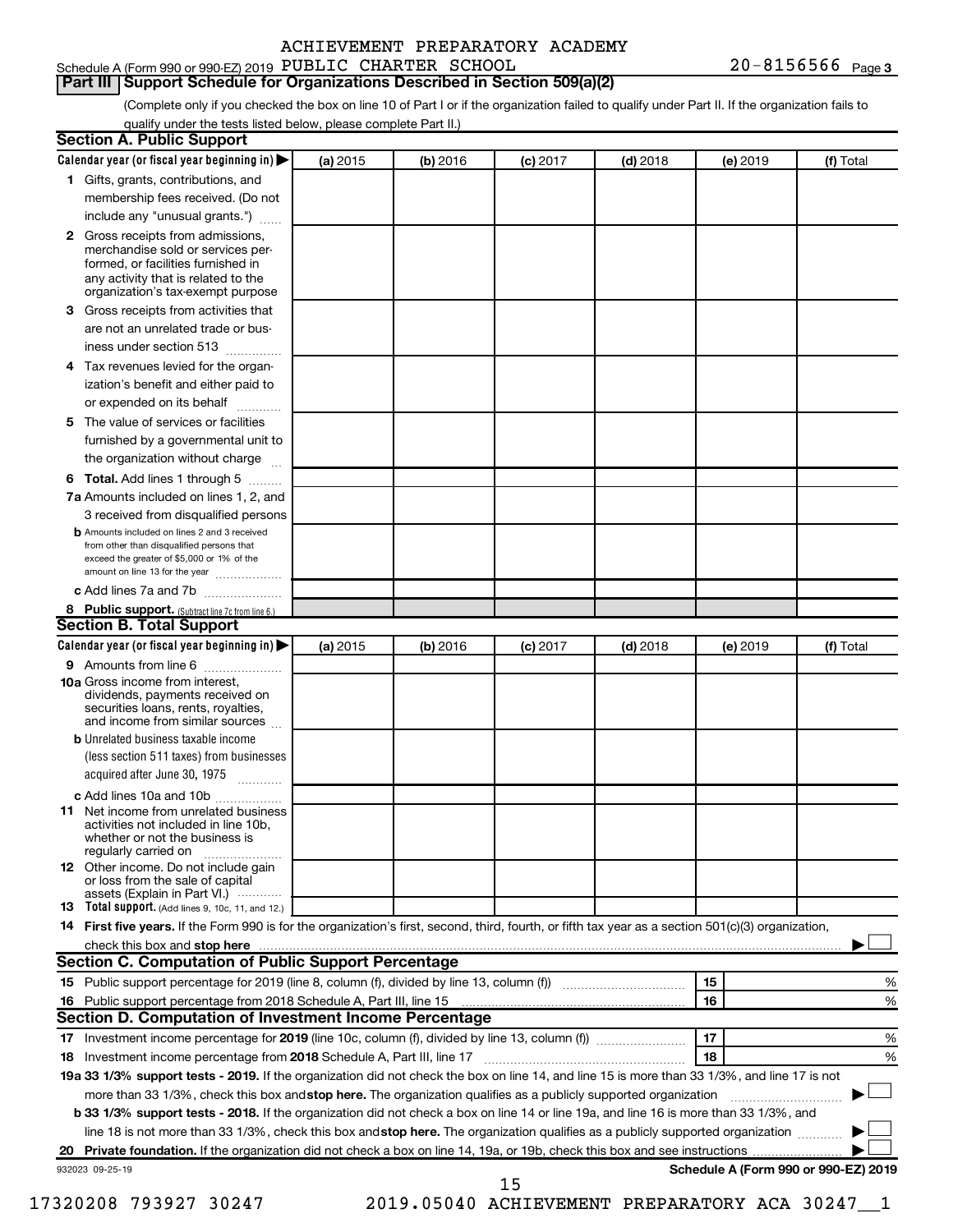ACHIEVEMENT PREPARATORY ACADEMY

Schedule A (Form 990 or 990-EZ) 2019 PUBLIC CHARTER SCHOOL 20-8156566 Page 3

**Part III Support Schedule for Organizations Described in Section 509(a)(2)**

(Complete only if you checked the box on line 10 of Part I or if the organization failed to qualify under Part II. If the organization fails to qualify under the tests listed below, please complete Part II.)

**Section A. Public Support**

| Calendar year (or fiscal year beginning in) ▶ | (a) 2015 | (b) 2016 | (c) 2017 | (d) 2018 | (e) 2019 | (f) Total |
|---|---|---|---|---|---|---|
| 1 Gifts, grants, contributions, and membership fees received. (Do not include any "unusual grants.") | | | | | | |
| 2 Gross receipts from admissions, merchandise sold or services performed, or facilities furnished in any activity that is related to the organization's tax-exempt purpose | | | | | | |
| 3 Gross receipts from activities that are not an unrelated trade or business under section 513 | | | | | | |
| 4 Tax revenues levied for the organization's benefit and either paid to or expended on its behalf | | | | | | |
| 5 The value of services or facilities furnished by a governmental unit to the organization without charge | | | | | | |
| 6 **Total.** Add lines 1 through 5 | | | | | | |
| 7a Amounts included on lines 1, 2, and 3 received from disqualified persons | | | | | | |
| b Amounts included on lines 2 and 3 received from other than disqualified persons that exceed the greater of $5,000 or 1% of the amount on line 13 for the year | | | | | | |
| c Add lines 7a and 7b | | | | | | |
| 8 **Public support.** (Subtract line 7c from line 6.) | | | | | | |

**Section B. Total Support**

| Calendar year (or fiscal year beginning in) ▶ | (a) 2015 | (b) 2016 | (c) 2017 | (d) 2018 | (e) 2019 | (f) Total |
|---|---|---|---|---|---|---|
| 9 Amounts from line 6 | | | | | | |
| 10a Gross income from interest, dividends, payments received on securities loans, rents, royalties, and income from similar sources | | | | | | |
| b Unrelated business taxable income (less section 511 taxes) from businesses acquired after June 30, 1975 | | | | | | |
| c Add lines 10a and 10b | | | | | | |
| 11 Net income from unrelated business activities not included in line 10b, whether or not the business is regularly carried on | | | | | | |
| 12 Other income. Do not include gain or loss from the sale of capital assets (Explain in Part VI.) | | | | | | |
| 13 **Total support.** (Add lines 9, 10c, 11, and 12.) | | | | | | |

14 **First five years.** If the Form 990 is for the organization's first, second, third, fourth, or fifth tax year as a section 501(c)(3) organization, check this box and **stop here** ▶ ☐

**Section C. Computation of Public Support Percentage**

| | | | |
|---|---|---|---|
| 15 | Public support percentage for 2019 (line 8, column (f), divided by line 13, column (f)) | 15 | % |
| 16 | Public support percentage from 2018 Schedule A, Part III, line 15 | 16 | % |

**Section D. Computation of Investment Income Percentage**

| | | | |
|---|---|---|---|
| 17 | Investment income percentage for **2019** (line 10c, column (f), divided by line 13, column (f)) | 17 | % |
| 18 | Investment income percentage from **2018** Schedule A, Part III, line 17 | 18 | % |

**19a 33 1/3% support tests - 2019.** If the organization did not check the box on line 14, and line 15 is more than 33 1/3%, and line 17 is not more than 33 1/3%, check this box and **stop here.** The organization qualifies as a publicly supported organization ▶ ☐

**b 33 1/3% support tests - 2018.** If the organization did not check a box on line 14 or line 19a, and line 16 is more than 33 1/3%, and line 18 is not more than 33 1/3%, check this box and **stop here.** The organization qualifies as a publicly supported organization ▶ ☐

**20 Private foundation.** If the organization did not check a box on line 14, 19a, or 19b, check this box and see instructions ▶ ☐

932023 09-25-19 **Schedule A (Form 990 or 990-EZ) 2019**

17320208 793927 30247 2019.05040 ACHIEVEMENT PREPARATORY ACA 30247__1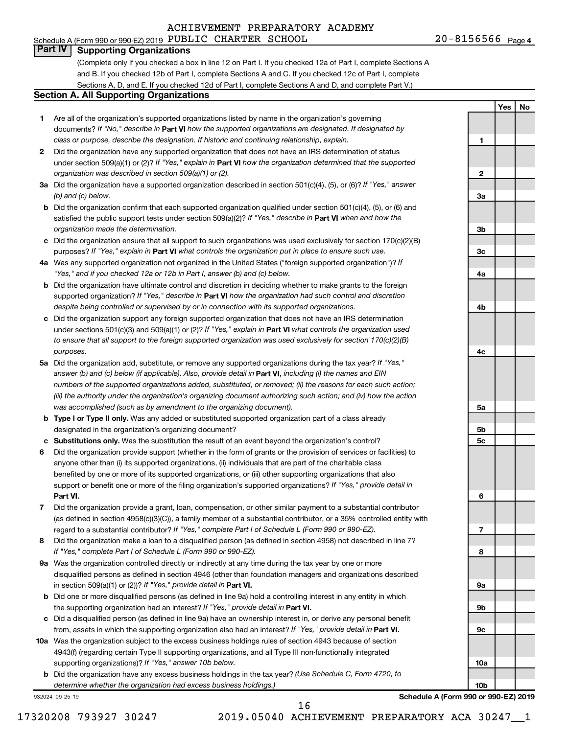ACHIEVEMENT PREPARATORY ACADEMY

Schedule A (Form 990 or 990-EZ) 2019 PUBLIC CHARTER SCHOOL 20-8156566 Page 4

## Part IV Supporting Organizations

(Complete only if you checked a box in line 12 on Part I. If you checked 12a of Part I, complete Sections A and B. If you checked 12b of Part I, complete Sections A and C. If you checked 12c of Part I, complete Sections A, D, and E. If you checked 12d of Part I, complete Sections A and D, and complete Part V.)

### Section A. All Supporting Organizations

| | | | Yes | No |
|---|---|---|---|---|
| **1** | Are all of the organization's supported organizations listed by name in the organization's governing documents? *If "No," describe in* **Part VI** *how the supported organizations are designated. If designated by class or purpose, describe the designation. If historic and continuing relationship, explain.* | 1 | | |
| **2** | Did the organization have any supported organization that does not have an IRS determination of status under section 509(a)(1) or (2)? *If "Yes," explain in* **Part VI** *how the organization determined that the supported organization was described in section 509(a)(1) or (2).* | 2 | | |
| **3a** | Did the organization have a supported organization described in section 501(c)(4), (5), or (6)? *If "Yes," answer (b) and (c) below.* | 3a | | |
| **b** | Did the organization confirm that each supported organization qualified under section 501(c)(4), (5), or (6) and satisfied the public support tests under section 509(a)(2)? *If "Yes," describe in* **Part VI** *when and how the organization made the determination.* | 3b | | |
| **c** | Did the organization ensure that all support to such organizations was used exclusively for section 170(c)(2)(B) purposes? *If "Yes," explain in* **Part VI** *what controls the organization put in place to ensure such use.* | 3c | | |
| **4a** | Was any supported organization not organized in the United States ("foreign supported organization")? *If "Yes," and if you checked 12a or 12b in Part I, answer (b) and (c) below.* | 4a | | |
| **b** | Did the organization have ultimate control and discretion in deciding whether to make grants to the foreign supported organization? *If "Yes," describe in* **Part VI** *how the organization had such control and discretion despite being controlled or supervised by or in connection with its supported organizations.* | 4b | | |
| **c** | Did the organization support any foreign supported organization that does not have an IRS determination under sections 501(c)(3) and 509(a)(1) or (2)? *If "Yes," explain in* **Part VI** *what controls the organization used to ensure that all support to the foreign supported organization was used exclusively for section 170(c)(2)(B) purposes.* | 4c | | |
| **5a** | Did the organization add, substitute, or remove any supported organizations during the tax year? *If "Yes," answer (b) and (c) below (if applicable). Also, provide detail in* **Part VI,** *including (i) the names and EIN numbers of the supported organizations added, substituted, or removed; (ii) the reasons for each such action; (iii) the authority under the organization's organizing document authorizing such action; and (iv) how the action was accomplished (such as by amendment to the organizing document).* | 5a | | |
| **b** | **Type I or Type II only.** Was any added or substituted supported organization part of a class already designated in the organization's organizing document? | 5b | | |
| **c** | **Substitutions only.** Was the substitution the result of an event beyond the organization's control? | 5c | | |
| **6** | Did the organization provide support (whether in the form of grants or the provision of services or facilities) to anyone other than (i) its supported organizations, (ii) individuals that are part of the charitable class benefited by one or more of its supported organizations, or (iii) other supporting organizations that also support or benefit one or more of the filing organization's supported organizations? *If "Yes," provide detail in* **Part VI.** | 6 | | |
| **7** | Did the organization provide a grant, loan, compensation, or other similar payment to a substantial contributor (as defined in section 4958(c)(3)(C)), a family member of a substantial contributor, or a 35% controlled entity with regard to a substantial contributor? *If "Yes," complete Part I of Schedule L (Form 990 or 990-EZ).* | 7 | | |
| **8** | Did the organization make a loan to a disqualified person (as defined in section 4958) not described in line 7? *If "Yes," complete Part I of Schedule L (Form 990 or 990-EZ).* | 8 | | |
| **9a** | Was the organization controlled directly or indirectly at any time during the tax year by one or more disqualified persons as defined in section 4946 (other than foundation managers and organizations described in section 509(a)(1) or (2))? *If "Yes," provide detail in* **Part VI.** | 9a | | |
| **b** | Did one or more disqualified persons (as defined in line 9a) hold a controlling interest in any entity in which the supporting organization had an interest? *If "Yes," provide detail in* **Part VI.** | 9b | | |
| **c** | Did a disqualified person (as defined in line 9a) have an ownership interest in, or derive any personal benefit from, assets in which the supporting organization also had an interest? *If "Yes," provide detail in* **Part VI.** | 9c | | |
| **10a** | Was the organization subject to the excess business holdings rules of section 4943 because of section 4943(f) (regarding certain Type II supporting organizations, and all Type III non-functionally integrated supporting organizations)? *If "Yes," answer 10b below.* | 10a | | |
| **b** | Did the organization have any excess business holdings in the tax year? *(Use Schedule C, Form 4720, to determine whether the organization had excess business holdings.)* | 10b | | |

932024 09-25-19 **Schedule A (Form 990 or 990-EZ) 2019**

17320208 793927 30247 2019.05040 ACHIEVEMENT PREPARATORY ACA 30247__1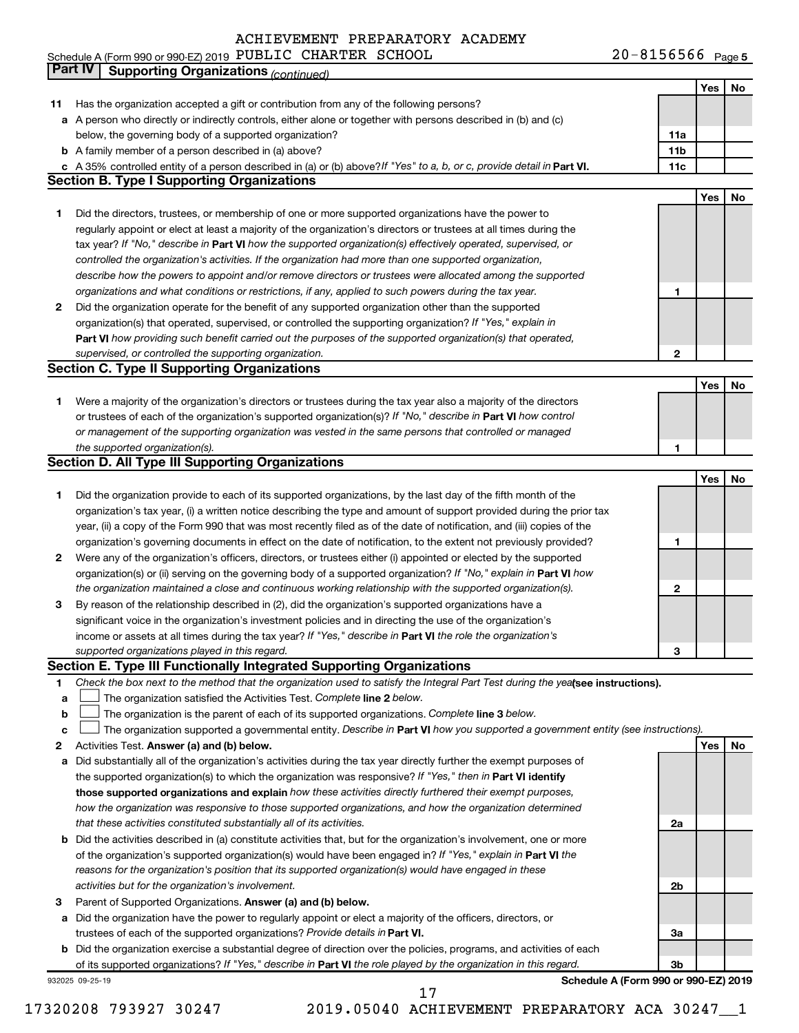ACHIEVEMENT PREPARATORY ACADEMY

Schedule A (Form 990 or 990-EZ) 2019 PUBLIC CHARTER SCHOOL 20-8156566 Page 5

**Part IV | Supporting Organizations** *(continued)*

| | | | Yes | No |
|---|---|---|---|---|
| **11** | Has the organization accepted a gift or contribution from any of the following persons? | | | |
| **a** | A person who directly or indirectly controls, either alone or together with persons described in (b) and (c) below, the governing body of a supported organization? | **11a** | | |
| **b** | A family member of a person described in (a) above? | **11b** | | |
| **c** | A 35% controlled entity of a person described in (a) or (b) above? *If "Yes" to a, b, or c, provide detail in* **Part VI.** | **11c** | | |

## Section B. Type I Supporting Organizations

| | | | Yes | No |
|---|---|---|---|---|
| **1** | Did the directors, trustees, or membership of one or more supported organizations have the power to regularly appoint or elect at least a majority of the organization's directors or trustees at all times during the tax year? *If "No," describe in* **Part VI** *how the supported organization(s) effectively operated, supervised, or controlled the organization's activities. If the organization had more than one supported organization, describe how the powers to appoint and/or remove directors or trustees were allocated among the supported organizations and what conditions or restrictions, if any, applied to such powers during the tax year.* | **1** | | |
| **2** | Did the organization operate for the benefit of any supported organization other than the supported organization(s) that operated, supervised, or controlled the supporting organization? *If "Yes," explain in* **Part VI** *how providing such benefit carried out the purposes of the supported organization(s) that operated, supervised, or controlled the supporting organization.* | **2** | | |

## Section C. Type II Supporting Organizations

| | | | Yes | No |
|---|---|---|---|---|
| **1** | Were a majority of the organization's directors or trustees during the tax year also a majority of the directors or trustees of each of the organization's supported organization(s)? *If "No," describe in* **Part VI** *how control or management of the supporting organization was vested in the same persons that controlled or managed the supported organization(s).* | **1** | | |

## Section D. All Type III Supporting Organizations

| | | | Yes | No |
|---|---|---|---|---|
| **1** | Did the organization provide to each of its supported organizations, by the last day of the fifth month of the organization's tax year, (i) a written notice describing the type and amount of support provided during the prior tax year, (ii) a copy of the Form 990 that was most recently filed as of the date of notification, and (iii) copies of the organization's governing documents in effect on the date of notification, to the extent not previously provided? | **1** | | |
| **2** | Were any of the organization's officers, directors, or trustees either (i) appointed or elected by the supported organization(s) or (ii) serving on the governing body of a supported organization? *If "No," explain in* **Part VI** *how the organization maintained a close and continuous working relationship with the supported organization(s).* | **2** | | |
| **3** | By reason of the relationship described in (2), did the organization's supported organizations have a significant voice in the organization's investment policies and in directing the use of the organization's income or assets at all times during the tax year? *If "Yes," describe in* **Part VI** *the role the organization's supported organizations played in this regard.* | **3** | | |

## Section E. Type III Functionally Integrated Supporting Organizations

**1** *Check the box next to the method that the organization used to satisfy the Integral Part Test during the year* **(see instructions).**

**a** ☐ The organization satisfied the Activities Test. *Complete* **line 2** *below.*

**b** ☐ The organization is the parent of each of its supported organizations. *Complete* **line 3** *below.*

**c** ☐ The organization supported a governmental entity. *Describe in* **Part VI** *how you supported a government entity (see instructions).*

| | | | Yes | No |
|---|---|---|---|---|
| **2** | Activities Test. **Answer (a) and (b) below.** | | | |
| **a** | Did substantially all of the organization's activities during the tax year directly further the exempt purposes of the supported organization(s) to which the organization was responsive? *If "Yes," then in* **Part VI identify those supported organizations and explain** *how these activities directly furthered their exempt purposes, how the organization was responsive to those supported organizations, and how the organization determined that these activities constituted substantially all of its activities.* | **2a** | | |
| **b** | Did the activities described in (a) constitute activities that, but for the organization's involvement, one or more of the organization's supported organization(s) would have been engaged in? *If "Yes," explain in* **Part VI** *the reasons for the organization's position that its supported organization(s) would have engaged in these activities but for the organization's involvement.* | **2b** | | |
| **3** | Parent of Supported Organizations. **Answer (a) and (b) below.** | | | |
| **a** | Did the organization have the power to regularly appoint or elect a majority of the officers, directors, or trustees of each of the supported organizations? *Provide details in* **Part VI.** | **3a** | | |
| **b** | Did the organization exercise a substantial degree of direction over the policies, programs, and activities of each of its supported organizations? *If "Yes," describe in* **Part VI** *the role played by the organization in this regard.* | **3b** | | |

932025 09-25-19 **Schedule A (Form 990 or 990-EZ) 2019**

17320208 793927 30247 2019.05040 ACHIEVEMENT PREPARATORY ACA 30247__1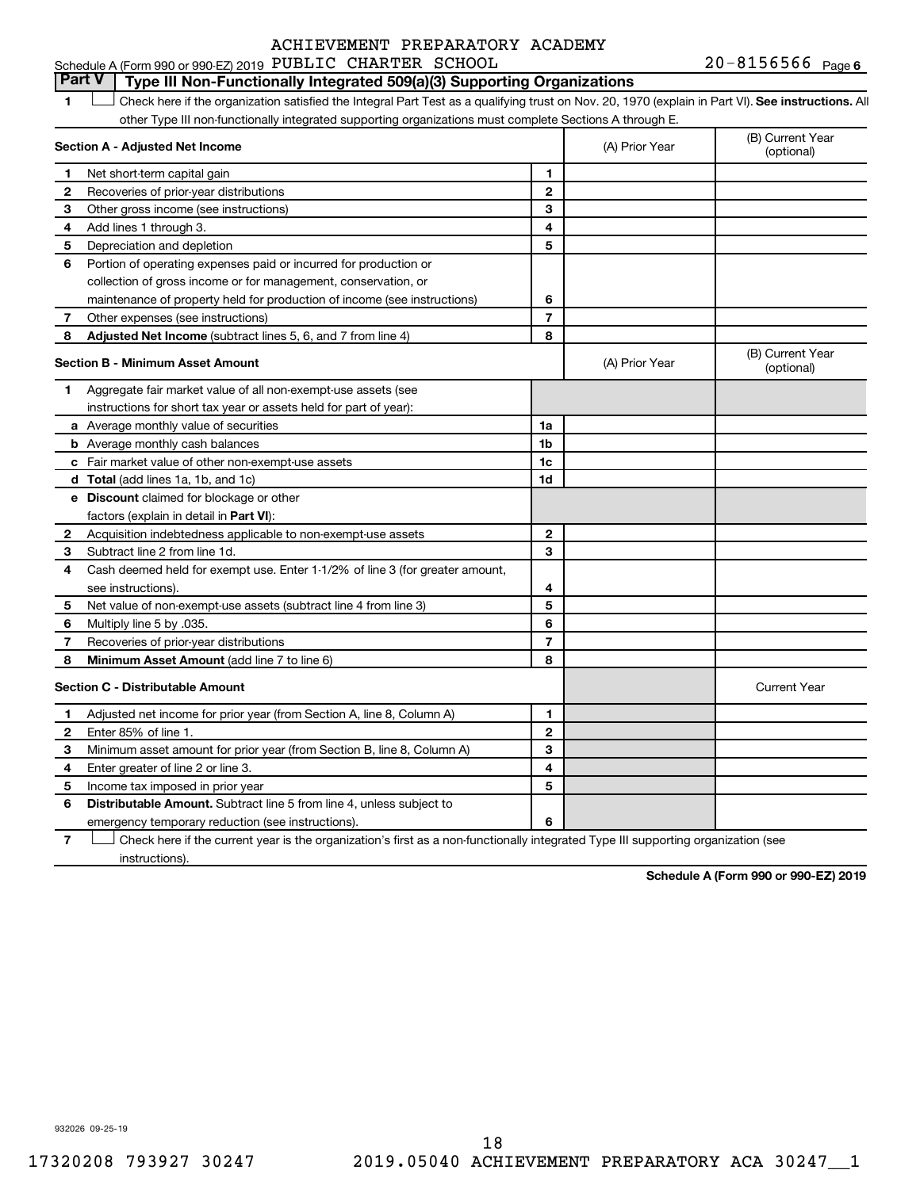ACHIEVEMENT PREPARATORY ACADEMY

Schedule A (Form 990 or 990-EZ) 2019 PUBLIC CHARTER SCHOOL 20-8156566 Page 6

## Part V Type III Non-Functionally Integrated 509(a)(3) Supporting Organizations

1 ☐ Check here if the organization satisfied the Integral Part Test as a qualifying trust on Nov. 20, 1970 (explain in Part VI). **See instructions.** All other Type III non-functionally integrated supporting organizations must complete Sections A through E.

| **Section A - Adjusted Net Income** | | | (A) Prior Year | (B) Current Year (optional) |
|---|---|---|---|---|
| 1 | Net short-term capital gain | 1 | | |
| 2 | Recoveries of prior-year distributions | 2 | | |
| 3 | Other gross income (see instructions) | 3 | | |
| 4 | Add lines 1 through 3. | 4 | | |
| 5 | Depreciation and depletion | 5 | | |
| 6 | Portion of operating expenses paid or incurred for production or collection of gross income or for management, conservation, or maintenance of property held for production of income (see instructions) | 6 | | |
| 7 | Other expenses (see instructions) | 7 | | |
| 8 | **Adjusted Net Income** (subtract lines 5, 6, and 7 from line 4) | 8 | | |

| **Section B - Minimum Asset Amount** | | | (A) Prior Year | (B) Current Year (optional) |
|---|---|---|---|---|
| 1 | Aggregate fair market value of all non-exempt-use assets (see instructions for short tax year or assets held for part of year): | | | |
| a | Average monthly value of securities | 1a | | |
| b | Average monthly cash balances | 1b | | |
| c | Fair market value of other non-exempt-use assets | 1c | | |
| d | **Total** (add lines 1a, 1b, and 1c) | 1d | | |
| e | **Discount** claimed for blockage or other factors (explain in detail in **Part VI**): | | | |
| 2 | Acquisition indebtedness applicable to non-exempt-use assets | 2 | | |
| 3 | Subtract line 2 from line 1d. | 3 | | |
| 4 | Cash deemed held for exempt use. Enter 1-1/2% of line 3 (for greater amount, see instructions). | 4 | | |
| 5 | Net value of non-exempt-use assets (subtract line 4 from line 3) | 5 | | |
| 6 | Multiply line 5 by .035. | 6 | | |
| 7 | Recoveries of prior-year distributions | 7 | | |
| 8 | **Minimum Asset Amount** (add line 7 to line 6) | 8 | | |

| **Section C - Distributable Amount** | | | | Current Year |
|---|---|---|---|---|
| 1 | Adjusted net income for prior year (from Section A, line 8, Column A) | 1 | | |
| 2 | Enter 85% of line 1. | 2 | | |
| 3 | Minimum asset amount for prior year (from Section B, line 8, Column A) | 3 | | |
| 4 | Enter greater of line 2 or line 3. | 4 | | |
| 5 | Income tax imposed in prior year | 5 | | |
| 6 | **Distributable Amount.** Subtract line 5 from line 4, unless subject to emergency temporary reduction (see instructions). | 6 | | |

7 ☐ Check here if the current year is the organization's first as a non-functionally integrated Type III supporting organization (see instructions).

**Schedule A (Form 990 or 990-EZ) 2019**

932026 09-25-19

17320208 793927 30247 2019.05040 ACHIEVEMENT PREPARATORY ACA 30247__1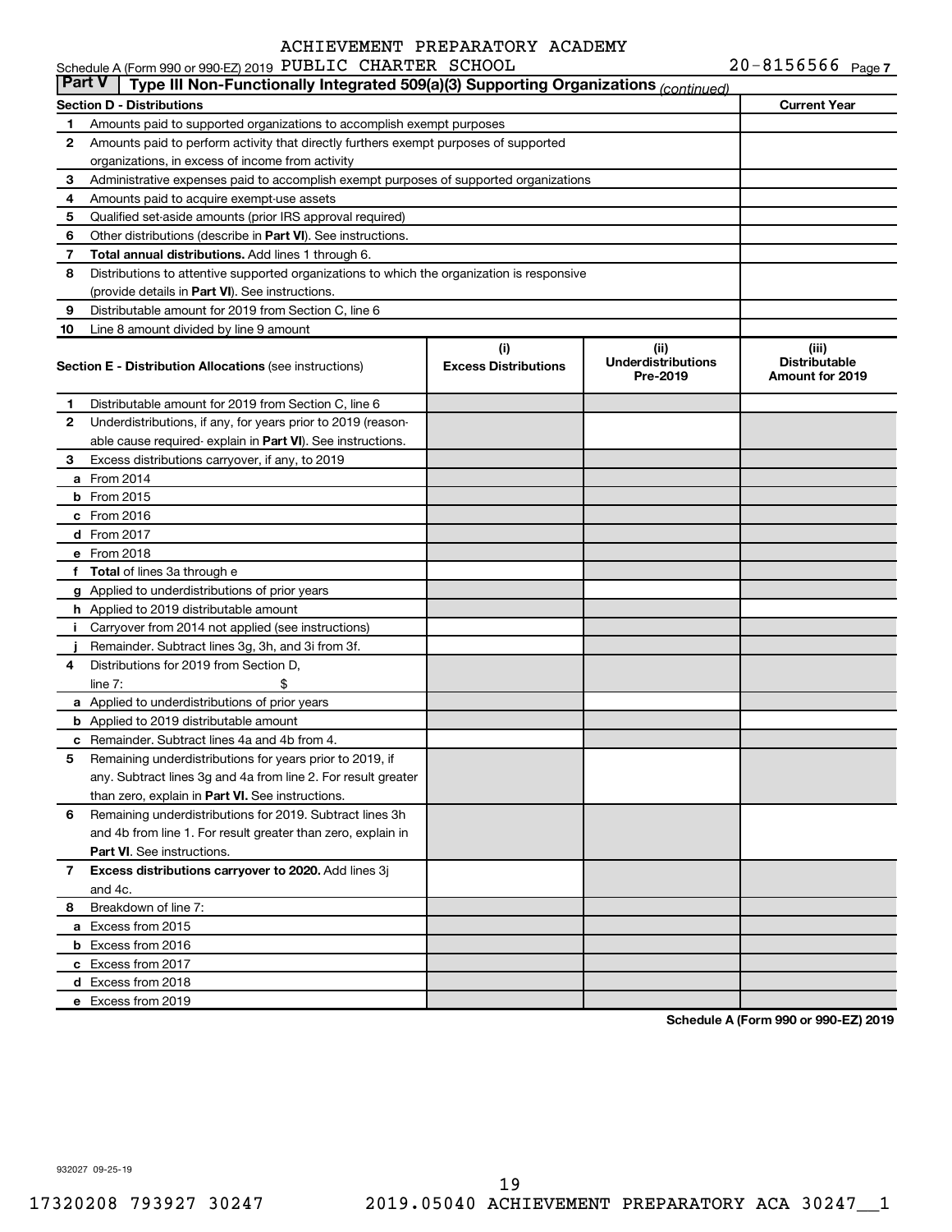ACHIEVEMENT PREPARATORY ACADEMY

Schedule A (Form 990 or 990-EZ) 2019 PUBLIC CHARTER SCHOOL 20-8156566 Page 7

**Part V | Type III Non-Functionally Integrated 509(a)(3) Supporting Organizations** *(continued)*

| **Section D - Distributions** | **Current Year** |
|---|---|
| **1** Amounts paid to supported organizations to accomplish exempt purposes | |
| **2** Amounts paid to perform activity that directly furthers exempt purposes of supported organizations, in excess of income from activity | |
| **3** Administrative expenses paid to accomplish exempt purposes of supported organizations | |
| **4** Amounts paid to acquire exempt-use assets | |
| **5** Qualified set-aside amounts (prior IRS approval required) | |
| **6** Other distributions (describe in **Part VI**). See instructions. | |
| **7 Total annual distributions.** Add lines 1 through 6. | |
| **8** Distributions to attentive supported organizations to which the organization is responsive (provide details in **Part VI**). See instructions. | |
| **9** Distributable amount for 2019 from Section C, line 6 | |
| **10** Line 8 amount divided by line 9 amount | |

| **Section E - Distribution Allocations** (see instructions) | **(i) Excess Distributions** | **(ii) Underdistributions Pre-2019** | **(iii) Distributable Amount for 2019** |
|---|---|---|---|
| **1** Distributable amount for 2019 from Section C, line 6 | | | |
| **2** Underdistributions, if any, for years prior to 2019 (reasonable cause required- explain in **Part VI**). See instructions. | | | |
| **3** Excess distributions carryover, if any, to 2019 | | | |
| **a** From 2014 | | | |
| **b** From 2015 | | | |
| **c** From 2016 | | | |
| **d** From 2017 | | | |
| **e** From 2018 | | | |
| **f Total** of lines 3a through e | | | |
| **g** Applied to underdistributions of prior years | | | |
| **h** Applied to 2019 distributable amount | | | |
| **i** Carryover from 2014 not applied (see instructions) | | | |
| **j** Remainder. Subtract lines 3g, 3h, and 3i from 3f. | | | |
| **4** Distributions for 2019 from Section D, line 7: $ | | | |
| **a** Applied to underdistributions of prior years | | | |
| **b** Applied to 2019 distributable amount | | | |
| **c** Remainder. Subtract lines 4a and 4b from 4. | | | |
| **5** Remaining underdistributions for years prior to 2019, if any. Subtract lines 3g and 4a from line 2. For result greater than zero, explain in **Part VI.** See instructions. | | | |
| **6** Remaining underdistributions for 2019. Subtract lines 3h and 4b from line 1. For result greater than zero, explain in **Part VI**. See instructions. | | | |
| **7 Excess distributions carryover to 2020.** Add lines 3j and 4c. | | | |
| **8** Breakdown of line 7: | | | |
| **a** Excess from 2015 | | | |
| **b** Excess from 2016 | | | |
| **c** Excess from 2017 | | | |
| **d** Excess from 2018 | | | |
| **e** Excess from 2019 | | | |

**Schedule A (Form 990 or 990-EZ) 2019**

932027 09-25-19

17320208 793927 30247 2019.05040 ACHIEVEMENT PREPARATORY ACA 30247__1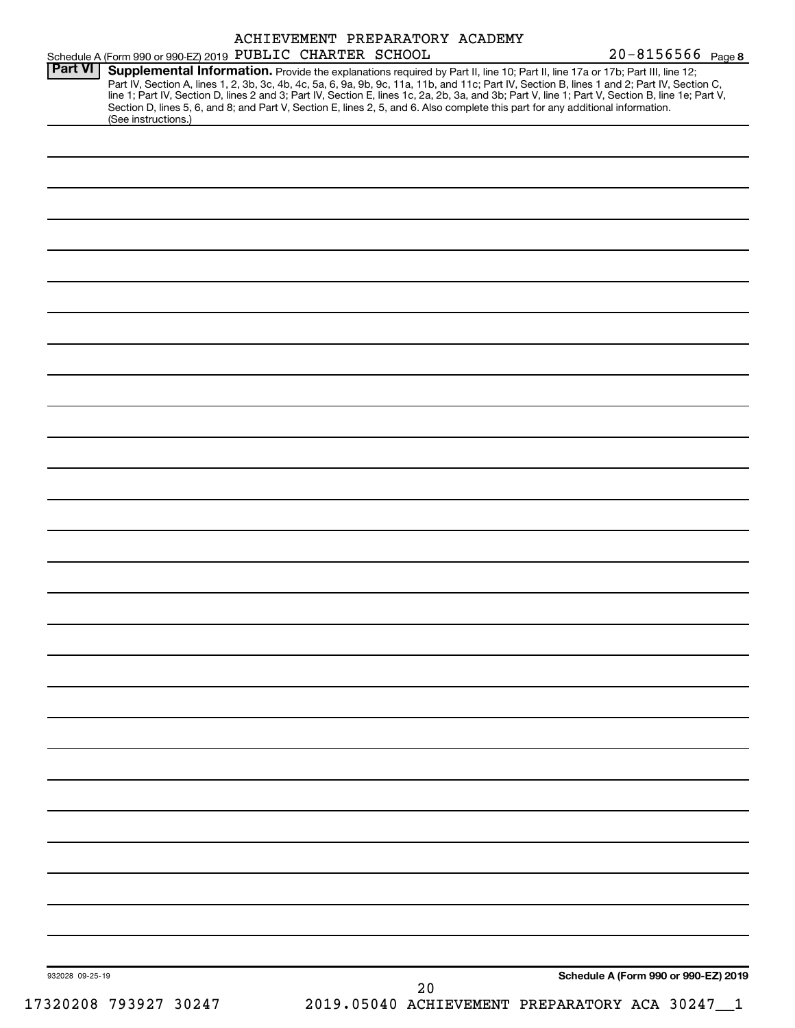ACHIEVEMENT PREPARATORY ACADEMY

Schedule A (Form 990 or 990-EZ) 2019 PUBLIC CHARTER SCHOOL 20-8156566 Page **8**

## Part VI Supplemental Information.

Provide the explanations required by Part II, line 10; Part II, line 17a or 17b; Part III, line 12; Part IV, Section A, lines 1, 2, 3b, 3c, 4b, 4c, 5a, 6, 9a, 9b, 9c, 11a, 11b, and 11c; Part IV, Section B, lines 1 and 2; Part IV, Section C, line 1; Part IV, Section D, lines 2 and 3; Part IV, Section E, lines 1c, 2a, 2b, 3a, and 3b; Part V, line 1; Part V, Section B, line 1e; Part V, Section D, lines 5, 6, and 8; and Part V, Section E, lines 2, 5, and 6. Also complete this part for any additional information. (See instructions.)

932028 09-25-19

**Schedule A (Form 990 or 990-EZ) 2019**

17320208 793927 30247 2019.05040 ACHIEVEMENT PREPARATORY ACA 30247__1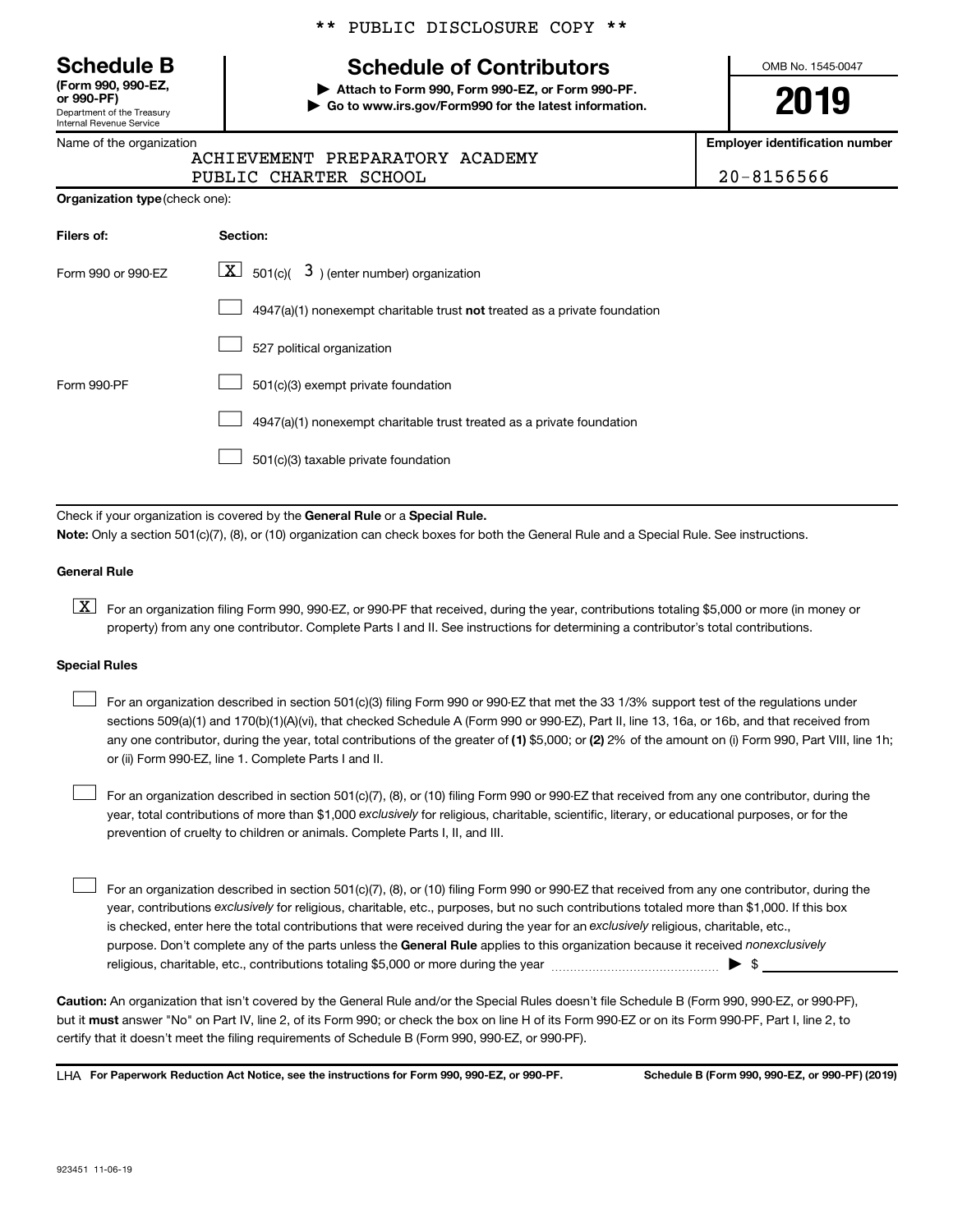\*\* PUBLIC DISCLOSURE COPY \*\*

# Schedule B

**(Form 990, 990-EZ, or 990-PF)**
Department of the Treasury
Internal Revenue Service

## Schedule of Contributors

▶ **Attach to Form 990, Form 990-EZ, or Form 990-PF.**
▶ **Go to www.irs.gov/Form990 for the latest information.**

OMB No. 1545-0047

**2019**

| Name of the organization | Employer identification number |
|---|---|
| ACHIEVEMENT PREPARATORY ACADEMY PUBLIC CHARTER SCHOOL | 20-8156566 |

**Organization type** (check one):

| Filers of: | Section: |
|---|---|
| Form 990 or 990-EZ | [X] 501(c)( 3 ) (enter number) organization |
| | [ ] 4947(a)(1) nonexempt charitable trust **not** treated as a private foundation |
| | [ ] 527 political organization |
| Form 990-PF | [ ] 501(c)(3) exempt private foundation |
| | [ ] 4947(a)(1) nonexempt charitable trust treated as a private foundation |
| | [ ] 501(c)(3) taxable private foundation |

Check if your organization is covered by the **General Rule** or a **Special Rule.**

**Note:** Only a section 501(c)(7), (8), or (10) organization can check boxes for both the General Rule and a Special Rule. See instructions.

**General Rule**

[X] For an organization filing Form 990, 990-EZ, or 990-PF that received, during the year, contributions totaling $5,000 or more (in money or property) from any one contributor. Complete Parts I and II. See instructions for determining a contributor's total contributions.

**Special Rules**

[ ] For an organization described in section 501(c)(3) filing Form 990 or 990-EZ that met the 33 1/3% support test of the regulations under sections 509(a)(1) and 170(b)(1)(A)(vi), that checked Schedule A (Form 990 or 990-EZ), Part II, line 13, 16a, or 16b, and that received from any one contributor, during the year, total contributions of the greater of **(1)** $5,000; or **(2)** 2% of the amount on (i) Form 990, Part VIII, line 1h; or (ii) Form 990-EZ, line 1. Complete Parts I and II.

[ ] For an organization described in section 501(c)(7), (8), or (10) filing Form 990 or 990-EZ that received from any one contributor, during the year, total contributions of more than $1,000 *exclusively* for religious, charitable, scientific, literary, or educational purposes, or for the prevention of cruelty to children or animals. Complete Parts I, II, and III.

[ ] For an organization described in section 501(c)(7), (8), or (10) filing Form 990 or 990-EZ that received from any one contributor, during the year, contributions *exclusively* for religious, charitable, etc., purposes, but no such contributions totaled more than $1,000. If this box is checked, enter here the total contributions that were received during the year for an *exclusively* religious, charitable, etc., purpose. Don't complete any of the parts unless the **General Rule** applies to this organization because it received *nonexclusively* religious, charitable, etc., contributions totaling $5,000 or more during the year ▶ $ ____________

**Caution:** An organization that isn't covered by the General Rule and/or the Special Rules doesn't file Schedule B (Form 990, 990-EZ, or 990-PF), but it **must** answer "No" on Part IV, line 2, of its Form 990; or check the box on line H of its Form 990-EZ or on its Form 990-PF, Part I, line 2, to certify that it doesn't meet the filing requirements of Schedule B (Form 990, 990-EZ, or 990-PF).

LHA **For Paperwork Reduction Act Notice, see the instructions for Form 990, 990-EZ, or 990-PF.** **Schedule B (Form 990, 990-EZ, or 990-PF) (2019)**

923451 11-06-19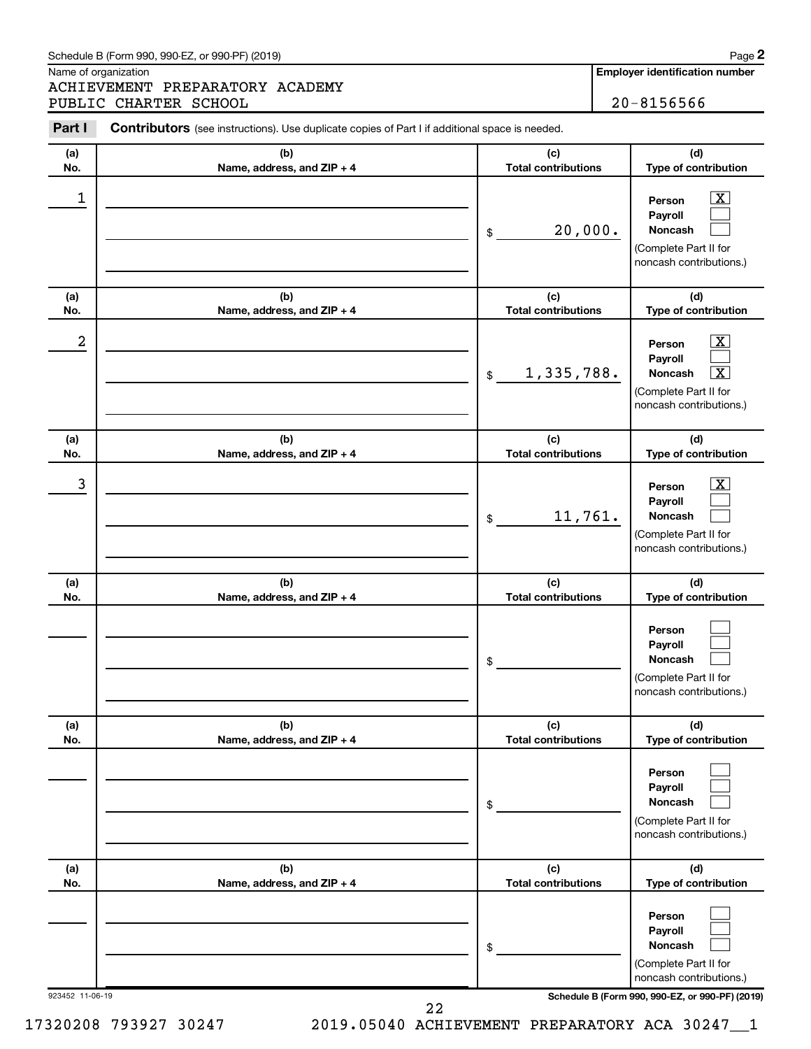Schedule B (Form 990, 990-EZ, or 990-PF) (2019)

Name of organization: ACHIEVEMENT PREPARATORY ACADEMY PUBLIC CHARTER SCHOOL

Employer identification number: 20-8156566

## Part I Contributors (see instructions). Use duplicate copies of Part I if additional space is needed.

| (a) No. | (b) Name, address, and ZIP + 4 | (c) Total contributions | (d) Type of contribution |
|---|---|---|---|
| 1 | | $ 20,000. | Person [X] Payroll [ ] Noncash [ ] (Complete Part II for noncash contributions.) |
| 2 | | $ 1,335,788. | Person [X] Payroll [ ] Noncash [X] (Complete Part II for noncash contributions.) |
| 3 | | $ 11,761. | Person [X] Payroll [ ] Noncash [ ] (Complete Part II for noncash contributions.) |
| | | $ | Person [ ] Payroll [ ] Noncash [ ] (Complete Part II for noncash contributions.) |
| | | $ | Person [ ] Payroll [ ] Noncash [ ] (Complete Part II for noncash contributions.) |
| | | $ | Person [ ] Payroll [ ] Noncash [ ] (Complete Part II for noncash contributions.) |

923452 11-06-19

Schedule B (Form 990, 990-EZ, or 990-PF) (2019)

17320208 793927 30247 2019.05040 ACHIEVEMENT PREPARATORY ACA 30247__1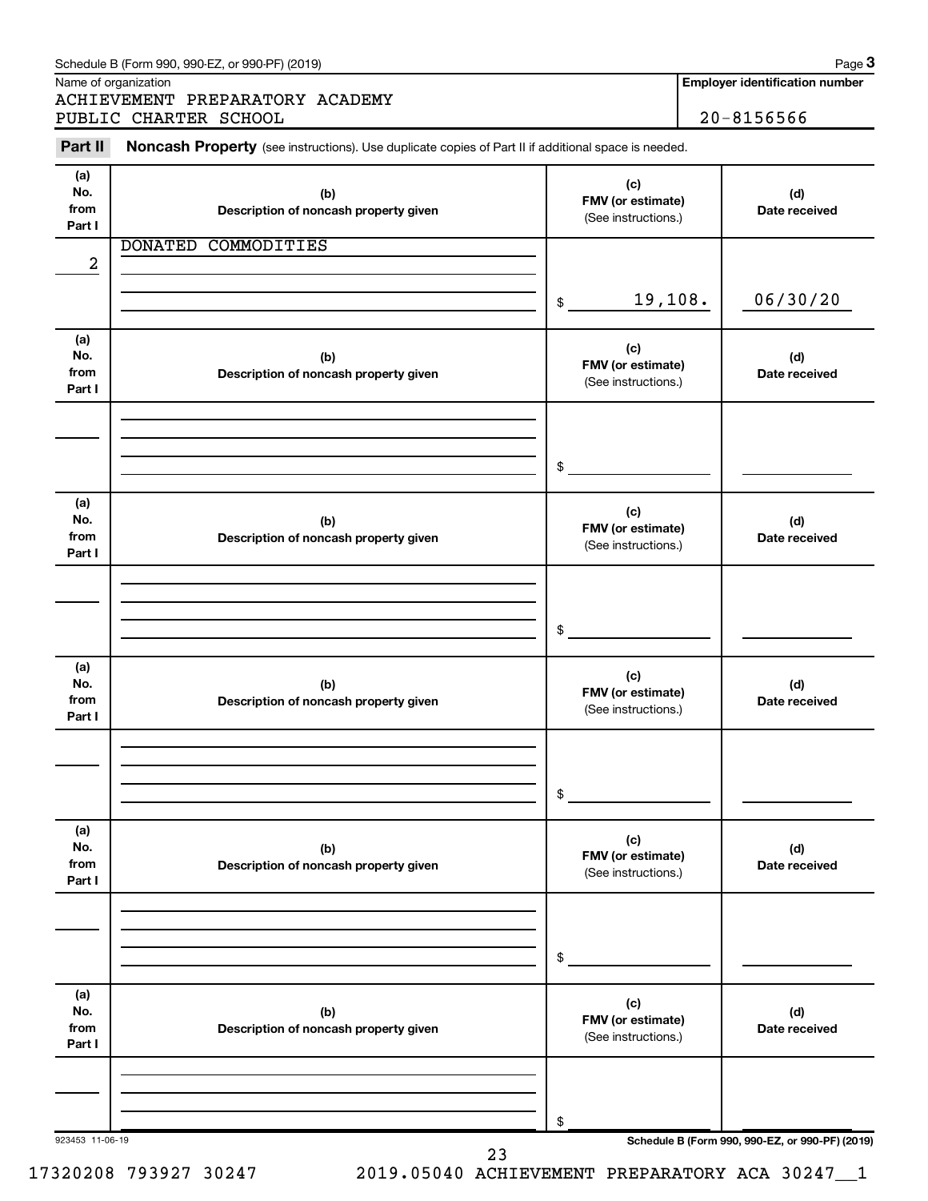Schedule B (Form 990, 990-EZ, or 990-PF) (2019)

Name of organization: ACHIEVEMENT PREPARATORY ACADEMY PUBLIC CHARTER SCHOOL

**Employer identification number:** 20-8156566

**Part II** **Noncash Property** (see instructions). Use duplicate copies of Part II if additional space is needed.

| (a) No. from Part I | (b) Description of noncash property given | (c) FMV (or estimate) (See instructions.) | (d) Date received |
|---|---|---|---|
| 2 | DONATED COMMODITIES | $ 19,108. | 06/30/20 |
| | | $ | |
| | | $ | |
| | | $ | |
| | | $ | |
| | | $ | |

923453 11-06-19

**Schedule B (Form 990, 990-EZ, or 990-PF) (2019)**

17320208 793927 30247 2019.05040 ACHIEVEMENT PREPARATORY ACA 30247__1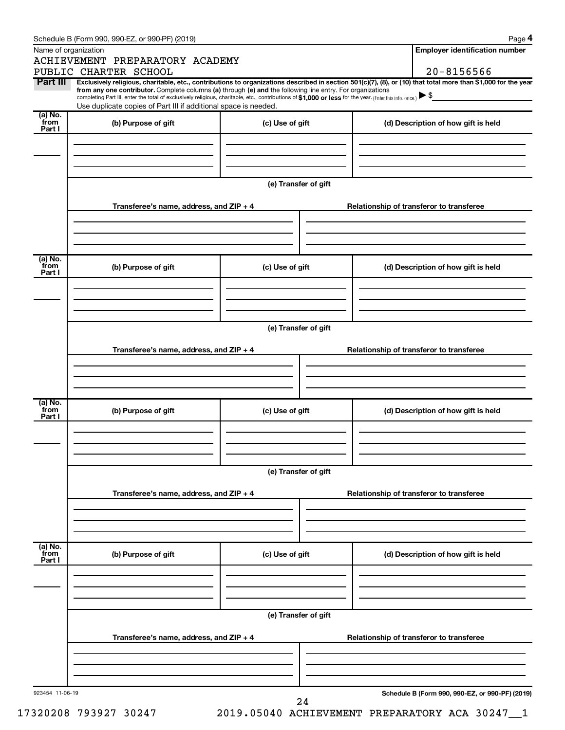Schedule B (Form 990, 990-EZ, or 990-PF) (2019)

Name of organization

ACHIEVEMENT PREPARATORY ACADEMY PUBLIC CHARTER SCHOOL

**Employer identification number**

20-8156566

**Part III** **Exclusively religious, charitable, etc., contributions to organizations described in section 501(c)(7), (8), or (10) that total more than $1,000 for the year from any one contributor.** Complete columns **(a)** through **(e)** and the following line entry. For organizations completing Part III, enter the total of exclusively religious, charitable, etc., contributions of **$1,000 or less** for the year. (Enter this info. once.) ▶ $

Use duplicate copies of Part III if additional space is needed.

| (a) No. from Part I | (b) Purpose of gift | (c) Use of gift | (d) Description of how gift is held |
|---|---|---|---|
| | | | |

**(e) Transfer of gift**

| Transferee's name, address, and ZIP + 4 | Relationship of transferor to transferee |
|---|---|
| | |

| (a) No. from Part I | (b) Purpose of gift | (c) Use of gift | (d) Description of how gift is held |
|---|---|---|---|
| | | | |

**(e) Transfer of gift**

| Transferee's name, address, and ZIP + 4 | Relationship of transferor to transferee |
|---|---|
| | |

| (a) No. from Part I | (b) Purpose of gift | (c) Use of gift | (d) Description of how gift is held |
|---|---|---|---|
| | | | |

**(e) Transfer of gift**

| Transferee's name, address, and ZIP + 4 | Relationship of transferor to transferee |
|---|---|
| | |

| (a) No. from Part I | (b) Purpose of gift | (c) Use of gift | (d) Description of how gift is held |
|---|---|---|---|
| | | | |

**(e) Transfer of gift**

| Transferee's name, address, and ZIP + 4 | Relationship of transferor to transferee |
|---|---|
| | |

923454 11-06-19

**Schedule B (Form 990, 990-EZ, or 990-PF) (2019)**

17320208 793927 30247 2019.05040 ACHIEVEMENT PREPARATORY ACA 30247__1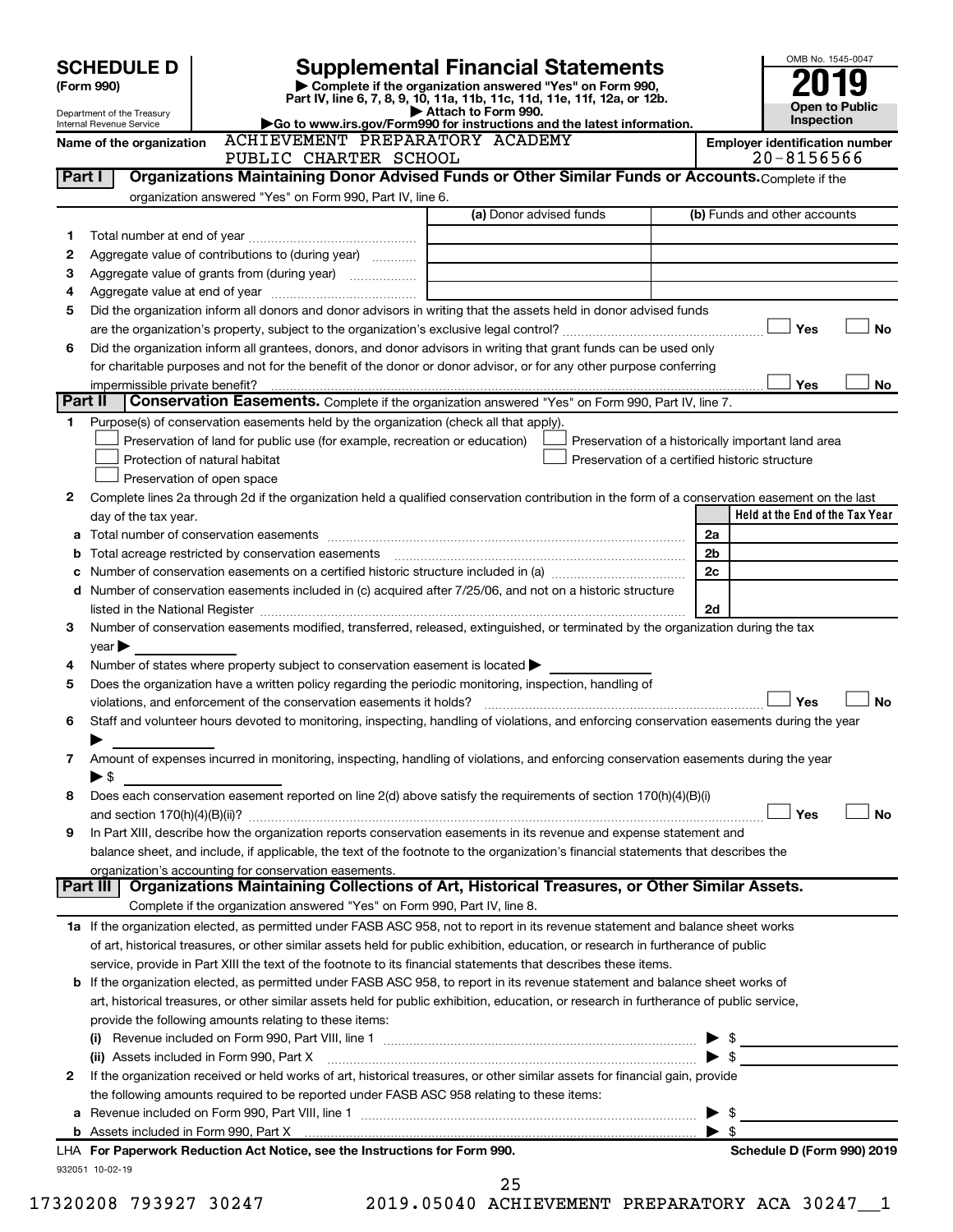# SCHEDULE D (Form 990)

Department of the Treasury
Internal Revenue Service

## Supplemental Financial Statements

▶ Complete if the organization answered "Yes" on Form 990, Part IV, line 6, 7, 8, 9, 10, 11a, 11b, 11c, 11d, 11e, 11f, 12a, or 12b.
▶ Attach to Form 990.
▶Go to www.irs.gov/Form990 for instructions and the latest information.

OMB No. 1545-0047

**2019**

**Open to Public Inspection**

Name of the organization: ACHIEVEMENT PREPARATORY ACADEMY PUBLIC CHARTER SCHOOL

Employer identification number: 20-8156566

### Part I — Organizations Maintaining Donor Advised Funds or Other Similar Funds or Accounts.

Complete if the organization answered "Yes" on Form 990, Part IV, line 6.

| | | (a) Donor advised funds | (b) Funds and other accounts |
|---|---|---|---|
| 1 | Total number at end of year | | |
| 2 | Aggregate value of contributions to (during year) | | |
| 3 | Aggregate value of grants from (during year) | | |
| 4 | Aggregate value at end of year | | |

5 Did the organization inform all donors and donor advisors in writing that the assets held in donor advised funds are the organization's property, subject to the organization's exclusive legal control? ☐ Yes ☐ No

6 Did the organization inform all grantees, donors, and donor advisors in writing that grant funds can be used only for charitable purposes and not for the benefit of the donor or donor advisor, or for any other purpose conferring impermissible private benefit? ☐ Yes ☐ No

### Part II — Conservation Easements.

Complete if the organization answered "Yes" on Form 990, Part IV, line 7.

1 Purpose(s) of conservation easements held by the organization (check all that apply).

- ☐ Preservation of land for public use (for example, recreation or education)
- ☐ Protection of natural habitat
- ☐ Preservation of open space
- ☐ Preservation of a historically important land area
- ☐ Preservation of a certified historic structure

2 Complete lines 2a through 2d if the organization held a qualified conservation contribution in the form of a conservation easement on the last day of the tax year.

| | | | Held at the End of the Tax Year |
|---|---|---|---|
| a | Total number of conservation easements | 2a | |
| b | Total acreage restricted by conservation easements | 2b | |
| c | Number of conservation easements on a certified historic structure included in (a) | 2c | |
| d | Number of conservation easements included in (c) acquired after 7/25/06, and not on a historic structure listed in the National Register | 2d | |

3 Number of conservation easements modified, transferred, released, extinguished, or terminated by the organization during the tax year ▶

4 Number of states where property subject to conservation easement is located ▶

5 Does the organization have a written policy regarding the periodic monitoring, inspection, handling of violations, and enforcement of the conservation easements it holds? ☐ Yes ☐ No

6 Staff and volunteer hours devoted to monitoring, inspecting, handling of violations, and enforcing conservation easements during the year ▶

7 Amount of expenses incurred in monitoring, inspecting, handling of violations, and enforcing conservation easements during the year ▶ $

8 Does each conservation easement reported on line 2(d) above satisfy the requirements of section 170(h)(4)(B)(i) and section 170(h)(4)(B)(ii)? ☐ Yes ☐ No

9 In Part XIII, describe how the organization reports conservation easements in its revenue and expense statement and balance sheet, and include, if applicable, the text of the footnote to the organization's financial statements that describes the organization's accounting for conservation easements.

### Part III — Organizations Maintaining Collections of Art, Historical Treasures, or Other Similar Assets.

Complete if the organization answered "Yes" on Form 990, Part IV, line 8.

1a If the organization elected, as permitted under FASB ASC 958, not to report in its revenue statement and balance sheet works of art, historical treasures, or other similar assets held for public exhibition, education, or research in furtherance of public service, provide in Part XIII the text of the footnote to its financial statements that describes these items.

b If the organization elected, as permitted under FASB ASC 958, to report in its revenue statement and balance sheet works of art, historical treasures, or other similar assets held for public exhibition, education, or research in furtherance of public service, provide the following amounts relating to these items:

(i) Revenue included on Form 990, Part VIII, line 1 ▶ $

(ii) Assets included in Form 990, Part X ▶ $

2 If the organization received or held works of art, historical treasures, or other similar assets for financial gain, provide the following amounts required to be reported under FASB ASC 958 relating to these items:

a Revenue included on Form 990, Part VIII, line 1 ▶ $

b Assets included in Form 990, Part X ▶ $

LHA For Paperwork Reduction Act Notice, see the Instructions for Form 990. — Schedule D (Form 990) 2019

932051 10-02-19

17320208 793927 30247 2019.05040 ACHIEVEMENT PREPARATORY ACA 30247__1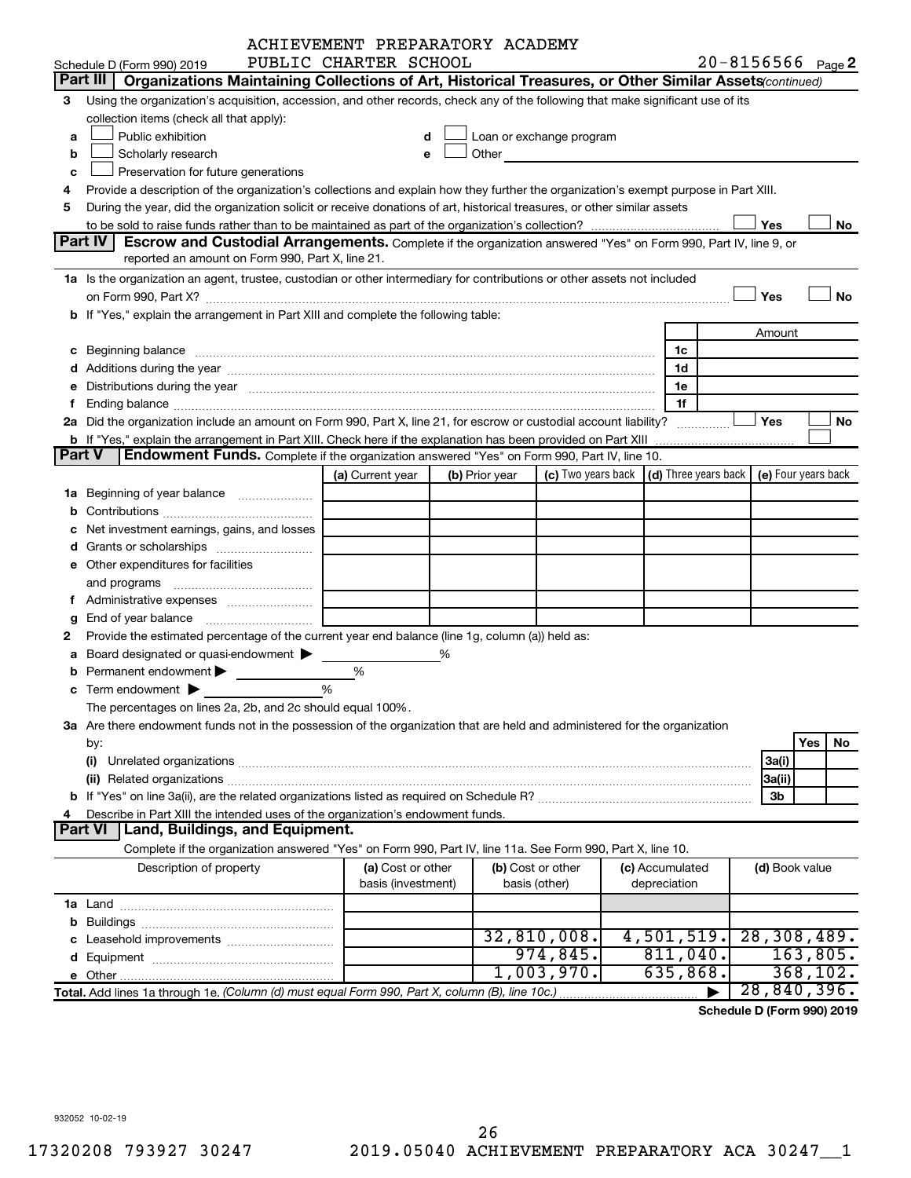ACHIEVEMENT PREPARATORY ACADEMY PUBLIC CHARTER SCHOOL

Schedule D (Form 990) 2019 — 20-8156566 Page 2

## Part III Organizations Maintaining Collections of Art, Historical Treasures, or Other Similar Assets (continued)

3 Using the organization's acquisition, accession, and other records, check any of the following that make significant use of its collection items (check all that apply):

a ☐ Public exhibition
b ☐ Scholarly research
c ☐ Preservation for future generations
d ☐ Loan or exchange program
e ☐ Other

4 Provide a description of the organization's collections and explain how they further the organization's exempt purpose in Part XIII.

5 During the year, did the organization solicit or receive donations of art, historical treasures, or other similar assets to be sold to raise funds rather than to be maintained as part of the organization's collection? ☐ Yes ☐ No

## Part IV Escrow and Custodial Arrangements.

Complete if the organization answered "Yes" on Form 990, Part IV, line 9, or reported an amount on Form 990, Part X, line 21.

1a Is the organization an agent, trustee, custodian or other intermediary for contributions or other assets not included on Form 990, Part X? ☐ Yes ☐ No

b If "Yes," explain the arrangement in Part XIII and complete the following table:

| | | Amount |
|---|---|---|
| c Beginning balance | 1c | |
| d Additions during the year | 1d | |
| e Distributions during the year | 1e | |
| f Ending balance | 1f | |

2a Did the organization include an amount on Form 990, Part X, line 21, for escrow or custodial account liability? ☐ Yes ☐ No

b If "Yes," explain the arrangement in Part XIII. Check here if the explanation has been provided on Part XIII ☐

## Part V Endowment Funds.

Complete if the organization answered "Yes" on Form 990, Part IV, line 10.

| | (a) Current year | (b) Prior year | (c) Two years back | (d) Three years back | (e) Four years back |
|---|---|---|---|---|---|
| 1a Beginning of year balance | | | | | |
| b Contributions | | | | | |
| c Net investment earnings, gains, and losses | | | | | |
| d Grants or scholarships | | | | | |
| e Other expenditures for facilities and programs | | | | | |
| f Administrative expenses | | | | | |
| g End of year balance | | | | | |

2 Provide the estimated percentage of the current year end balance (line 1g, column (a)) held as:

a Board designated or quasi-endowment ▶ %
b Permanent endowment ▶ %
c Term endowment ▶ %

The percentages on lines 2a, 2b, and 2c should equal 100%.

3a Are there endowment funds not in the possession of the organization that are held and administered for the organization by:

| | | Yes | No |
|---|---|---|---|
| (i) Unrelated organizations | 3a(i) | | |
| (ii) Related organizations | 3a(ii) | | |
| b If "Yes" on line 3a(ii), are the related organizations listed as required on Schedule R? | 3b | | |

4 Describe in Part XIII the intended uses of the organization's endowment funds.

## Part VI Land, Buildings, and Equipment.

Complete if the organization answered "Yes" on Form 990, Part IV, line 11a. See Form 990, Part X, line 10.

| Description of property | (a) Cost or other basis (investment) | (b) Cost or other basis (other) | (c) Accumulated depreciation | (d) Book value |
|---|---|---|---|---|
| 1a Land | | | | |
| b Buildings | | | | |
| c Leasehold improvements | | 32,810,008. | 4,501,519. | 28,308,489. |
| d Equipment | | 974,845. | 811,040. | 163,805. |
| e Other | | 1,003,970. | 635,868. | 368,102. |
| **Total.** Add lines 1a through 1e. *(Column (d) must equal Form 990, Part X, column (B), line 10c.)* ▶ | | | | 28,840,396. |

**Schedule D (Form 990) 2019**

932052 10-02-19

17320208 793927 30247 2019.05040 ACHIEVEMENT PREPARATORY ACA 30247__1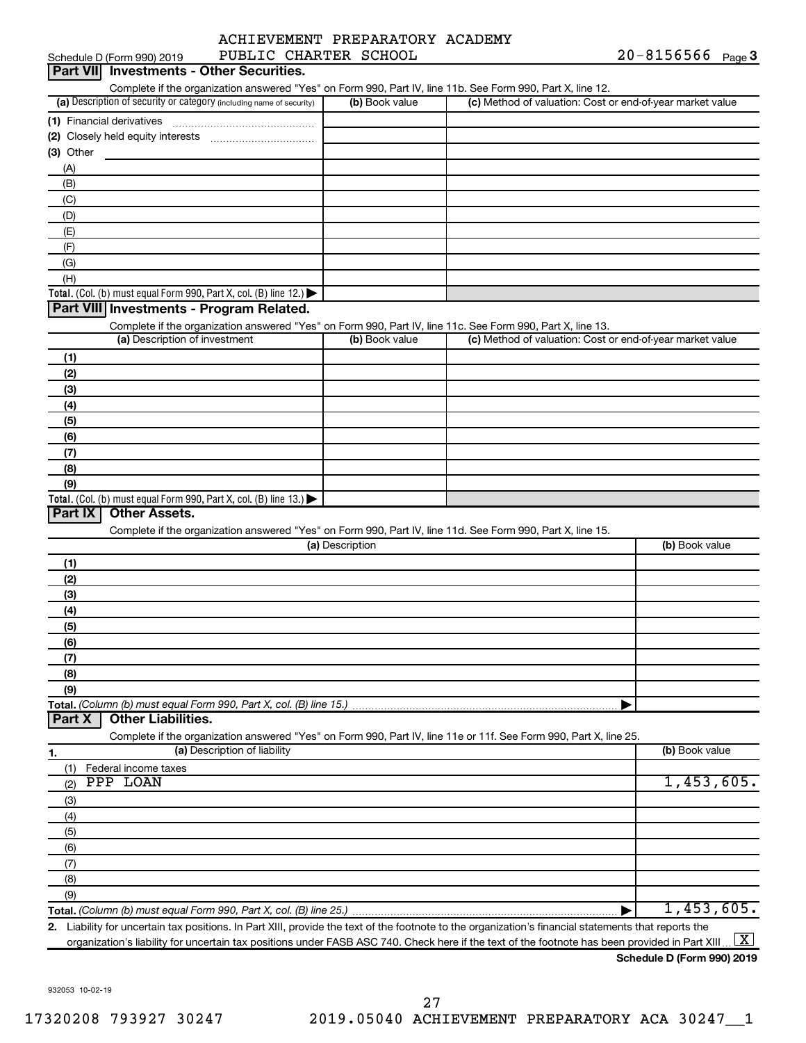ACHIEVEMENT PREPARATORY ACADEMY PUBLIC CHARTER SCHOOL

Schedule D (Form 990) 2019 — 20-8156566 Page 3

## Part VII Investments - Other Securities.

Complete if the organization answered "Yes" on Form 990, Part IV, line 11b. See Form 990, Part X, line 12.

| (a) Description of security or category (including name of security) | (b) Book value | (c) Method of valuation: Cost or end-of-year market value |
|---|---|---|
| (1) Financial derivatives | | |
| (2) Closely held equity interests | | |
| (3) Other | | |
| (A) | | |
| (B) | | |
| (C) | | |
| (D) | | |
| (E) | | |
| (F) | | |
| (G) | | |
| (H) | | |
| **Total.** (Col. (b) must equal Form 990, Part X, col. (B) line 12.) ▶ | | |

## Part VIII Investments - Program Related.

Complete if the organization answered "Yes" on Form 990, Part IV, line 11c. See Form 990, Part X, line 13.

| (a) Description of investment | (b) Book value | (c) Method of valuation: Cost or end-of-year market value |
|---|---|---|
| (1) | | |
| (2) | | |
| (3) | | |
| (4) | | |
| (5) | | |
| (6) | | |
| (7) | | |
| (8) | | |
| (9) | | |
| **Total.** (Col. (b) must equal Form 990, Part X, col. (B) line 13.) ▶ | | |

## Part IX Other Assets.

Complete if the organization answered "Yes" on Form 990, Part IV, line 11d. See Form 990, Part X, line 15.

| (a) Description | (b) Book value |
|---|---|
| (1) | |
| (2) | |
| (3) | |
| (4) | |
| (5) | |
| (6) | |
| (7) | |
| (8) | |
| (9) | |
| **Total.** *(Column (b) must equal Form 990, Part X, col. (B) line 15.)* ▶ | |

## Part X Other Liabilities.

Complete if the organization answered "Yes" on Form 990, Part IV, line 11e or 11f. See Form 990, Part X, line 25.

| 1. (a) Description of liability | (b) Book value |
|---|---|
| (1) Federal income taxes | |
| (2) PPP LOAN | 1,453,605. |
| (3) | |
| (4) | |
| (5) | |
| (6) | |
| (7) | |
| (8) | |
| (9) | |
| **Total.** *(Column (b) must equal Form 990, Part X, col. (B) line 25.)* ▶ | 1,453,605. |

2. Liability for uncertain tax positions. In Part XIII, provide the text of the footnote to the organization's financial statements that reports the organization's liability for uncertain tax positions under FASB ASC 740. Check here if the text of the footnote has been provided in Part XIII ... [X]

**Schedule D (Form 990) 2019**

932053 10-02-19

17320208 793927 30247 2019.05040 ACHIEVEMENT PREPARATORY ACA 30247__1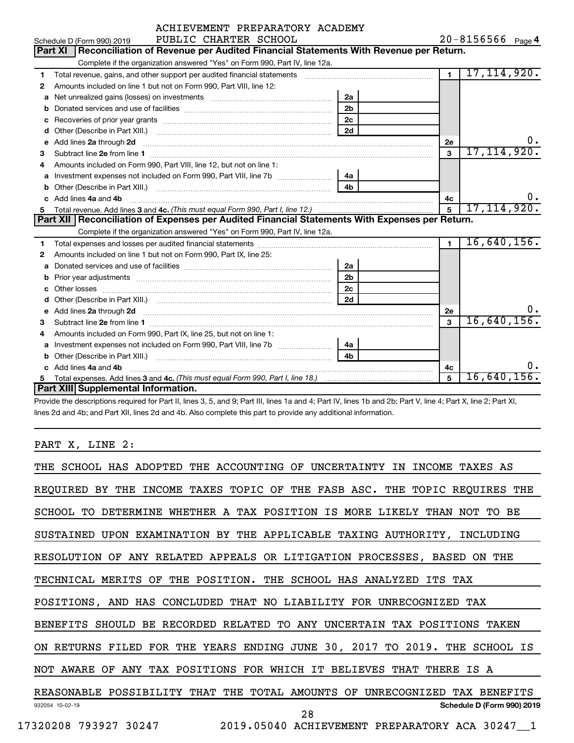ACHIEVEMENT PREPARATORY ACADEMY

Schedule D (Form 990) 2019 PUBLIC CHARTER SCHOOL 20-8156566 Page 4

## Part XI Reconciliation of Revenue per Audited Financial Statements With Revenue per Return.

Complete if the organization answered "Yes" on Form 990, Part IV, line 12a.

| | | | | | |
|---|---|---|---|---|---|
| 1 | Total revenue, gains, and other support per audited financial statements | | | 1 | 17,114,920. |
| 2 | Amounts included on line 1 but not on Form 990, Part VIII, line 12: | | | | |
| a | Net unrealized gains (losses) on investments | 2a | | | |
| b | Donated services and use of facilities | 2b | | | |
| c | Recoveries of prior year grants | 2c | | | |
| d | Other (Describe in Part XIII.) | 2d | | | |
| e | Add lines 2a through 2d | | | 2e | 0. |
| 3 | Subtract line 2e from line 1 | | | 3 | 17,114,920. |
| 4 | Amounts included on Form 990, Part VIII, line 12, but not on line 1: | | | | |
| a | Investment expenses not included on Form 990, Part VIII, line 7b | 4a | | | |
| b | Other (Describe in Part XIII.) | 4b | | | |
| c | Add lines 4a and 4b | | | 4c | 0. |
| 5 | Total revenue. Add lines 3 and 4c. *(This must equal Form 990, Part I, line 12.)* | | | 5 | 17,114,920. |

## Part XII Reconciliation of Expenses per Audited Financial Statements With Expenses per Return.

Complete if the organization answered "Yes" on Form 990, Part IV, line 12a.

| | | | | | |
|---|---|---|---|---|---|
| 1 | Total expenses and losses per audited financial statements | | | 1 | 16,640,156. |
| 2 | Amounts included on line 1 but not on Form 990, Part IX, line 25: | | | | |
| a | Donated services and use of facilities | 2a | | | |
| b | Prior year adjustments | 2b | | | |
| c | Other losses | 2c | | | |
| d | Other (Describe in Part XIII.) | 2d | | | |
| e | Add lines 2a through 2d | | | 2e | 0. |
| 3 | Subtract line 2e from line 1 | | | 3 | 16,640,156. |
| 4 | Amounts included on Form 990, Part IX, line 25, but not on line 1: | | | | |
| a | Investment expenses not included on Form 990, Part VIII, line 7b | 4a | | | |
| b | Other (Describe in Part XIII.) | 4b | | | |
| c | Add lines 4a and 4b | | | 4c | 0. |
| 5 | Total expenses. Add lines 3 and 4c. *(This must equal Form 990, Part I, line 18.)* | | | 5 | 16,640,156. |

## Part XIII Supplemental Information.

Provide the descriptions required for Part II, lines 3, 5, and 9; Part III, lines 1a and 4; Part IV, lines 1b and 2b; Part V, line 4; Part X, line 2; Part XI, lines 2d and 4b; and Part XII, lines 2d and 4b. Also complete this part to provide any additional information.

PART X, LINE 2:

THE SCHOOL HAS ADOPTED THE ACCOUNTING OF UNCERTAINTY IN INCOME TAXES AS REQUIRED BY THE INCOME TAXES TOPIC OF THE FASB ASC. THE TOPIC REQUIRES THE SCHOOL TO DETERMINE WHETHER A TAX POSITION IS MORE LIKELY THAN NOT TO BE SUSTAINED UPON EXAMINATION BY THE APPLICABLE TAXING AUTHORITY, INCLUDING RESOLUTION OF ANY RELATED APPEALS OR LITIGATION PROCESSES, BASED ON THE TECHNICAL MERITS OF THE POSITION. THE SCHOOL HAS ANALYZED ITS TAX POSITIONS, AND HAS CONCLUDED THAT NO LIABILITY FOR UNRECOGNIZED TAX BENEFITS SHOULD BE RECORDED RELATED TO ANY UNCERTAIN TAX POSITIONS TAKEN ON RETURNS FILED FOR THE YEARS ENDING JUNE 30, 2017 TO 2019. THE SCHOOL IS NOT AWARE OF ANY TAX POSITIONS FOR WHICH IT BELIEVES THAT THERE IS A REASONABLE POSSIBILITY THAT THE TOTAL AMOUNTS OF UNRECOGNIZED TAX BENEFITS

932054 10-02-19 Schedule D (Form 990) 2019

17320208 793927 30247 2019.05040 ACHIEVEMENT PREPARATORY ACA 30247__1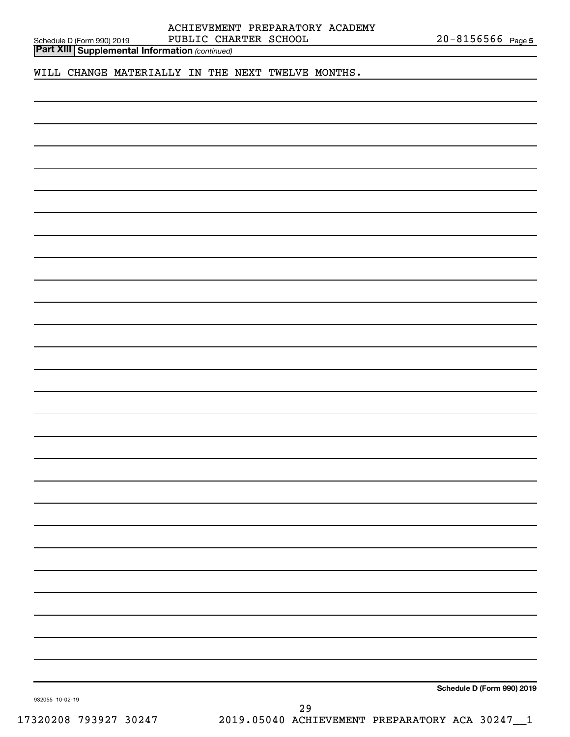ACHIEVEMENT PREPARATORY ACADEMY PUBLIC CHARTER SCHOOL 20-8156566

**Part XIII** **Supplemental Information** *(continued)*

WILL CHANGE MATERIALLY IN THE NEXT TWELVE MONTHS.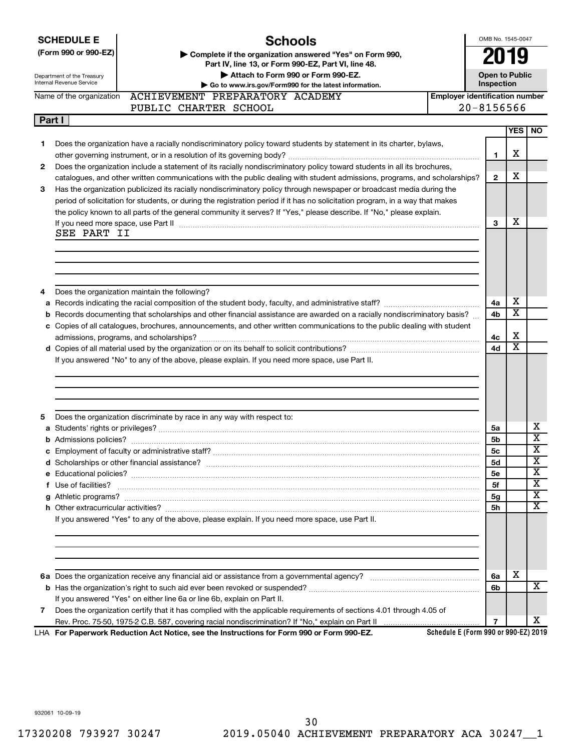# SCHEDULE E (Form 990 or 990-EZ)

Department of the Treasury
Internal Revenue Service

## Schools

▶ Complete if the organization answered "Yes" on Form 990, Part IV, line 13, or Form 990-EZ, Part VI, line 48.

▶ Attach to Form 990 or Form 990-EZ.

▶ Go to www.irs.gov/Form990 for the latest information.

OMB No. 1545-0047

**2019**

**Open to Public Inspection**

Name of the organization: ACHIEVEMENT PREPARATORY ACADEMY PUBLIC CHARTER SCHOOL

Employer identification number: 20-8156566

### Part I

| | | Line | YES | NO |
|---|---|---|---|---|
| 1 | Does the organization have a racially nondiscriminatory policy toward students by statement in its charter, bylaws, other governing instrument, or in a resolution of its governing body? | 1 | X | |
| 2 | Does the organization include a statement of its racially nondiscriminatory policy toward students in all its brochures, catalogues, and other written communications with the public dealing with student admissions, programs, and scholarships? | 2 | X | |
| 3 | Has the organization publicized its racially nondiscriminatory policy through newspaper or broadcast media during the period of solicitation for students, or during the registration period if it has no solicitation program, in a way that makes the policy known to all parts of the general community it serves? If "Yes," please describe. If "No," please explain. If you need more space, use Part II | 3 | X | |

SEE PART II

| | | Line | YES | NO |
|---|---|---|---|---|
| 4 | Does the organization maintain the following? | | | |
| a | Records indicating the racial composition of the student body, faculty, and administrative staff? | 4a | X | |
| b | Records documenting that scholarships and other financial assistance are awarded on a racially nondiscriminatory basis? | 4b | X | |
| c | Copies of all catalogues, brochures, announcements, and other written communications to the public dealing with student admissions, programs, and scholarships? | 4c | X | |
| d | Copies of all material used by the organization or on its behalf to solicit contributions? | 4d | X | |

If you answered "No" to any of the above, please explain. If you need more space, use Part II.

| | | Line | YES | NO |
|---|---|---|---|---|
| 5 | Does the organization discriminate by race in any way with respect to: | | | |
| a | Students' rights or privileges? | 5a | | X |
| b | Admissions policies? | 5b | | X |
| c | Employment of faculty or administrative staff? | 5c | | X |
| d | Scholarships or other financial assistance? | 5d | | X |
| e | Educational policies? | 5e | | X |
| f | Use of facilities? | 5f | | X |
| g | Athletic programs? | 5g | | X |
| h | Other extracurricular activities? | 5h | | X |

If you answered "Yes" to any of the above, please explain. If you need more space, use Part II.

| | | Line | YES | NO |
|---|---|---|---|---|
| 6a | Does the organization receive any financial aid or assistance from a governmental agency? | 6a | X | |
| b | Has the organization's right to such aid ever been revoked or suspended? | 6b | | X |
| | If you answered "Yes" on either line 6a or line 6b, explain on Part II. | | | |
| 7 | Does the organization certify that it has complied with the applicable requirements of sections 4.01 through 4.05 of Rev. Proc. 75-50, 1975-2 C.B. 587, covering racial nondiscrimination? If "No," explain on Part II | 7 | | X |

LHA **For Paperwork Reduction Act Notice, see the Instructions for Form 990 or Form 990-EZ.** Schedule E (Form 990 or 990-EZ) 2019

932061 10-09-19

17320208 793927 30247 2019.05040 ACHIEVEMENT PREPARATORY ACA 30247__1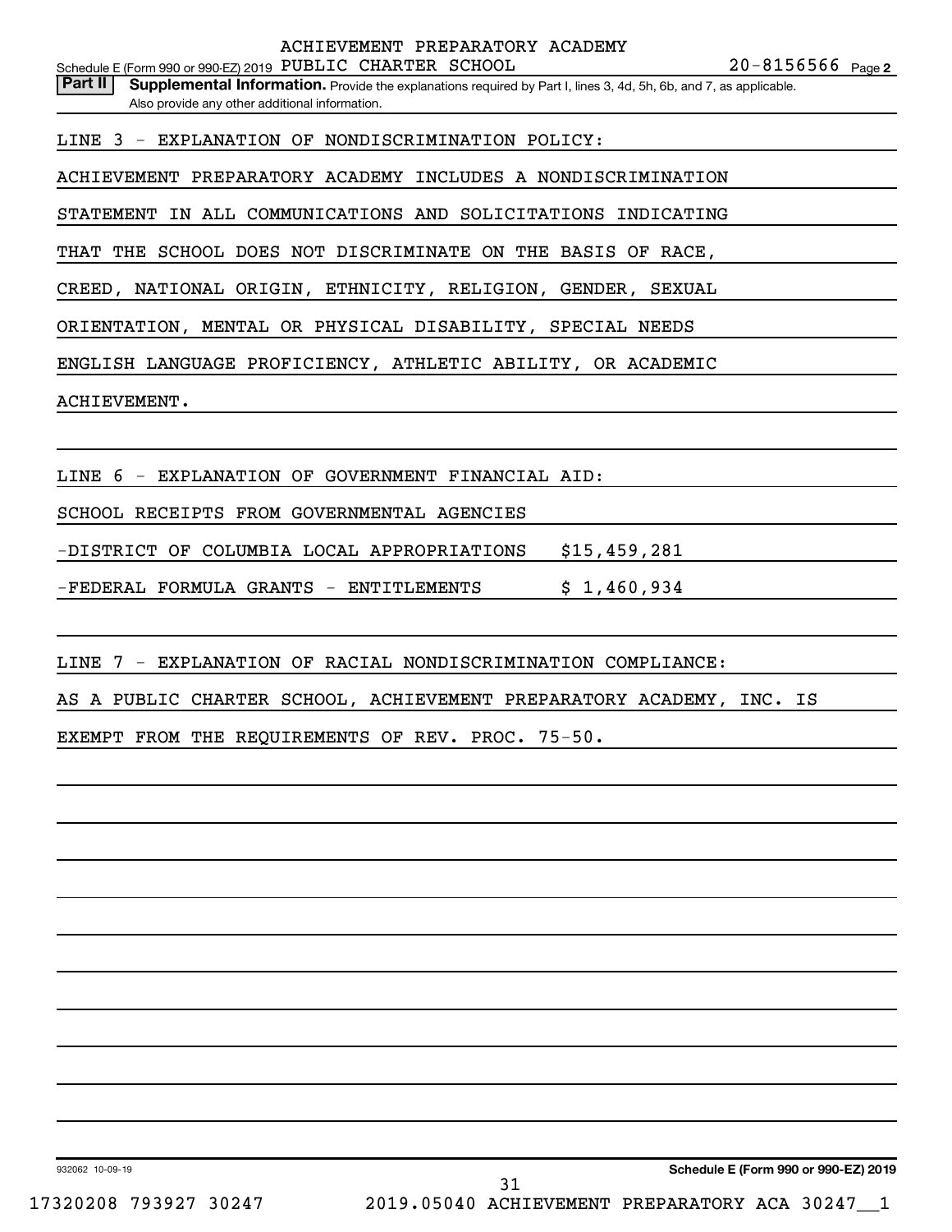ACHIEVEMENT PREPARATORY ACADEMY

Schedule E (Form 990 or 990-EZ) 2019 PUBLIC CHARTER SCHOOL 20-8156566 Page 2

**Part II** **Supplemental Information.** Provide the explanations required by Part I, lines 3, 4d, 5h, 6b, and 7, as applicable. Also provide any other additional information.

LINE 3 - EXPLANATION OF NONDISCRIMINATION POLICY:

ACHIEVEMENT PREPARATORY ACADEMY INCLUDES A NONDISCRIMINATION STATEMENT IN ALL COMMUNICATIONS AND SOLICITATIONS INDICATING THAT THE SCHOOL DOES NOT DISCRIMINATE ON THE BASIS OF RACE, CREED, NATIONAL ORIGIN, ETHNICITY, RELIGION, GENDER, SEXUAL ORIENTATION, MENTAL OR PHYSICAL DISABILITY, SPECIAL NEEDS ENGLISH LANGUAGE PROFICIENCY, ATHLETIC ABILITY, OR ACADEMIC ACHIEVEMENT.

LINE 6 - EXPLANATION OF GOVERNMENT FINANCIAL AID:

SCHOOL RECEIPTS FROM GOVERNMENTAL AGENCIES

-DISTRICT OF COLUMBIA LOCAL APPROPRIATIONS $15,459,281

-FEDERAL FORMULA GRANTS - ENTITLEMENTS $ 1,460,934

LINE 7 - EXPLANATION OF RACIAL NONDISCRIMINATION COMPLIANCE:

AS A PUBLIC CHARTER SCHOOL, ACHIEVEMENT PREPARATORY ACADEMY, INC. IS EXEMPT FROM THE REQUIREMENTS OF REV. PROC. 75-50.

932062 10-09-19 **Schedule E (Form 990 or 990-EZ) 2019**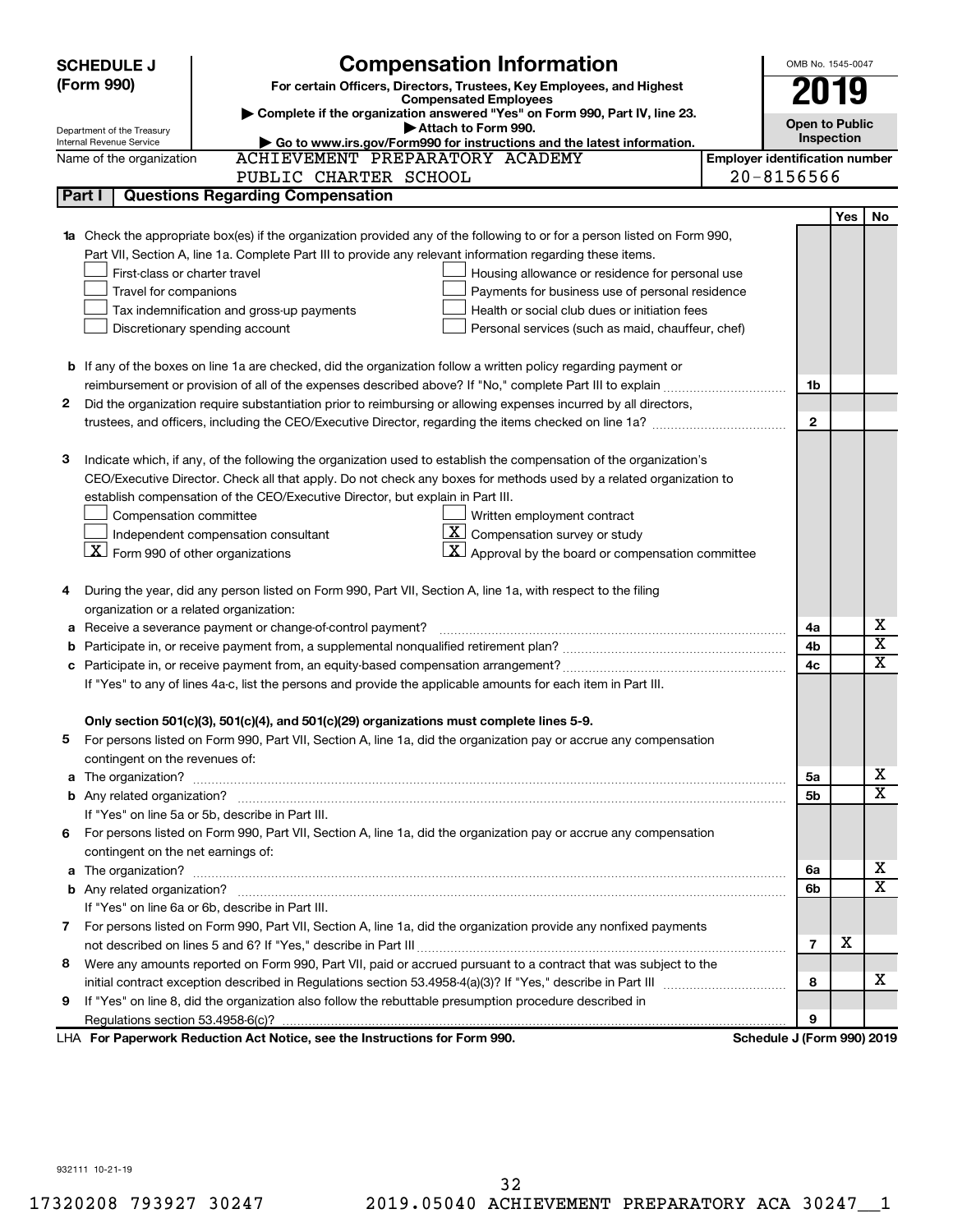# SCHEDULE J (Form 990)

## Compensation Information

**For certain Officers, Directors, Trustees, Key Employees, and Highest Compensated Employees**

▶ Complete if the organization answered "Yes" on Form 990, Part IV, line 23.

▶ Attach to Form 990.

▶ Go to www.irs.gov/Form990 for instructions and the latest information.

Department of the Treasury
Internal Revenue Service

OMB No. 1545-0047

**2019**

**Open to Public Inspection**

Name of the organization: ACHIEVEMENT PREPARATORY ACADEMY PUBLIC CHARTER SCHOOL

Employer identification number: 20-8156566

### Part I | Questions Regarding Compensation

| | | | Yes | No |
|---|---|---|---|---|
| **1a** | Check the appropriate box(es) if the organization provided any of the following to or for a person listed on Form 990, Part VII, Section A, line 1a. Complete Part III to provide any relevant information regarding these items.<br>☐ First-class or charter travel ☐ Housing allowance or residence for personal use<br>☐ Travel for companions ☐ Payments for business use of personal residence<br>☐ Tax indemnification and gross-up payments ☐ Health or social club dues or initiation fees<br>☐ Discretionary spending account ☐ Personal services (such as maid, chauffeur, chef) | | | |
| **b** | If any of the boxes on line 1a are checked, did the organization follow a written policy regarding payment or reimbursement or provision of all of the expenses described above? If "No," complete Part III to explain | 1b | | |
| **2** | Did the organization require substantiation prior to reimbursing or allowing expenses incurred by all directors, trustees, and officers, including the CEO/Executive Director, regarding the items checked on line 1a? | 2 | | |
| **3** | Indicate which, if any, of the following the organization used to establish the compensation of the organization's CEO/Executive Director. Check all that apply. Do not check any boxes for methods used by a related organization to establish compensation of the CEO/Executive Director, but explain in Part III.<br>☐ Compensation committee ☐ Written employment contract<br>☐ Independent compensation consultant ☒ Compensation survey or study<br>☒ Form 990 of other organizations ☒ Approval by the board or compensation committee | | | |
| **4** | During the year, did any person listed on Form 990, Part VII, Section A, line 1a, with respect to the filing organization or a related organization: | | | |
| **a** | Receive a severance payment or change-of-control payment? | 4a | | X |
| **b** | Participate in, or receive payment from, a supplemental nonqualified retirement plan? | 4b | | X |
| **c** | Participate in, or receive payment from, an equity-based compensation arrangement? | 4c | | X |
| | If "Yes" to any of lines 4a-c, list the persons and provide the applicable amounts for each item in Part III. | | | |
| | **Only section 501(c)(3), 501(c)(4), and 501(c)(29) organizations must complete lines 5-9.** | | | |
| **5** | For persons listed on Form 990, Part VII, Section A, line 1a, did the organization pay or accrue any compensation contingent on the revenues of: | | | |
| **a** | The organization? | 5a | | X |
| **b** | Any related organization? | 5b | | X |
| | If "Yes" on line 5a or 5b, describe in Part III. | | | |
| **6** | For persons listed on Form 990, Part VII, Section A, line 1a, did the organization pay or accrue any compensation contingent on the net earnings of: | | | |
| **a** | The organization? | 6a | | X |
| **b** | Any related organization? | 6b | | X |
| | If "Yes" on line 6a or 6b, describe in Part III. | | | |
| **7** | For persons listed on Form 990, Part VII, Section A, line 1a, did the organization provide any nonfixed payments not described on lines 5 and 6? If "Yes," describe in Part III | 7 | X | |
| **8** | Were any amounts reported on Form 990, Part VII, paid or accrued pursuant to a contract that was subject to the initial contract exception described in Regulations section 53.4958-4(a)(3)? If "Yes," describe in Part III | 8 | | X |
| **9** | If "Yes" on line 8, did the organization also follow the rebuttable presumption procedure described in Regulations section 53.4958-6(c)? | 9 | | |

LHA **For Paperwork Reduction Act Notice, see the Instructions for Form 990.** **Schedule J (Form 990) 2019**

932111 10-21-19

17320208 793927 30247 2019.05040 ACHIEVEMENT PREPARATORY ACA 30247__1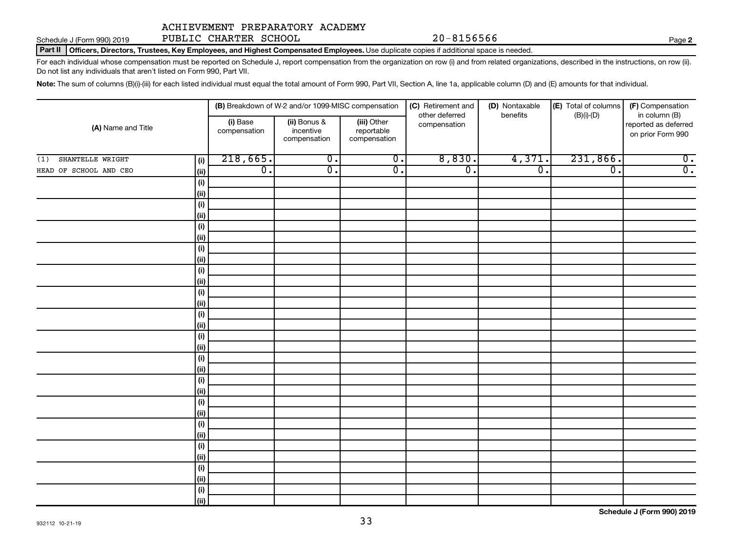ACHIEVEMENT PREPARATORY ACADEMY PUBLIC CHARTER SCHOOL 20-8156566

Schedule J (Form 990) 2019

**Part II** **Officers, Directors, Trustees, Key Employees, and Highest Compensated Employees.** Use duplicate copies if additional space is needed.

For each individual whose compensation must be reported on Schedule J, report compensation from the organization on row (i) and from related organizations, described in the instructions, on row (ii). Do not list any individuals that aren't listed on Form 990, Part VII.

**Note:** The sum of columns (B)(i)-(iii) for each listed individual must equal the total amount of Form 990, Part VII, Section A, line 1a, applicable column (D) and (E) amounts for that individual.

| (A) Name and Title | | (B) Breakdown of W-2 and/or 1099-MISC compensation | | | (C) Retirement and other deferred compensation | (D) Nontaxable benefits | (E) Total of columns (B)(i)-(D) | (F) Compensation in column (B) reported as deferred on prior Form 990 |
|---|---|---|---|---|---|---|---|---|
| | | (i) Base compensation | (ii) Bonus & incentive compensation | (iii) Other reportable compensation | | | | |
| (1) SHANTELLE WRIGHT | (i) | 218,665. | 0. | 0. | 8,830. | 4,371. | 231,866. | 0. |
| HEAD OF SCHOOL AND CEO | (ii) | 0. | 0. | 0. | 0. | 0. | 0. | 0. |

Schedule J (Form 990) 2019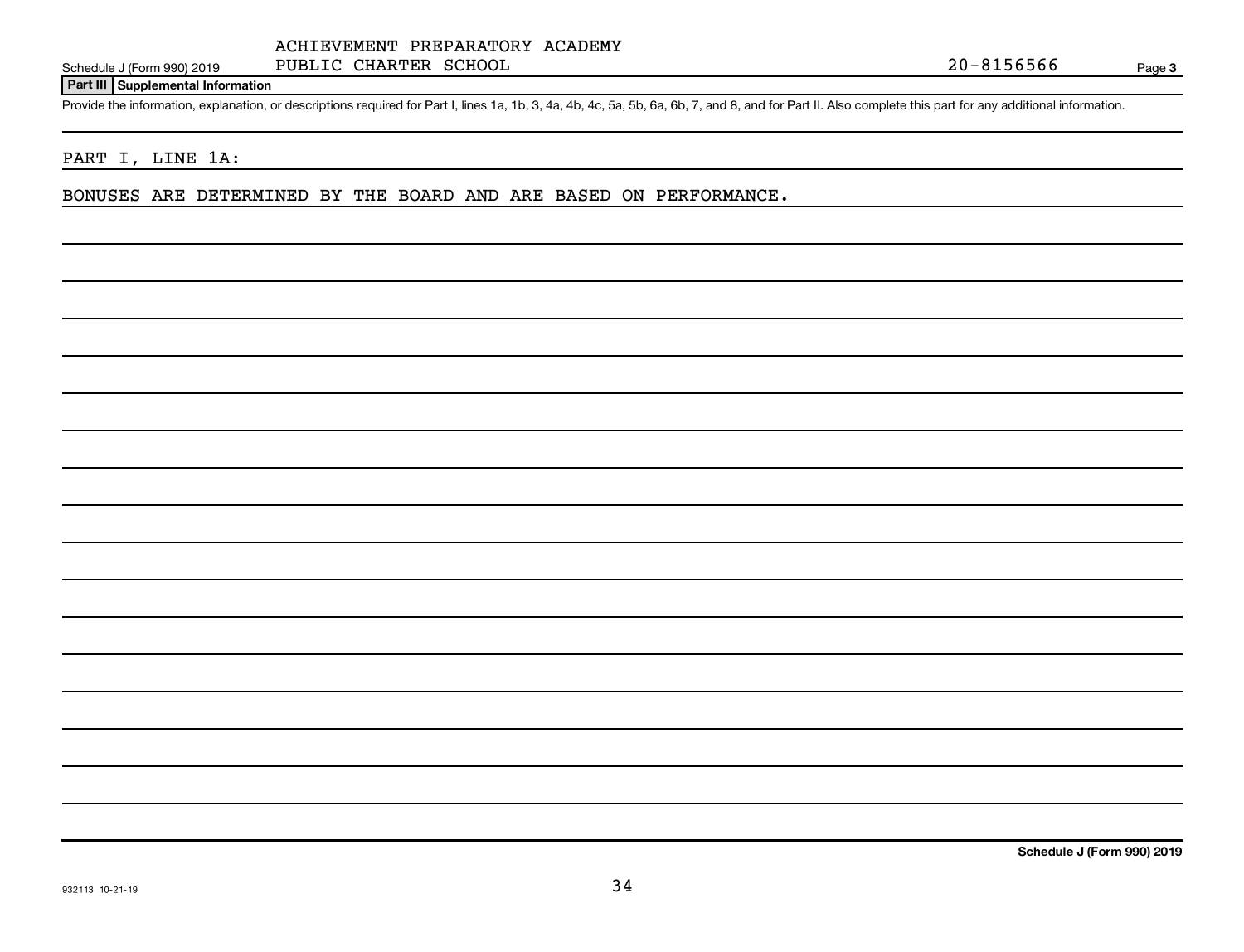ACHIEVEMENT PREPARATORY ACADEMY PUBLIC CHARTER SCHOOL

20-8156566

Schedule J (Form 990) 2019

**Part III | Supplemental Information**

Provide the information, explanation, or descriptions required for Part I, lines 1a, 1b, 3, 4a, 4b, 4c, 5a, 5b, 6a, 6b, 7, and 8, and for Part II. Also complete this part for any additional information.

PART I, LINE 1A:

BONUSES ARE DETERMINED BY THE BOARD AND ARE BASED ON PERFORMANCE.

**Schedule J (Form 990) 2019**

932113 10-21-19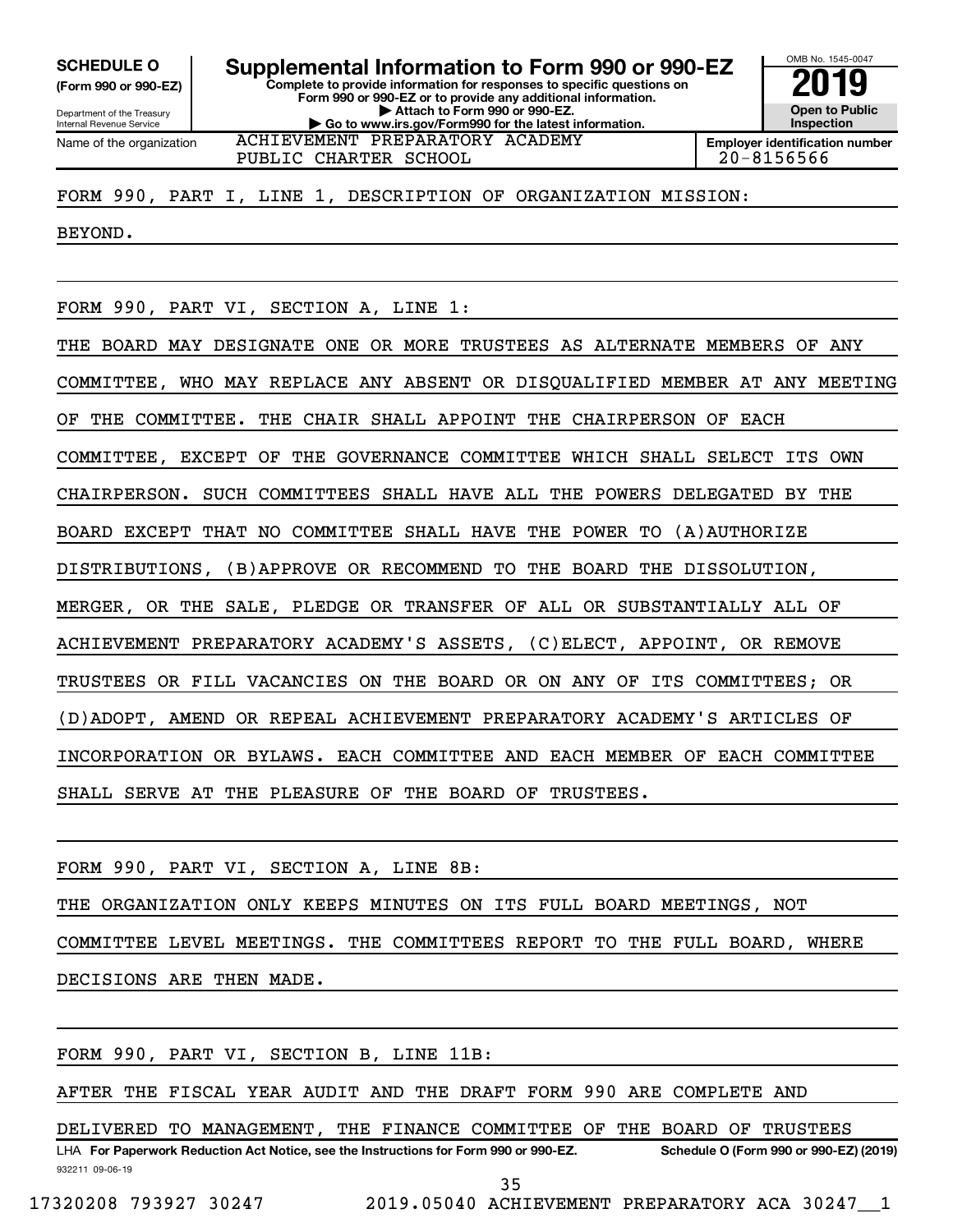**SCHEDULE O**
**(Form 990 or 990-EZ)**

Department of the Treasury
Internal Revenue Service

# Supplemental Information to Form 990 or 990-EZ

**Complete to provide information for responses to specific questions on Form 990 or 990-EZ or to provide any additional information.**
**▶ Attach to Form 990 or 990-EZ.**
**▶ Go to www.irs.gov/Form990 for the latest information.**

OMB No. 1545-0047
**2019**
**Open to Public Inspection**

| Name of the organization | Employer identification number |
|---|---|
| ACHIEVEMENT PREPARATORY ACADEMY PUBLIC CHARTER SCHOOL | 20-8156566 |

FORM 990, PART I, LINE 1, DESCRIPTION OF ORGANIZATION MISSION:

BEYOND.

FORM 990, PART VI, SECTION A, LINE 1:

THE BOARD MAY DESIGNATE ONE OR MORE TRUSTEES AS ALTERNATE MEMBERS OF ANY COMMITTEE, WHO MAY REPLACE ANY ABSENT OR DISQUALIFIED MEMBER AT ANY MEETING OF THE COMMITTEE. THE CHAIR SHALL APPOINT THE CHAIRPERSON OF EACH COMMITTEE, EXCEPT OF THE GOVERNANCE COMMITTEE WHICH SHALL SELECT ITS OWN CHAIRPERSON. SUCH COMMITTEES SHALL HAVE ALL THE POWERS DELEGATED BY THE BOARD EXCEPT THAT NO COMMITTEE SHALL HAVE THE POWER TO (A)AUTHORIZE DISTRIBUTIONS, (B)APPROVE OR RECOMMEND TO THE BOARD THE DISSOLUTION, MERGER, OR THE SALE, PLEDGE OR TRANSFER OF ALL OR SUBSTANTIALLY ALL OF ACHIEVEMENT PREPARATORY ACADEMY'S ASSETS, (C)ELECT, APPOINT, OR REMOVE TRUSTEES OR FILL VACANCIES ON THE BOARD OR ON ANY OF ITS COMMITTEES; OR (D)ADOPT, AMEND OR REPEAL ACHIEVEMENT PREPARATORY ACADEMY'S ARTICLES OF INCORPORATION OR BYLAWS. EACH COMMITTEE AND EACH MEMBER OF EACH COMMITTEE SHALL SERVE AT THE PLEASURE OF THE BOARD OF TRUSTEES.

FORM 990, PART VI, SECTION A, LINE 8B:

THE ORGANIZATION ONLY KEEPS MINUTES ON ITS FULL BOARD MEETINGS, NOT COMMITTEE LEVEL MEETINGS. THE COMMITTEES REPORT TO THE FULL BOARD, WHERE DECISIONS ARE THEN MADE.

FORM 990, PART VI, SECTION B, LINE 11B:

AFTER THE FISCAL YEAR AUDIT AND THE DRAFT FORM 990 ARE COMPLETE AND DELIVERED TO MANAGEMENT, THE FINANCE COMMITTEE OF THE BOARD OF TRUSTEES

LHA **For Paperwork Reduction Act Notice, see the Instructions for Form 990 or 990-EZ.** **Schedule O (Form 990 or 990-EZ) (2019)**
932211 09-06-19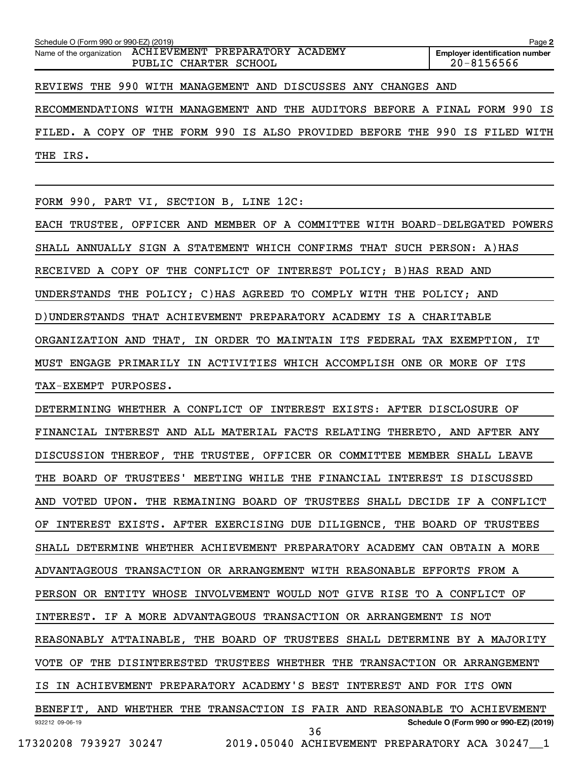Schedule O (Form 990 or 990-EZ) (2019)

Name of the organization: ACHIEVEMENT PREPARATORY ACADEMY PUBLIC CHARTER SCHOOL

Employer identification number: 20-8156566

REVIEWS THE 990 WITH MANAGEMENT AND DISCUSSES ANY CHANGES AND RECOMMENDATIONS WITH MANAGEMENT AND THE AUDITORS BEFORE A FINAL FORM 990 IS FILED. A COPY OF THE FORM 990 IS ALSO PROVIDED BEFORE THE 990 IS FILED WITH THE IRS.

FORM 990, PART VI, SECTION B, LINE 12C:

EACH TRUSTEE, OFFICER AND MEMBER OF A COMMITTEE WITH BOARD-DELEGATED POWERS SHALL ANNUALLY SIGN A STATEMENT WHICH CONFIRMS THAT SUCH PERSON: A)HAS RECEIVED A COPY OF THE CONFLICT OF INTEREST POLICY; B)HAS READ AND UNDERSTANDS THE POLICY; C)HAS AGREED TO COMPLY WITH THE POLICY; AND D)UNDERSTANDS THAT ACHIEVEMENT PREPARATORY ACADEMY IS A CHARITABLE ORGANIZATION AND THAT, IN ORDER TO MAINTAIN ITS FEDERAL TAX EXEMPTION, IT MUST ENGAGE PRIMARILY IN ACTIVITIES WHICH ACCOMPLISH ONE OR MORE OF ITS TAX-EXEMPT PURPOSES.

DETERMINING WHETHER A CONFLICT OF INTEREST EXISTS: AFTER DISCLOSURE OF FINANCIAL INTEREST AND ALL MATERIAL FACTS RELATING THERETO, AND AFTER ANY DISCUSSION THEREOF, THE TRUSTEE, OFFICER OR COMMITTEE MEMBER SHALL LEAVE THE BOARD OF TRUSTEES' MEETING WHILE THE FINANCIAL INTEREST IS DISCUSSED AND VOTED UPON. THE REMAINING BOARD OF TRUSTEES SHALL DECIDE IF A CONFLICT OF INTEREST EXISTS. AFTER EXERCISING DUE DILIGENCE, THE BOARD OF TRUSTEES SHALL DETERMINE WHETHER ACHIEVEMENT PREPARATORY ACADEMY CAN OBTAIN A MORE ADVANTAGEOUS TRANSACTION OR ARRANGEMENT WITH REASONABLE EFFORTS FROM A PERSON OR ENTITY WHOSE INVOLVEMENT WOULD NOT GIVE RISE TO A CONFLICT OF INTEREST. IF A MORE ADVANTAGEOUS TRANSACTION OR ARRANGEMENT IS NOT REASONABLY ATTAINABLE, THE BOARD OF TRUSTEES SHALL DETERMINE BY A MAJORITY VOTE OF THE DISINTERESTED TRUSTEES WHETHER THE TRANSACTION OR ARRANGEMENT IS IN ACHIEVEMENT PREPARATORY ACADEMY'S BEST INTEREST AND FOR ITS OWN BENEFIT, AND WHETHER THE TRANSACTION IS FAIR AND REASONABLE TO ACHIEVEMENT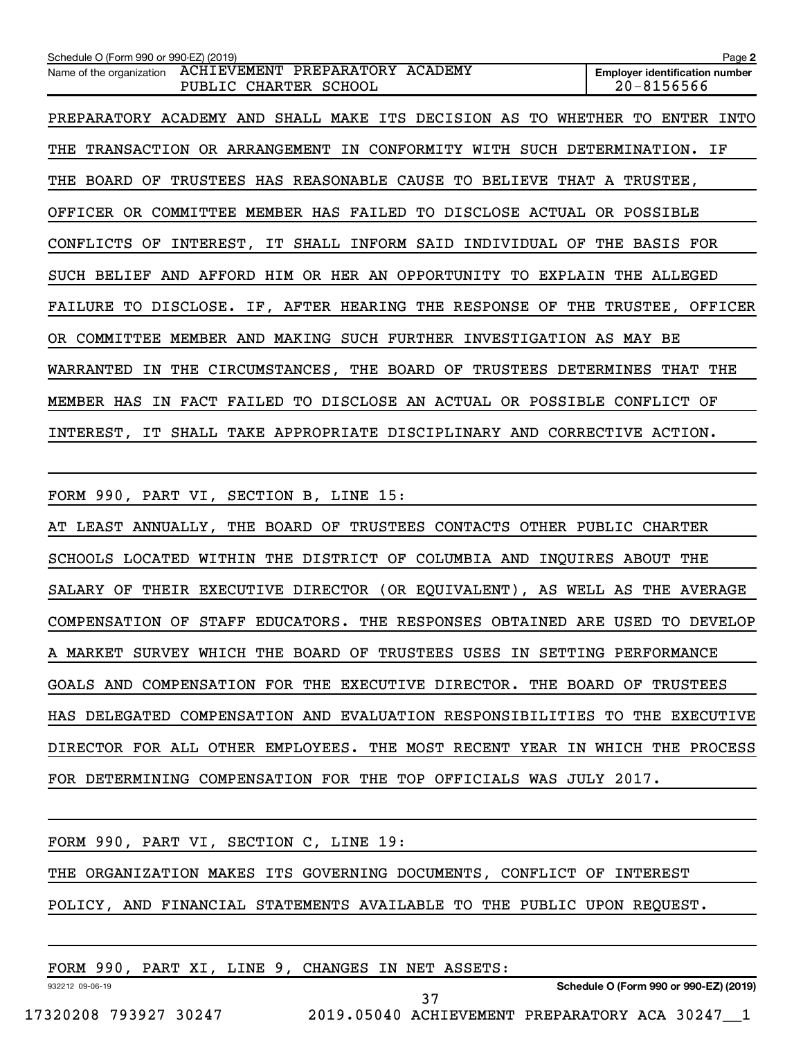PREPARATORY ACADEMY AND SHALL MAKE ITS DECISION AS TO WHETHER TO ENTER INTO THE TRANSACTION OR ARRANGEMENT IN CONFORMITY WITH SUCH DETERMINATION. IF THE BOARD OF TRUSTEES HAS REASONABLE CAUSE TO BELIEVE THAT A TRUSTEE, OFFICER OR COMMITTEE MEMBER HAS FAILED TO DISCLOSE ACTUAL OR POSSIBLE CONFLICTS OF INTEREST, IT SHALL INFORM SAID INDIVIDUAL OF THE BASIS FOR SUCH BELIEF AND AFFORD HIM OR HER AN OPPORTUNITY TO EXPLAIN THE ALLEGED FAILURE TO DISCLOSE. IF, AFTER HEARING THE RESPONSE OF THE TRUSTEE, OFFICER OR COMMITTEE MEMBER AND MAKING SUCH FURTHER INVESTIGATION AS MAY BE WARRANTED IN THE CIRCUMSTANCES, THE BOARD OF TRUSTEES DETERMINES THAT THE MEMBER HAS IN FACT FAILED TO DISCLOSE AN ACTUAL OR POSSIBLE CONFLICT OF INTEREST, IT SHALL TAKE APPROPRIATE DISCIPLINARY AND CORRECTIVE ACTION.

FORM 990, PART VI, SECTION B, LINE 15:

AT LEAST ANNUALLY, THE BOARD OF TRUSTEES CONTACTS OTHER PUBLIC CHARTER SCHOOLS LOCATED WITHIN THE DISTRICT OF COLUMBIA AND INQUIRES ABOUT THE SALARY OF THEIR EXECUTIVE DIRECTOR (OR EQUIVALENT), AS WELL AS THE AVERAGE COMPENSATION OF STAFF EDUCATORS. THE RESPONSES OBTAINED ARE USED TO DEVELOP A MARKET SURVEY WHICH THE BOARD OF TRUSTEES USES IN SETTING PERFORMANCE GOALS AND COMPENSATION FOR THE EXECUTIVE DIRECTOR. THE BOARD OF TRUSTEES HAS DELEGATED COMPENSATION AND EVALUATION RESPONSIBILITIES TO THE EXECUTIVE DIRECTOR FOR ALL OTHER EMPLOYEES. THE MOST RECENT YEAR IN WHICH THE PROCESS FOR DETERMINING COMPENSATION FOR THE TOP OFFICIALS WAS JULY 2017.

FORM 990, PART VI, SECTION C, LINE 19:

THE ORGANIZATION MAKES ITS GOVERNING DOCUMENTS, CONFLICT OF INTEREST POLICY, AND FINANCIAL STATEMENTS AVAILABLE TO THE PUBLIC UPON REQUEST.

FORM 990, PART XI, LINE 9, CHANGES IN NET ASSETS: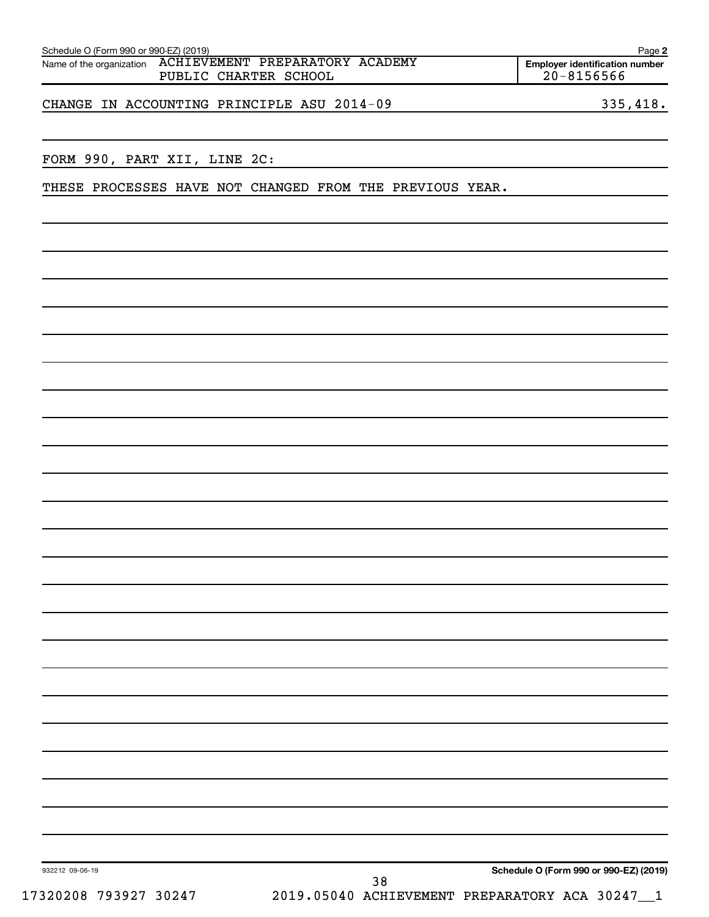Schedule O (Form 990 or 990-EZ) (2019)

Name of the organization: ACHIEVEMENT PREPARATORY ACADEMY PUBLIC CHARTER SCHOOL

**Employer identification number** 20-8156566

CHANGE IN ACCOUNTING PRINCIPLE ASU 2014-09 335,418.

FORM 990, PART XII, LINE 2C:

THESE PROCESSES HAVE NOT CHANGED FROM THE PREVIOUS YEAR.

932212 09-06-19

**Schedule O (Form 990 or 990-EZ) (2019)**

17320208 793927 30247 2019.05040 ACHIEVEMENT PREPARATORY ACA 30247__1